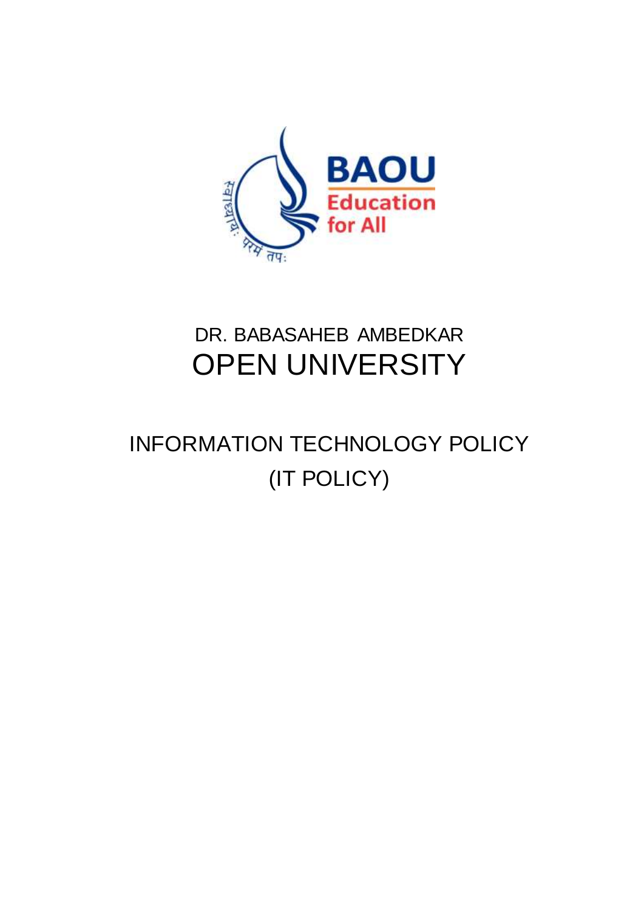BAOU
Education for All

# DR. BABASAHEB AMBEDKAR OPEN UNIVERSITY

# INFORMATION TECHNOLOGY POLICY (IT POLICY)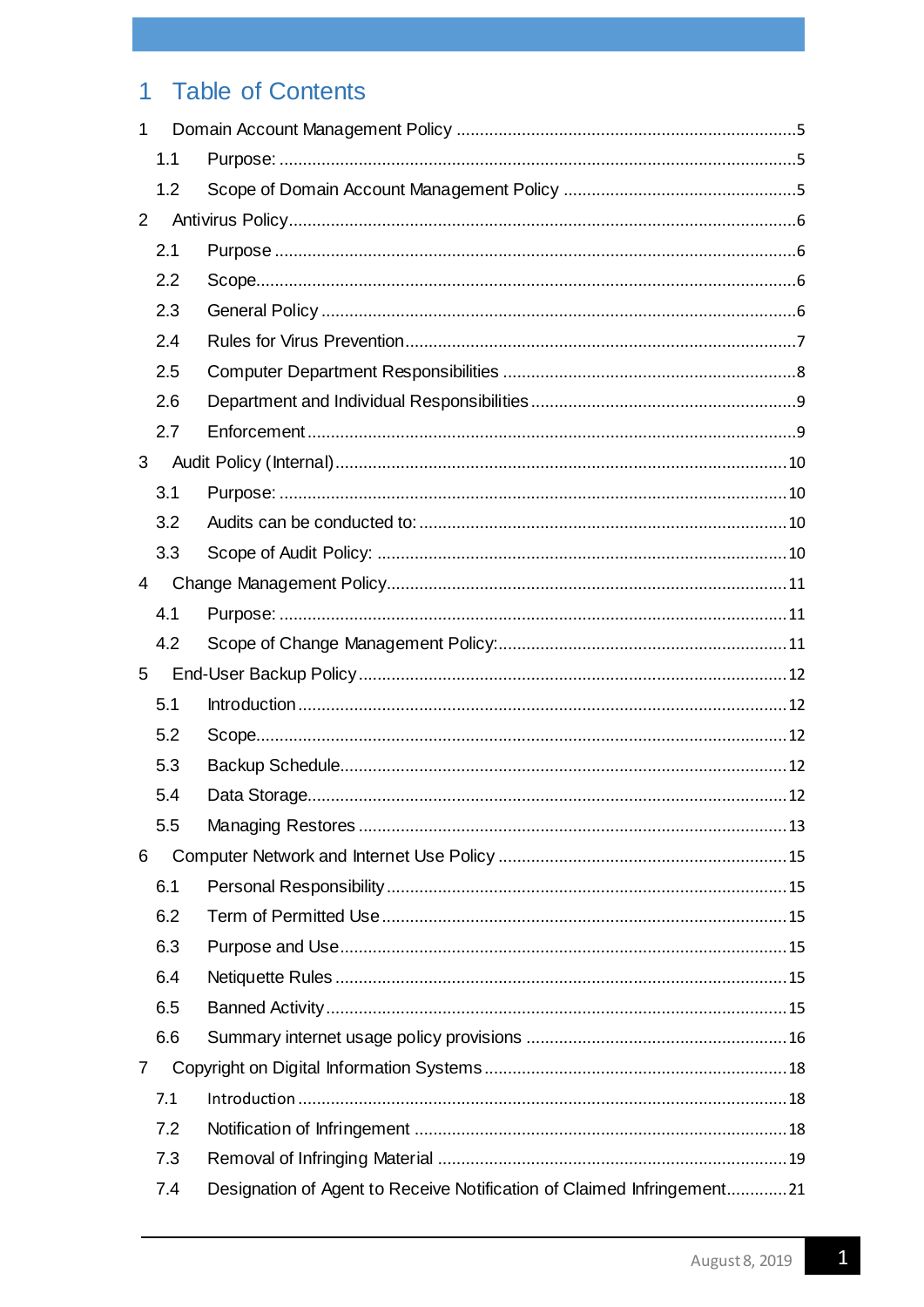# 1 Table of Contents

- 1 Domain Account Management Policy ....... 5
  - 1.1 Purpose: ....... 5
  - 1.2 Scope of Domain Account Management Policy ....... 5
- 2 Antivirus Policy ....... 6
  - 2.1 Purpose ....... 6
  - 2.2 Scope ....... 6
  - 2.3 General Policy ....... 6
  - 2.4 Rules for Virus Prevention ....... 7
  - 2.5 Computer Department Responsibilities ....... 8
  - 2.6 Department and Individual Responsibilities ....... 9
  - 2.7 Enforcement ....... 9
- 3 Audit Policy (Internal) ....... 10
  - 3.1 Purpose: ....... 10
  - 3.2 Audits can be conducted to: ....... 10
  - 3.3 Scope of Audit Policy: ....... 10
- 4 Change Management Policy ....... 11
  - 4.1 Purpose: ....... 11
  - 4.2 Scope of Change Management Policy: ....... 11
- 5 End-User Backup Policy ....... 12
  - 5.1 Introduction ....... 12
  - 5.2 Scope ....... 12
  - 5.3 Backup Schedule ....... 12
  - 5.4 Data Storage ....... 12
  - 5.5 Managing Restores ....... 13
- 6 Computer Network and Internet Use Policy ....... 15
  - 6.1 Personal Responsibility ....... 15
  - 6.2 Term of Permitted Use ....... 15
  - 6.3 Purpose and Use ....... 15
  - 6.4 Netiquette Rules ....... 15
  - 6.5 Banned Activity ....... 15
  - 6.6 Summary internet usage policy provisions ....... 16
- 7 Copyright on Digital Information Systems ....... 18
  - 7.1 Introduction ....... 18
  - 7.2 Notification of Infringement ....... 18
  - 7.3 Removal of Infringing Material ....... 19
  - 7.4 Designation of Agent to Receive Notification of Claimed Infringement ....... 21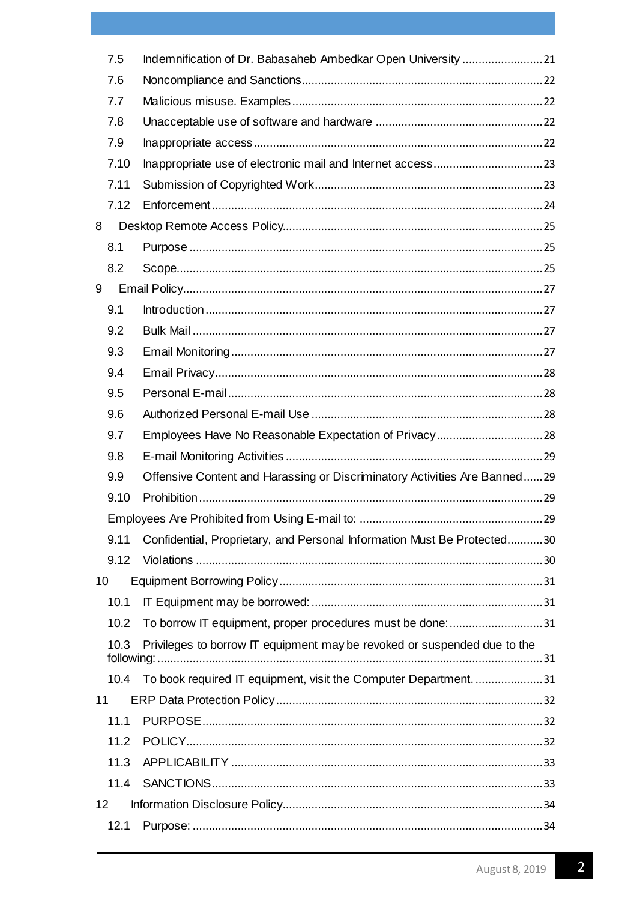7.5 Indemnification of Dr. Babasaheb Ambedkar Open University ......................... 21

7.6 Noncompliance and Sanctions ......................... 22

7.7 Malicious misuse. Examples ......................... 22

7.8 Unacceptable use of software and hardware ......................... 22

7.9 Inappropriate access ......................... 22

7.10 Inappropriate use of electronic mail and Internet access ......................... 23

7.11 Submission of Copyrighted Work ......................... 23

7.12 Enforcement ......................... 24

8 Desktop Remote Access Policy ......................... 25

8.1 Purpose ......................... 25

8.2 Scope ......................... 25

9 Email Policy ......................... 27

9.1 Introduction ......................... 27

9.2 Bulk Mail ......................... 27

9.3 Email Monitoring ......................... 27

9.4 Email Privacy ......................... 28

9.5 Personal E-mail ......................... 28

9.6 Authorized Personal E-mail Use ......................... 28

9.7 Employees Have No Reasonable Expectation of Privacy ......................... 28

9.8 E-mail Monitoring Activities ......................... 29

9.9 Offensive Content and Harassing or Discriminatory Activities Are Banned ......................... 29

9.10 Prohibition ......................... 29

Employees Are Prohibited from Using E-mail to: ......................... 29

9.11 Confidential, Proprietary, and Personal Information Must Be Protected ......................... 30

9.12 Violations ......................... 30

10 Equipment Borrowing Policy ......................... 31

10.1 IT Equipment may be borrowed: ......................... 31

10.2 To borrow IT equipment, proper procedures must be done: ......................... 31

10.3 Privileges to borrow IT equipment may be revoked or suspended due to the following: ......................... 31

10.4 To book required IT equipment, visit the Computer Department. ......................... 31

11 ERP Data Protection Policy ......................... 32

11.1 PURPOSE ......................... 32

11.2 POLICY ......................... 32

11.3 APPLICABILITY ......................... 33

11.4 SANCTIONS ......................... 33

12 Information Disclosure Policy ......................... 34

12.1 Purpose: ......................... 34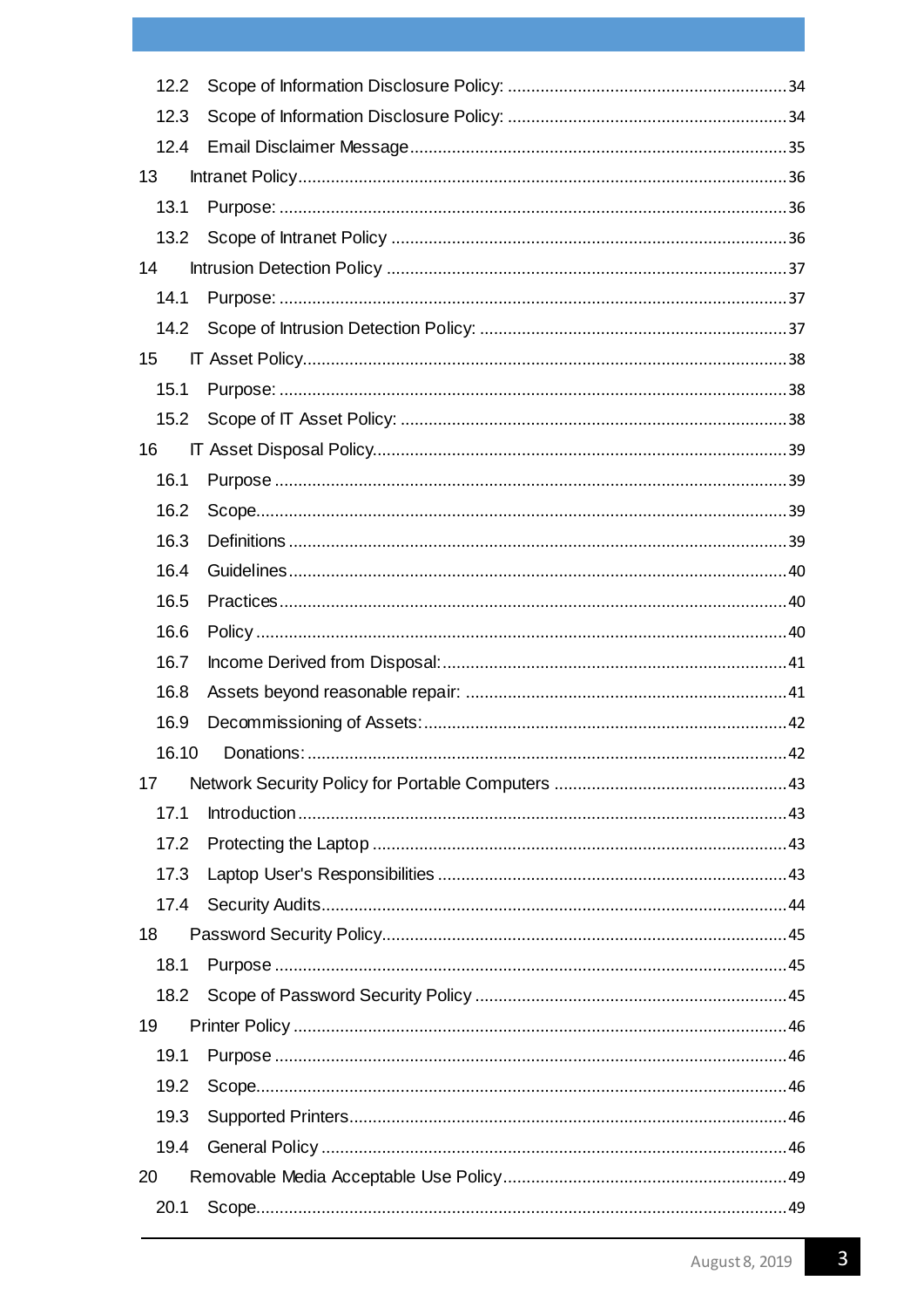12.2 Scope of Information Disclosure Policy: ........ 34

12.3 Scope of Information Disclosure Policy: ........ 34

12.4 Email Disclaimer Message ........ 35

13 Intranet Policy ........ 36

13.1 Purpose: ........ 36

13.2 Scope of Intranet Policy ........ 36

14 Intrusion Detection Policy ........ 37

14.1 Purpose: ........ 37

14.2 Scope of Intrusion Detection Policy: ........ 37

15 IT Asset Policy ........ 38

15.1 Purpose: ........ 38

15.2 Scope of IT Asset Policy: ........ 38

16 IT Asset Disposal Policy ........ 39

16.1 Purpose ........ 39

16.2 Scope ........ 39

16.3 Definitions ........ 39

16.4 Guidelines ........ 40

16.5 Practices ........ 40

16.6 Policy ........ 40

16.7 Income Derived from Disposal: ........ 41

16.8 Assets beyond reasonable repair: ........ 41

16.9 Decommissioning of Assets: ........ 42

16.10 Donations: ........ 42

17 Network Security Policy for Portable Computers ........ 43

17.1 Introduction ........ 43

17.2 Protecting the Laptop ........ 43

17.3 Laptop User's Responsibilities ........ 43

17.4 Security Audits ........ 44

18 Password Security Policy ........ 45

18.1 Purpose ........ 45

18.2 Scope of Password Security Policy ........ 45

19 Printer Policy ........ 46

19.1 Purpose ........ 46

19.2 Scope ........ 46

19.3 Supported Printers ........ 46

19.4 General Policy ........ 46

20 Removable Media Acceptable Use Policy ........ 49

20.1 Scope ........ 49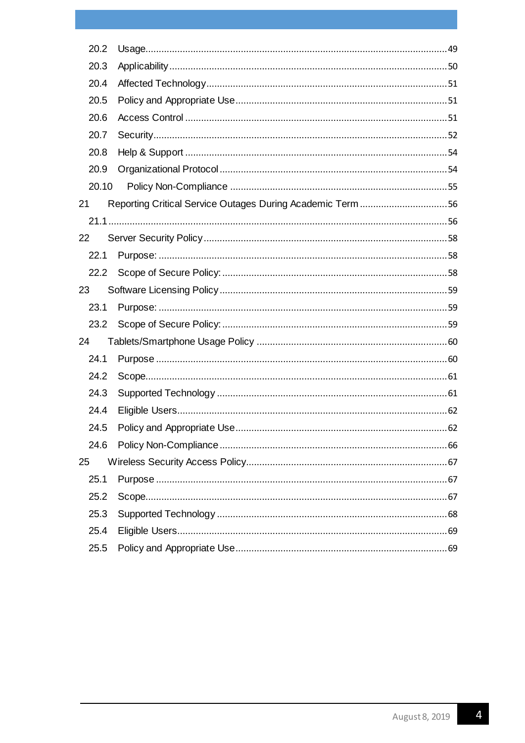20.2 Usage.......................................................................................................49

20.3 Applicability...............................................................................................50

20.4 Affected Technology...................................................................................51

20.5 Policy and Appropriate Use........................................................................51

20.6 Access Control ...........................................................................................51

20.7 Security......................................................................................................52

20.8 Help & Support ..........................................................................................54

20.9 Organizational Protocol ..............................................................................54

20.10 Policy Non-Compliance ...........................................................................55

21 Reporting Critical Service Outages During Academic Term .................................56

21.1 ..................................................................................................................56

22 Server Security Policy.......................................................................................58

22.1 Purpose: ....................................................................................................58

22.2 Scope of Secure Policy: ..............................................................................58

23 Software Licensing Policy .................................................................................59

23.1 Purpose: ....................................................................................................59

23.2 Scope of Secure Policy: ..............................................................................59

24 Tablets/Smartphone Usage Policy .....................................................................60

24.1 Purpose .....................................................................................................60

24.2 Scope.........................................................................................................61

24.3 Supported Technology ...............................................................................61

24.4 Eligible Users..............................................................................................62

24.5 Policy and Appropriate Use........................................................................62

24.6 Policy Non-Compliance ..............................................................................66

25 Wireless Security Access Policy........................................................................67

25.1 Purpose .....................................................................................................67

25.2 Scope.........................................................................................................67

25.3 Supported Technology ...............................................................................68

25.4 Eligible Users..............................................................................................69

25.5 Policy and Appropriate Use........................................................................69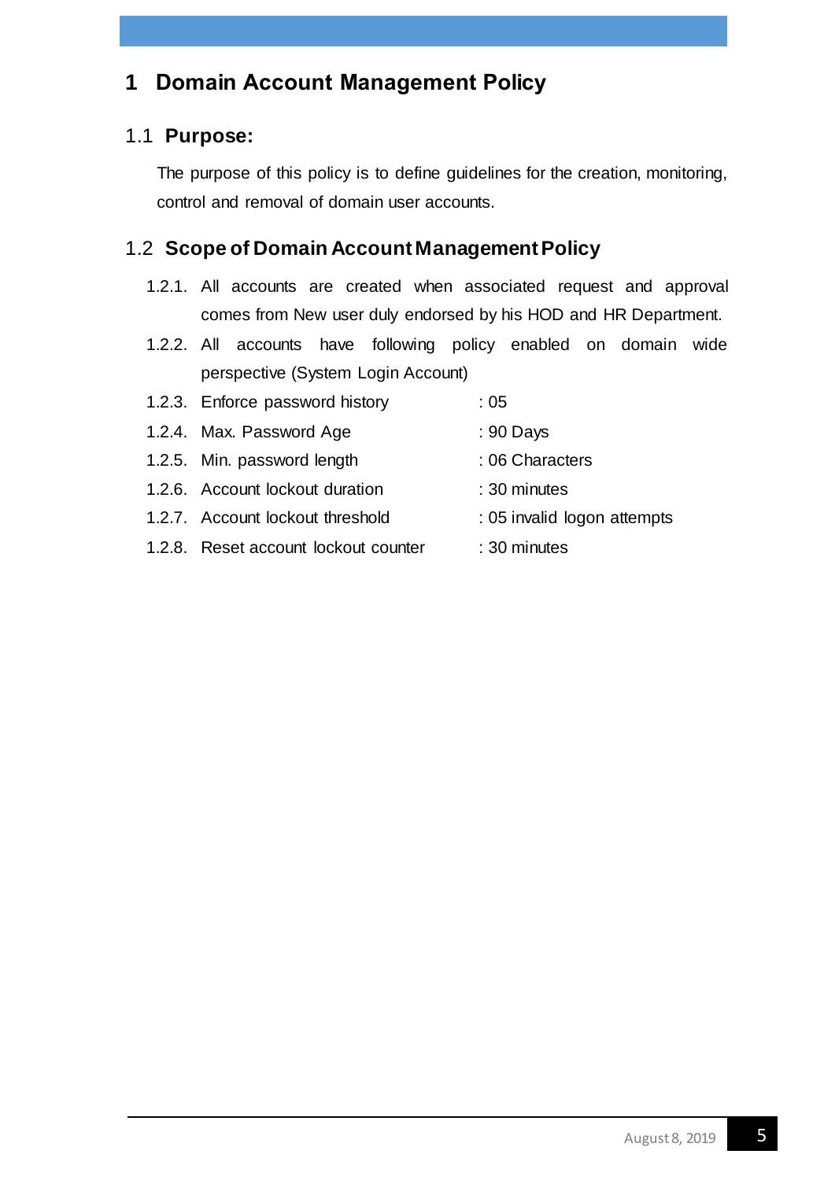# 1 Domain Account Management Policy

## 1.1 Purpose:

The purpose of this policy is to define guidelines for the creation, monitoring, control and removal of domain user accounts.

## 1.2 Scope of Domain Account Management Policy

1.2.1. All accounts are created when associated request and approval comes from New user duly endorsed by his HOD and HR Department.

1.2.2. All accounts have following policy enabled on domain wide perspective (System Login Account)

1.2.3. Enforce password history : 05

1.2.4. Max. Password Age : 90 Days

1.2.5. Min. password length : 06 Characters

1.2.6. Account lockout duration : 30 minutes

1.2.7. Account lockout threshold : 05 invalid logon attempts

1.2.8. Reset account lockout counter : 30 minutes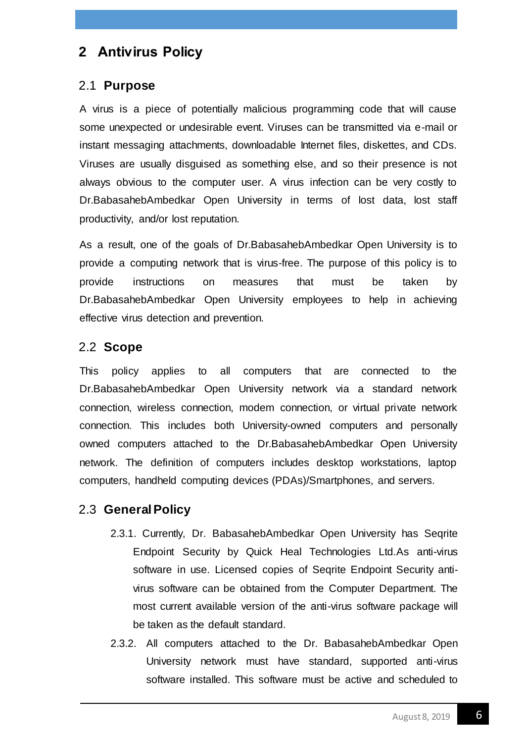## 2 Antivirus Policy

### 2.1 Purpose

A virus is a piece of potentially malicious programming code that will cause some unexpected or undesirable event. Viruses can be transmitted via e-mail or instant messaging attachments, downloadable Internet files, diskettes, and CDs. Viruses are usually disguised as something else, and so their presence is not always obvious to the computer user. A virus infection can be very costly to Dr.BabasahebAmbedkar Open University in terms of lost data, lost staff productivity, and/or lost reputation.

As a result, one of the goals of Dr.BabasahebAmbedkar Open University is to provide a computing network that is virus-free. The purpose of this policy is to provide instructions on measures that must be taken by Dr.BabasahebAmbedkar Open University employees to help in achieving effective virus detection and prevention.

### 2.2 Scope

This policy applies to all computers that are connected to the Dr.BabasahebAmbedkar Open University network via a standard network connection, wireless connection, modem connection, or virtual private network connection. This includes both University-owned computers and personally owned computers attached to the Dr.BabasahebAmbedkar Open University network. The definition of computers includes desktop workstations, laptop computers, handheld computing devices (PDAs)/Smartphones, and servers.

### 2.3 General Policy

2.3.1. Currently, Dr. BabasahebAmbedkar Open University has Seqrite Endpoint Security by Quick Heal Technologies Ltd.As anti-virus software in use. Licensed copies of Seqrite Endpoint Security anti-virus software can be obtained from the Computer Department. The most current available version of the anti-virus software package will be taken as the default standard.

2.3.2. All computers attached to the Dr. BabasahebAmbedkar Open University network must have standard, supported anti-virus software installed. This software must be active and scheduled to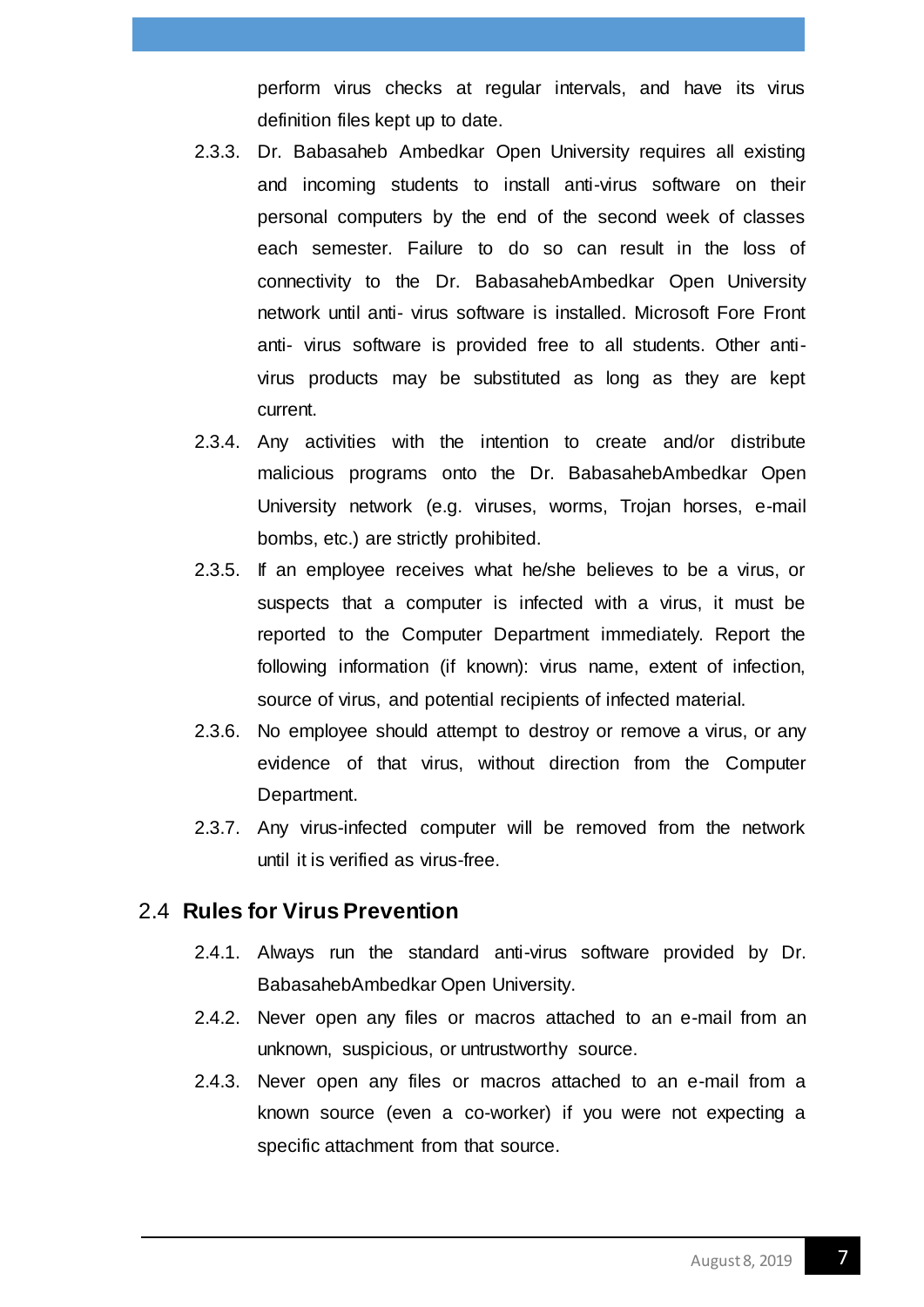perform virus checks at regular intervals, and have its virus definition files kept up to date.

2.3.3. Dr. Babasaheb Ambedkar Open University requires all existing and incoming students to install anti-virus software on their personal computers by the end of the second week of classes each semester. Failure to do so can result in the loss of connectivity to the Dr. BabasahebAmbedkar Open University network until anti- virus software is installed. Microsoft Fore Front anti- virus software is provided free to all students. Other anti-virus products may be substituted as long as they are kept current.

2.3.4. Any activities with the intention to create and/or distribute malicious programs onto the Dr. BabasahebAmbedkar Open University network (e.g. viruses, worms, Trojan horses, e-mail bombs, etc.) are strictly prohibited.

2.3.5. If an employee receives what he/she believes to be a virus, or suspects that a computer is infected with a virus, it must be reported to the Computer Department immediately. Report the following information (if known): virus name, extent of infection, source of virus, and potential recipients of infected material.

2.3.6. No employee should attempt to destroy or remove a virus, or any evidence of that virus, without direction from the Computer Department.

2.3.7. Any virus-infected computer will be removed from the network until it is verified as virus-free.

## 2.4 Rules for Virus Prevention

2.4.1. Always run the standard anti-virus software provided by Dr. BabasahebAmbedkar Open University.

2.4.2. Never open any files or macros attached to an e-mail from an unknown, suspicious, or untrustworthy source.

2.4.3. Never open any files or macros attached to an e-mail from a known source (even a co-worker) if you were not expecting a specific attachment from that source.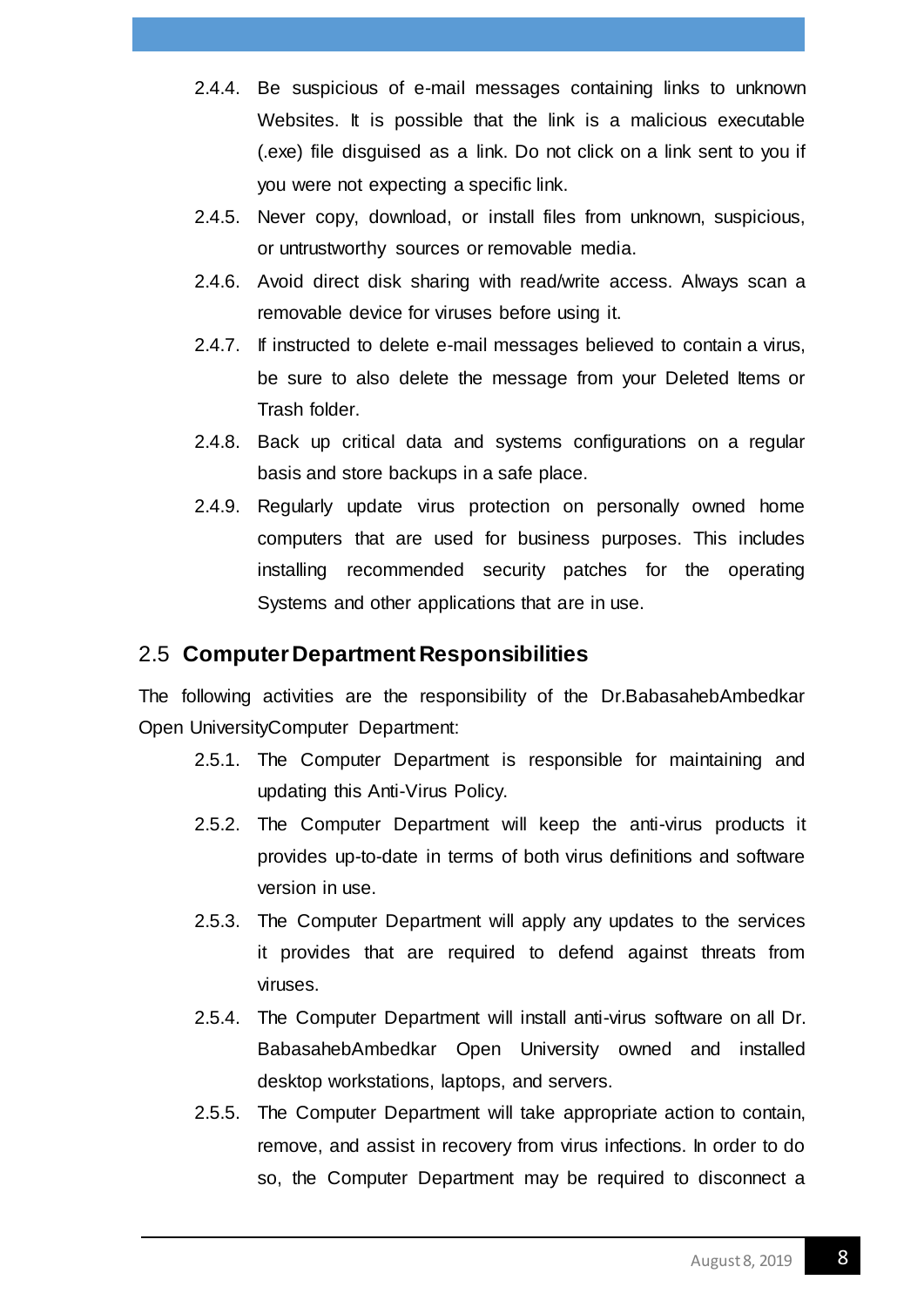2.4.4. Be suspicious of e-mail messages containing links to unknown Websites. It is possible that the link is a malicious executable (.exe) file disguised as a link. Do not click on a link sent to you if you were not expecting a specific link.

2.4.5. Never copy, download, or install files from unknown, suspicious, or untrustworthy sources or removable media.

2.4.6. Avoid direct disk sharing with read/write access. Always scan a removable device for viruses before using it.

2.4.7. If instructed to delete e-mail messages believed to contain a virus, be sure to also delete the message from your Deleted Items or Trash folder.

2.4.8. Back up critical data and systems configurations on a regular basis and store backups in a safe place.

2.4.9. Regularly update virus protection on personally owned home computers that are used for business purposes. This includes installing recommended security patches for the operating Systems and other applications that are in use.

## 2.5 Computer Department Responsibilities

The following activities are the responsibility of the Dr.BabasahebAmbedkar Open UniversityComputer Department:

2.5.1. The Computer Department is responsible for maintaining and updating this Anti-Virus Policy.

2.5.2. The Computer Department will keep the anti-virus products it provides up-to-date in terms of both virus definitions and software version in use.

2.5.3. The Computer Department will apply any updates to the services it provides that are required to defend against threats from viruses.

2.5.4. The Computer Department will install anti-virus software on all Dr. BabasahebAmbedkar Open University owned and installed desktop workstations, laptops, and servers.

2.5.5. The Computer Department will take appropriate action to contain, remove, and assist in recovery from virus infections. In order to do so, the Computer Department may be required to disconnect a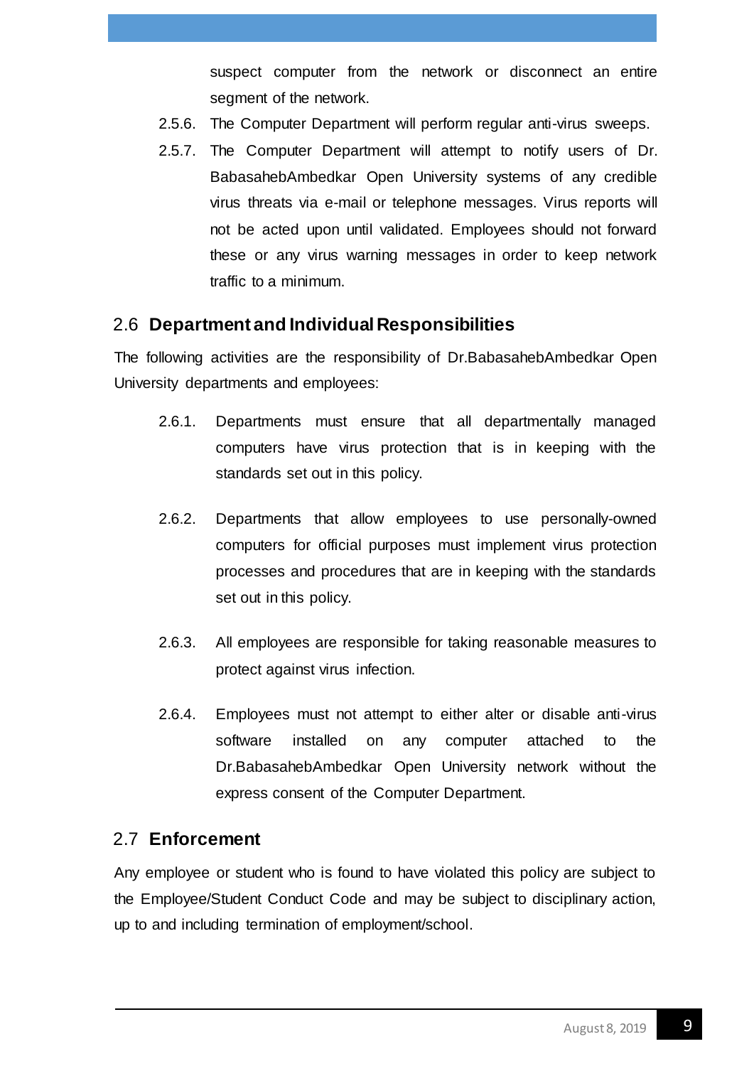suspect computer from the network or disconnect an entire segment of the network.

2.5.6. The Computer Department will perform regular anti-virus sweeps.

2.5.7. The Computer Department will attempt to notify users of Dr. BabasahebAmbedkar Open University systems of any credible virus threats via e-mail or telephone messages. Virus reports will not be acted upon until validated. Employees should not forward these or any virus warning messages in order to keep network traffic to a minimum.

## 2.6 **Department and Individual Responsibilities**

The following activities are the responsibility of Dr.BabasahebAmbedkar Open University departments and employees:

2.6.1. Departments must ensure that all departmentally managed computers have virus protection that is in keeping with the standards set out in this policy.

2.6.2. Departments that allow employees to use personally-owned computers for official purposes must implement virus protection processes and procedures that are in keeping with the standards set out in this policy.

2.6.3. All employees are responsible for taking reasonable measures to protect against virus infection.

2.6.4. Employees must not attempt to either alter or disable anti-virus software installed on any computer attached to the Dr.BabasahebAmbedkar Open University network without the express consent of the Computer Department.

## 2.7 **Enforcement**

Any employee or student who is found to have violated this policy are subject to the Employee/Student Conduct Code and may be subject to disciplinary action, up to and including termination of employment/school.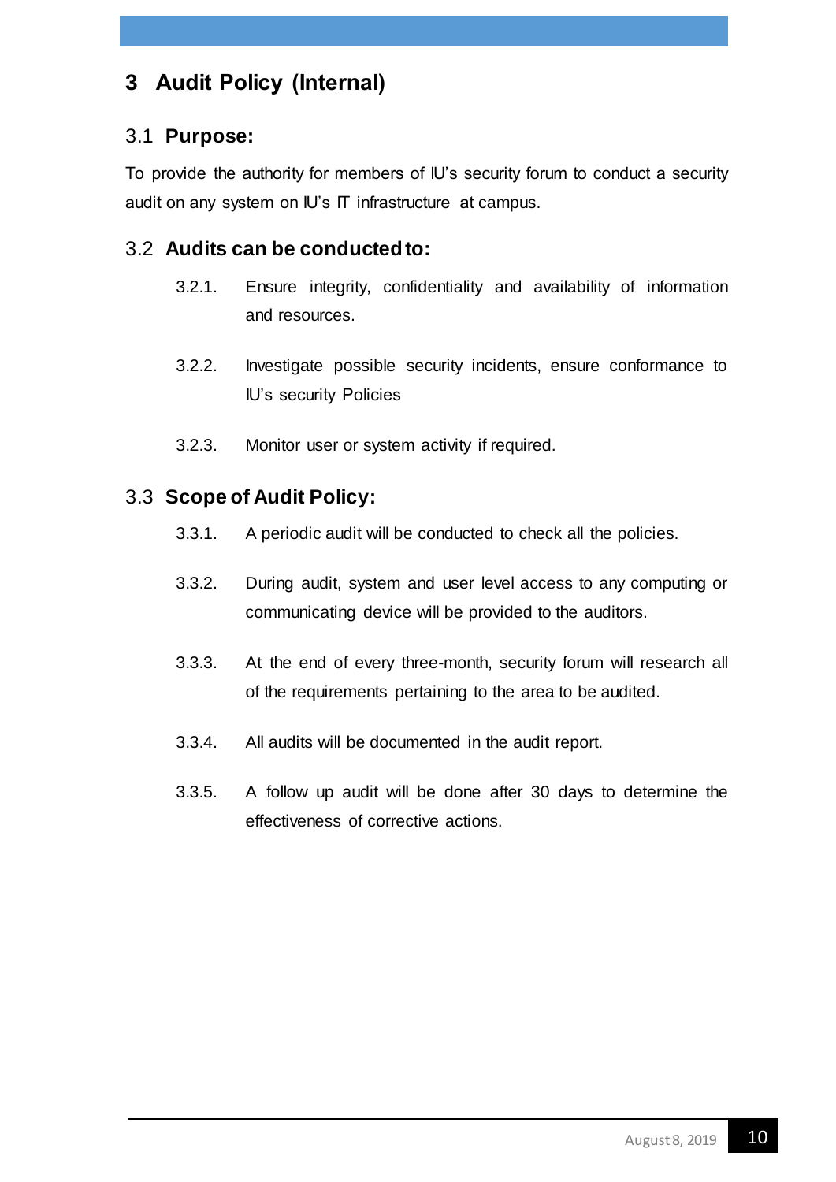# 3 Audit Policy (Internal)

## 3.1 Purpose:

To provide the authority for members of IU's security forum to conduct a security audit on any system on IU's IT infrastructure at campus.

## 3.2 Audits can be conducted to:

3.2.1. Ensure integrity, confidentiality and availability of information and resources.

3.2.2. Investigate possible security incidents, ensure conformance to IU's security Policies

3.2.3. Monitor user or system activity if required.

## 3.3 Scope of Audit Policy:

3.3.1. A periodic audit will be conducted to check all the policies.

3.3.2. During audit, system and user level access to any computing or communicating device will be provided to the auditors.

3.3.3. At the end of every three-month, security forum will research all of the requirements pertaining to the area to be audited.

3.3.4. All audits will be documented in the audit report.

3.3.5. A follow up audit will be done after 30 days to determine the effectiveness of corrective actions.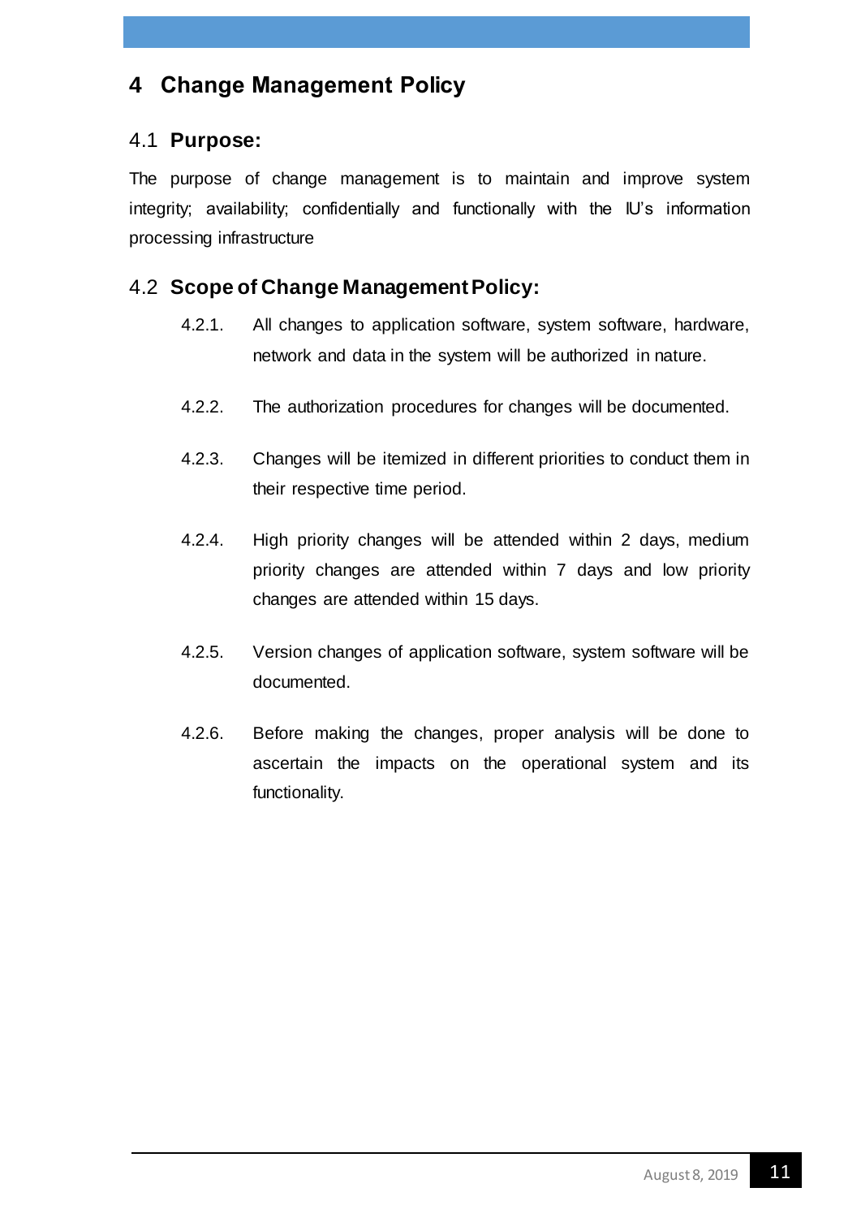# 4 Change Management Policy

## 4.1 Purpose:

The purpose of change management is to maintain and improve system integrity; availability; confidentially and functionally with the IU's information processing infrastructure

## 4.2 Scope of Change Management Policy:

4.2.1. All changes to application software, system software, hardware, network and data in the system will be authorized in nature.

4.2.2. The authorization procedures for changes will be documented.

4.2.3. Changes will be itemized in different priorities to conduct them in their respective time period.

4.2.4. High priority changes will be attended within 2 days, medium priority changes are attended within 7 days and low priority changes are attended within 15 days.

4.2.5. Version changes of application software, system software will be documented.

4.2.6. Before making the changes, proper analysis will be done to ascertain the impacts on the operational system and its functionality.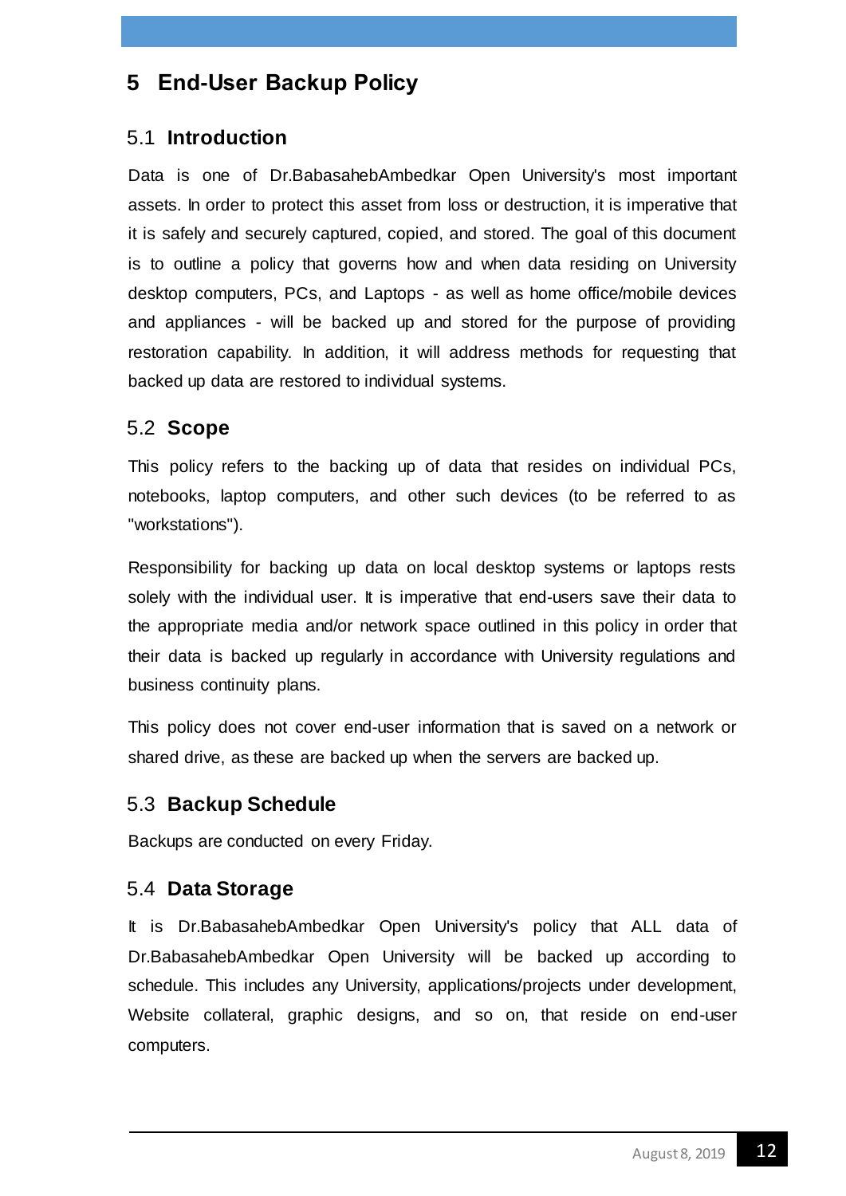# 5 End-User Backup Policy

## 5.1 Introduction

Data is one of Dr.BabasahebAmbedkar Open University's most important assets. In order to protect this asset from loss or destruction, it is imperative that it is safely and securely captured, copied, and stored. The goal of this document is to outline a policy that governs how and when data residing on University desktop computers, PCs, and Laptops - as well as home office/mobile devices and appliances - will be backed up and stored for the purpose of providing restoration capability. In addition, it will address methods for requesting that backed up data are restored to individual systems.

## 5.2 Scope

This policy refers to the backing up of data that resides on individual PCs, notebooks, laptop computers, and other such devices (to be referred to as "workstations").

Responsibility for backing up data on local desktop systems or laptops rests solely with the individual user. It is imperative that end-users save their data to the appropriate media and/or network space outlined in this policy in order that their data is backed up regularly in accordance with University regulations and business continuity plans.

This policy does not cover end-user information that is saved on a network or shared drive, as these are backed up when the servers are backed up.

## 5.3 Backup Schedule

Backups are conducted on every Friday.

## 5.4 Data Storage

It is Dr.BabasahebAmbedkar Open University's policy that ALL data of Dr.BabasahebAmbedkar Open University will be backed up according to schedule. This includes any University, applications/projects under development, Website collateral, graphic designs, and so on, that reside on end-user computers.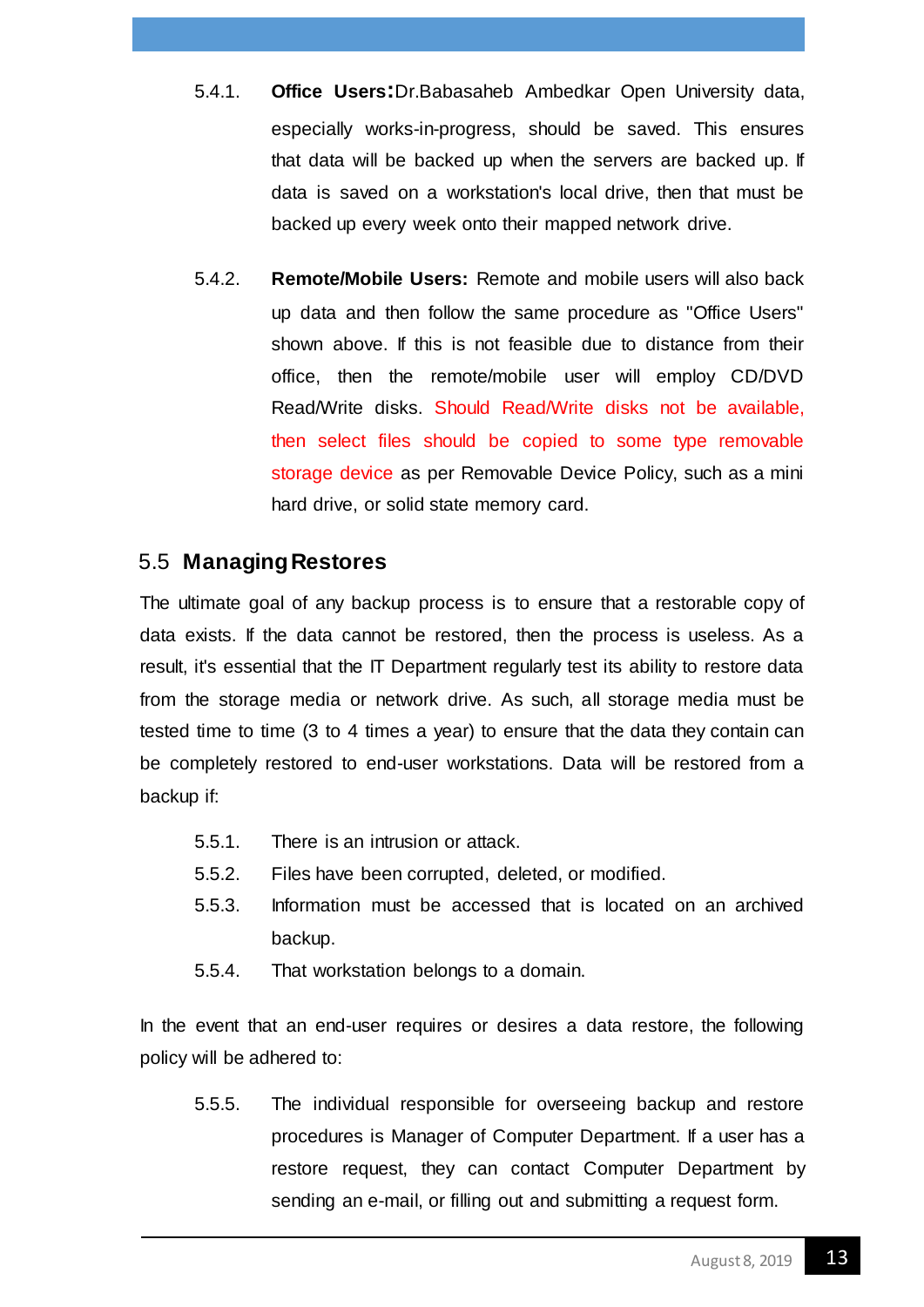5.4.1. **Office Users:** Dr.Babasaheb Ambedkar Open University data, especially works-in-progress, should be saved. This ensures that data will be backed up when the servers are backed up. If data is saved on a workstation's local drive, then that must be backed up every week onto their mapped network drive.

5.4.2. **Remote/Mobile Users:** Remote and mobile users will also back up data and then follow the same procedure as "Office Users" shown above. If this is not feasible due to distance from their office, then the remote/mobile user will employ CD/DVD Read/Write disks. Should Read/Write disks not be available, then select files should be copied to some type removable storage device as per Removable Device Policy, such as a mini hard drive, or solid state memory card.

## 5.5 Managing Restores

The ultimate goal of any backup process is to ensure that a restorable copy of data exists. If the data cannot be restored, then the process is useless. As a result, it's essential that the IT Department regularly test its ability to restore data from the storage media or network drive. As such, all storage media must be tested time to time (3 to 4 times a year) to ensure that the data they contain can be completely restored to end-user workstations. Data will be restored from a backup if:

5.5.1. There is an intrusion or attack.

5.5.2. Files have been corrupted, deleted, or modified.

5.5.3. Information must be accessed that is located on an archived backup.

5.5.4. That workstation belongs to a domain.

In the event that an end-user requires or desires a data restore, the following policy will be adhered to:

5.5.5. The individual responsible for overseeing backup and restore procedures is Manager of Computer Department. If a user has a restore request, they can contact Computer Department by sending an e-mail, or filling out and submitting a request form.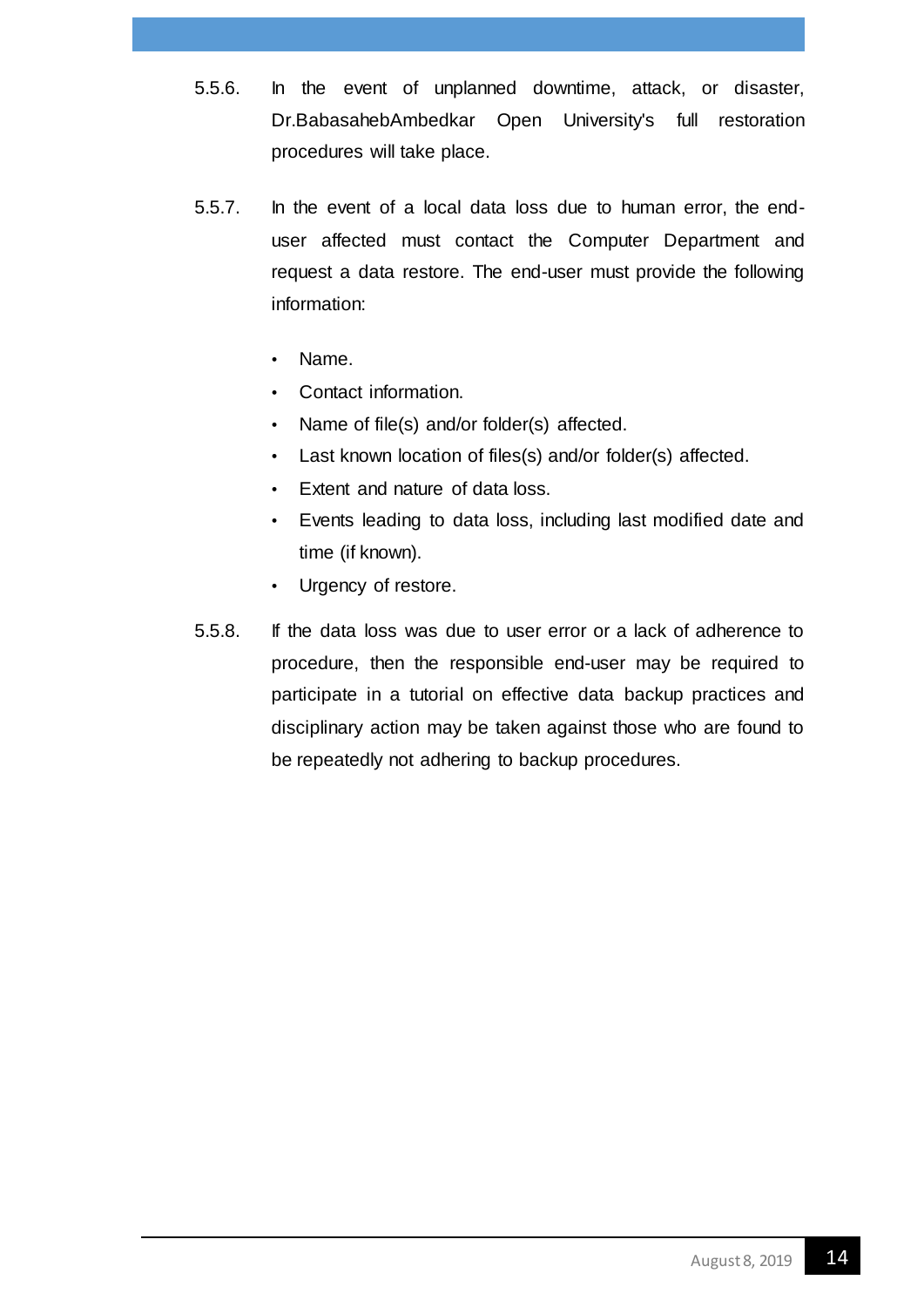5.5.6. In the event of unplanned downtime, attack, or disaster, Dr.BabasahebAmbedkar Open University's full restoration procedures will take place.

5.5.7. In the event of a local data loss due to human error, the end-user affected must contact the Computer Department and request a data restore. The end-user must provide the following information:

- Name.
- Contact information.
- Name of file(s) and/or folder(s) affected.
- Last known location of files(s) and/or folder(s) affected.
- Extent and nature of data loss.
- Events leading to data loss, including last modified date and time (if known).
- Urgency of restore.

5.5.8. If the data loss was due to user error or a lack of adherence to procedure, then the responsible end-user may be required to participate in a tutorial on effective data backup practices and disciplinary action may be taken against those who are found to be repeatedly not adhering to backup procedures.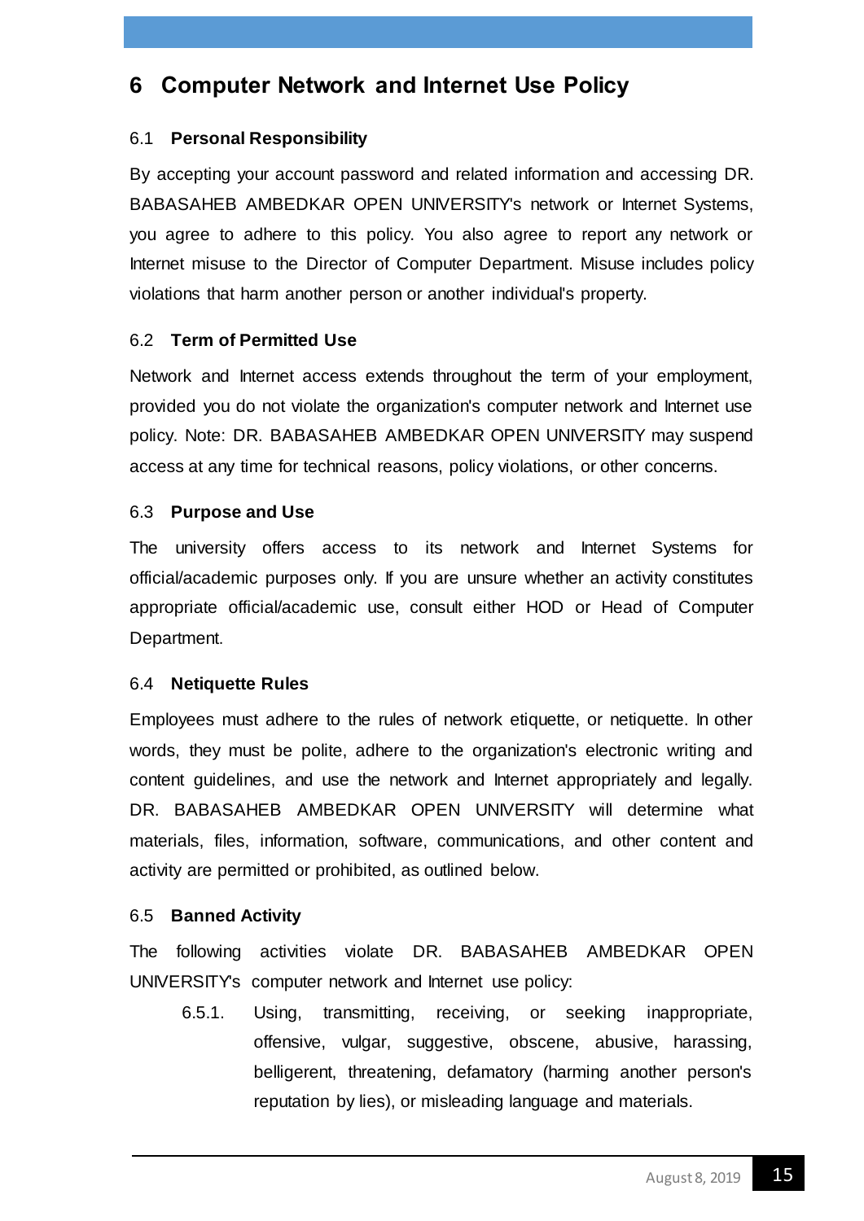# 6 Computer Network and Internet Use Policy

## 6.1 Personal Responsibility

By accepting your account password and related information and accessing DR. BABASAHEB AMBEDKAR OPEN UNIVERSITY's network or Internet Systems, you agree to adhere to this policy. You also agree to report any network or Internet misuse to the Director of Computer Department. Misuse includes policy violations that harm another person or another individual's property.

## 6.2 Term of Permitted Use

Network and Internet access extends throughout the term of your employment, provided you do not violate the organization's computer network and Internet use policy. Note: DR. BABASAHEB AMBEDKAR OPEN UNIVERSITY may suspend access at any time for technical reasons, policy violations, or other concerns.

## 6.3 Purpose and Use

The university offers access to its network and Internet Systems for official/academic purposes only. If you are unsure whether an activity constitutes appropriate official/academic use, consult either HOD or Head of Computer Department.

## 6.4 Netiquette Rules

Employees must adhere to the rules of network etiquette, or netiquette. In other words, they must be polite, adhere to the organization's electronic writing and content guidelines, and use the network and Internet appropriately and legally. DR. BABASAHEB AMBEDKAR OPEN UNIVERSITY will determine what materials, files, information, software, communications, and other content and activity are permitted or prohibited, as outlined below.

## 6.5 Banned Activity

The following activities violate DR. BABASAHEB AMBEDKAR OPEN UNIVERSITY's computer network and Internet use policy:

6.5.1. Using, transmitting, receiving, or seeking inappropriate, offensive, vulgar, suggestive, obscene, abusive, harassing, belligerent, threatening, defamatory (harming another person's reputation by lies), or misleading language and materials.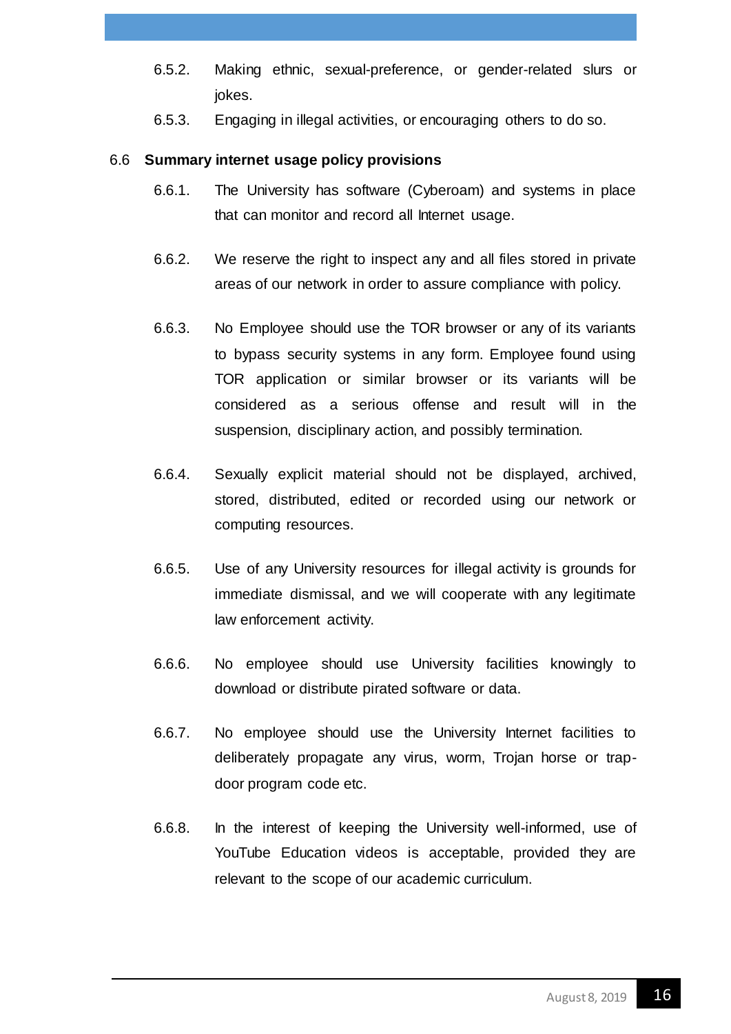6.5.2. Making ethnic, sexual-preference, or gender-related slurs or jokes.

6.5.3. Engaging in illegal activities, or encouraging others to do so.

6.6 **Summary internet usage policy provisions**

6.6.1. The University has software (Cyberoam) and systems in place that can monitor and record all Internet usage.

6.6.2. We reserve the right to inspect any and all files stored in private areas of our network in order to assure compliance with policy.

6.6.3. No Employee should use the TOR browser or any of its variants to bypass security systems in any form. Employee found using TOR application or similar browser or its variants will be considered as a serious offense and result will in the suspension, disciplinary action, and possibly termination.

6.6.4. Sexually explicit material should not be displayed, archived, stored, distributed, edited or recorded using our network or computing resources.

6.6.5. Use of any University resources for illegal activity is grounds for immediate dismissal, and we will cooperate with any legitimate law enforcement activity.

6.6.6. No employee should use University facilities knowingly to download or distribute pirated software or data.

6.6.7. No employee should use the University Internet facilities to deliberately propagate any virus, worm, Trojan horse or trap-door program code etc.

6.6.8. In the interest of keeping the University well-informed, use of YouTube Education videos is acceptable, provided they are relevant to the scope of our academic curriculum.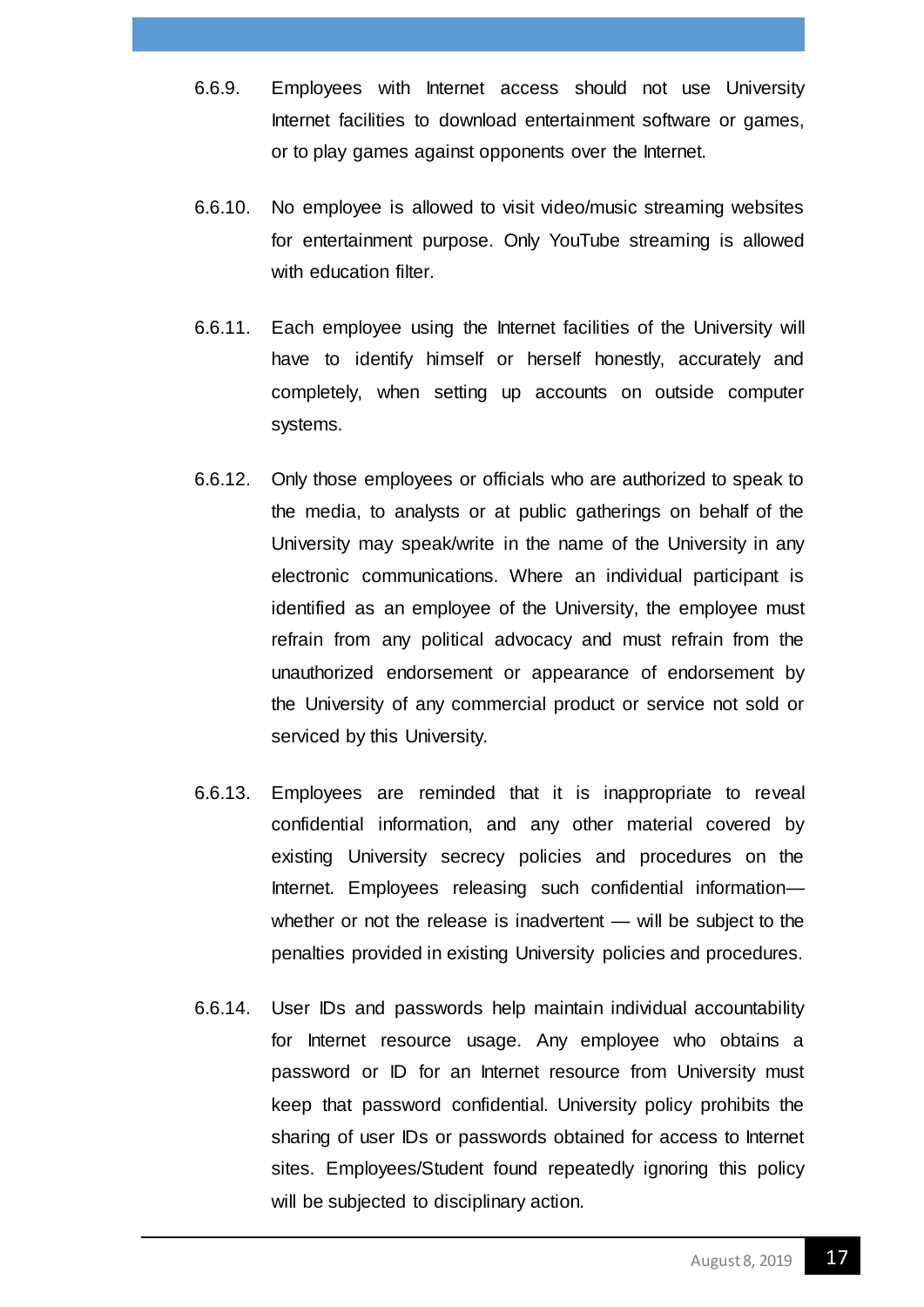6.6.9. Employees with Internet access should not use University Internet facilities to download entertainment software or games, or to play games against opponents over the Internet.

6.6.10. No employee is allowed to visit video/music streaming websites for entertainment purpose. Only YouTube streaming is allowed with education filter.

6.6.11. Each employee using the Internet facilities of the University will have to identify himself or herself honestly, accurately and completely, when setting up accounts on outside computer systems.

6.6.12. Only those employees or officials who are authorized to speak to the media, to analysts or at public gatherings on behalf of the University may speak/write in the name of the University in any electronic communications. Where an individual participant is identified as an employee of the University, the employee must refrain from any political advocacy and must refrain from the unauthorized endorsement or appearance of endorsement by the University of any commercial product or service not sold or serviced by this University.

6.6.13. Employees are reminded that it is inappropriate to reveal confidential information, and any other material covered by existing University secrecy policies and procedures on the Internet. Employees releasing such confidential information— whether or not the release is inadvertent — will be subject to the penalties provided in existing University policies and procedures.

6.6.14. User IDs and passwords help maintain individual accountability for Internet resource usage. Any employee who obtains a password or ID for an Internet resource from University must keep that password confidential. University policy prohibits the sharing of user IDs or passwords obtained for access to Internet sites. Employees/Student found repeatedly ignoring this policy will be subjected to disciplinary action.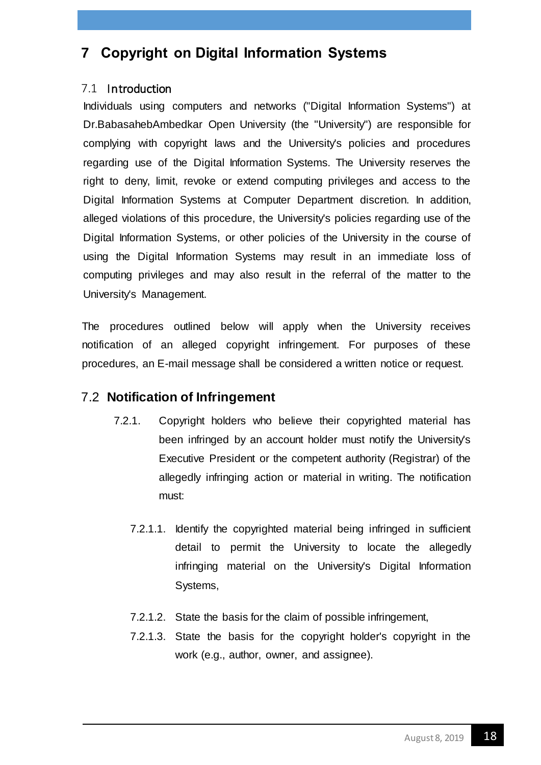# 7 Copyright on Digital Information Systems

## 7.1 Introduction

Individuals using computers and networks ("Digital Information Systems") at Dr.BabasahebAmbedkar Open University (the "University") are responsible for complying with copyright laws and the University's policies and procedures regarding use of the Digital Information Systems. The University reserves the right to deny, limit, revoke or extend computing privileges and access to the Digital Information Systems at Computer Department discretion. In addition, alleged violations of this procedure, the University's policies regarding use of the Digital Information Systems, or other policies of the University in the course of using the Digital Information Systems may result in an immediate loss of computing privileges and may also result in the referral of the matter to the University's Management.

The procedures outlined below will apply when the University receives notification of an alleged copyright infringement. For purposes of these procedures, an E-mail message shall be considered a written notice or request.

## 7.2 Notification of Infringement

7.2.1. Copyright holders who believe their copyrighted material has been infringed by an account holder must notify the University's Executive President or the competent authority (Registrar) of the allegedly infringing action or material in writing. The notification must:

7.2.1.1. Identify the copyrighted material being infringed in sufficient detail to permit the University to locate the allegedly infringing material on the University's Digital Information Systems,

7.2.1.2. State the basis for the claim of possible infringement,

7.2.1.3. State the basis for the copyright holder's copyright in the work (e.g., author, owner, and assignee).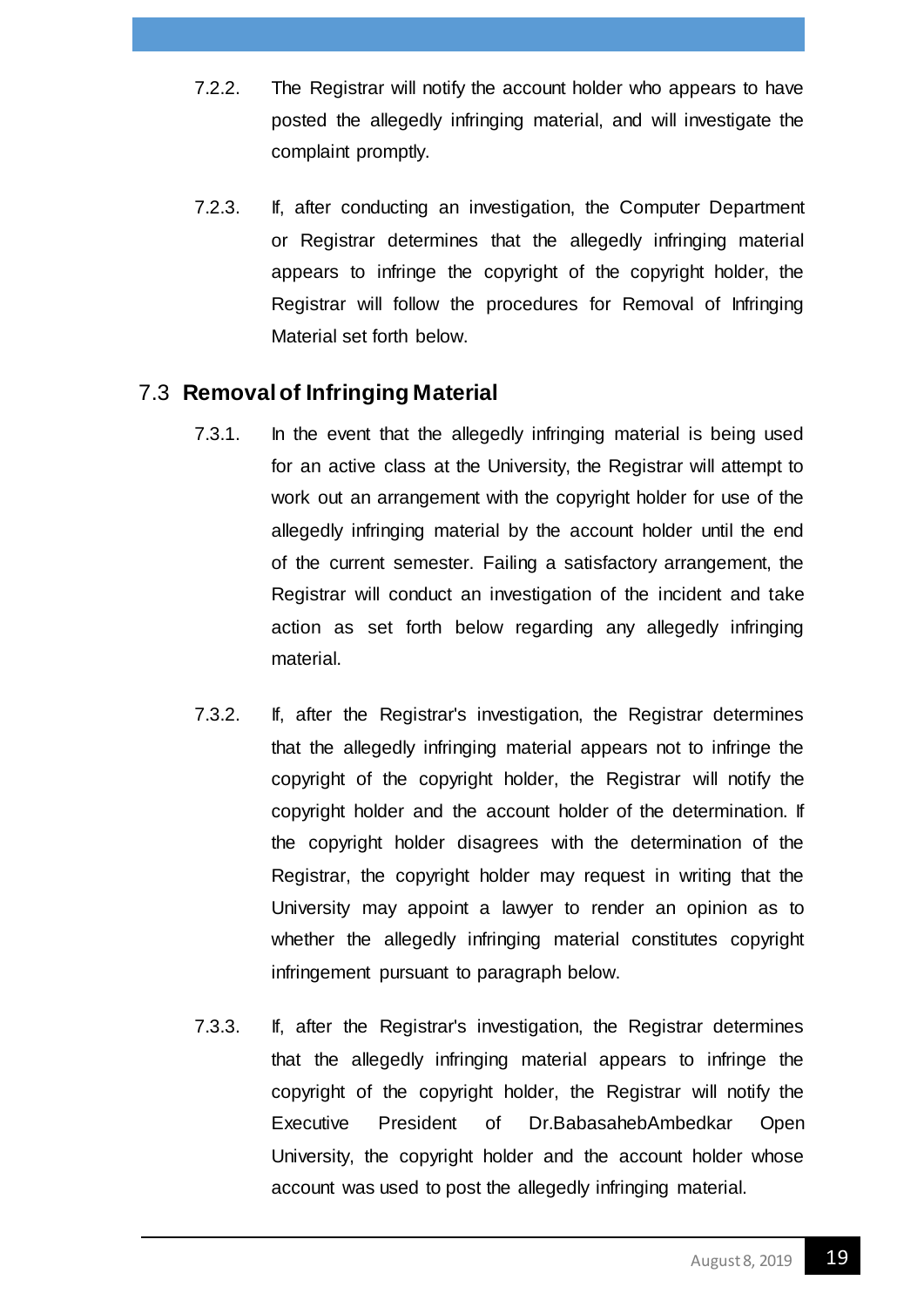7.2.2. The Registrar will notify the account holder who appears to have posted the allegedly infringing material, and will investigate the complaint promptly.

7.2.3. If, after conducting an investigation, the Computer Department or Registrar determines that the allegedly infringing material appears to infringe the copyright of the copyright holder, the Registrar will follow the procedures for Removal of Infringing Material set forth below.

## 7.3 Removal of Infringing Material

7.3.1. In the event that the allegedly infringing material is being used for an active class at the University, the Registrar will attempt to work out an arrangement with the copyright holder for use of the allegedly infringing material by the account holder until the end of the current semester. Failing a satisfactory arrangement, the Registrar will conduct an investigation of the incident and take action as set forth below regarding any allegedly infringing material.

7.3.2. If, after the Registrar's investigation, the Registrar determines that the allegedly infringing material appears not to infringe the copyright of the copyright holder, the Registrar will notify the copyright holder and the account holder of the determination. If the copyright holder disagrees with the determination of the Registrar, the copyright holder may request in writing that the University may appoint a lawyer to render an opinion as to whether the allegedly infringing material constitutes copyright infringement pursuant to paragraph below.

7.3.3. If, after the Registrar's investigation, the Registrar determines that the allegedly infringing material appears to infringe the copyright of the copyright holder, the Registrar will notify the Executive President of Dr.BabasahebAmbedkar Open University, the copyright holder and the account holder whose account was used to post the allegedly infringing material.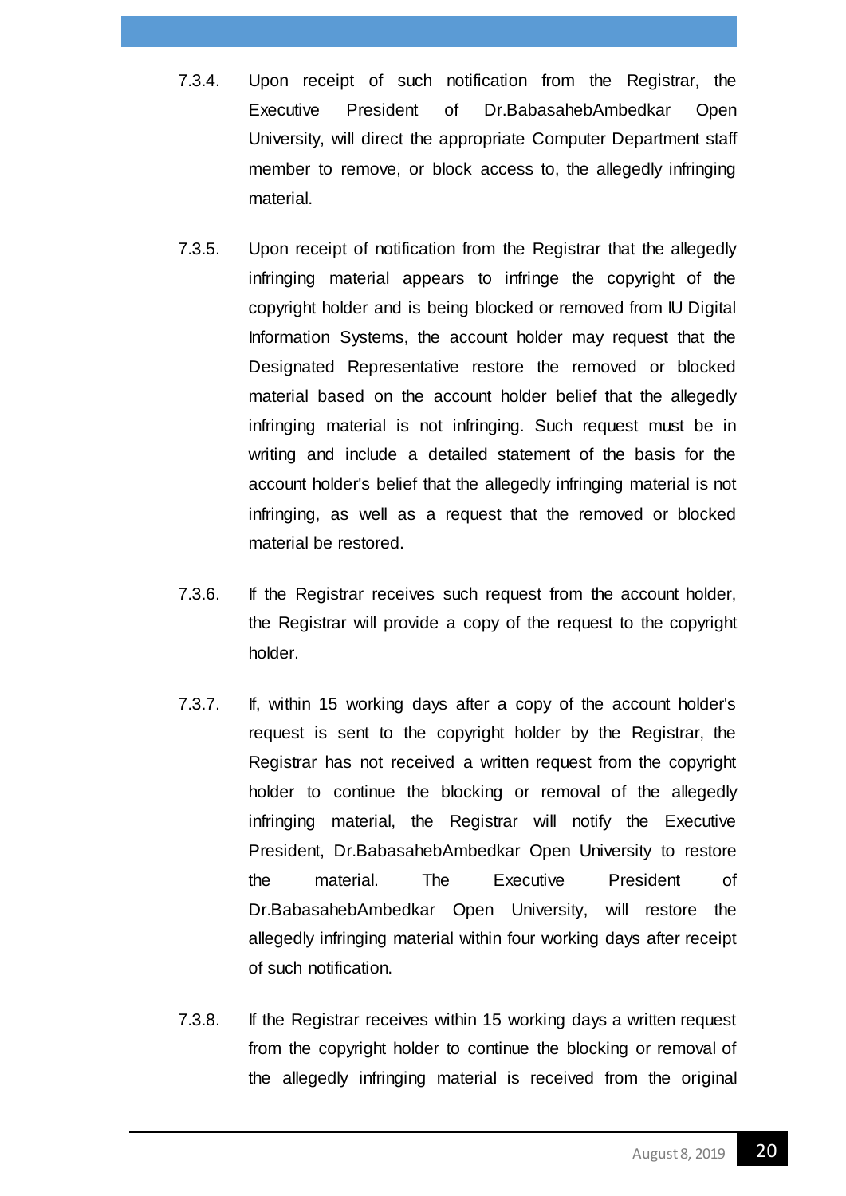7.3.4. Upon receipt of such notification from the Registrar, the Executive President of Dr.BabasahebAmbedkar Open University, will direct the appropriate Computer Department staff member to remove, or block access to, the allegedly infringing material.

7.3.5. Upon receipt of notification from the Registrar that the allegedly infringing material appears to infringe the copyright of the copyright holder and is being blocked or removed from IU Digital Information Systems, the account holder may request that the Designated Representative restore the removed or blocked material based on the account holder belief that the allegedly infringing material is not infringing. Such request must be in writing and include a detailed statement of the basis for the account holder's belief that the allegedly infringing material is not infringing, as well as a request that the removed or blocked material be restored.

7.3.6. If the Registrar receives such request from the account holder, the Registrar will provide a copy of the request to the copyright holder.

7.3.7. If, within 15 working days after a copy of the account holder's request is sent to the copyright holder by the Registrar, the Registrar has not received a written request from the copyright holder to continue the blocking or removal of the allegedly infringing material, the Registrar will notify the Executive President, Dr.BabasahebAmbedkar Open University to restore the material. The Executive President of Dr.BabasahebAmbedkar Open University, will restore the allegedly infringing material within four working days after receipt of such notification.

7.3.8. If the Registrar receives within 15 working days a written request from the copyright holder to continue the blocking or removal of the allegedly infringing material is received from the original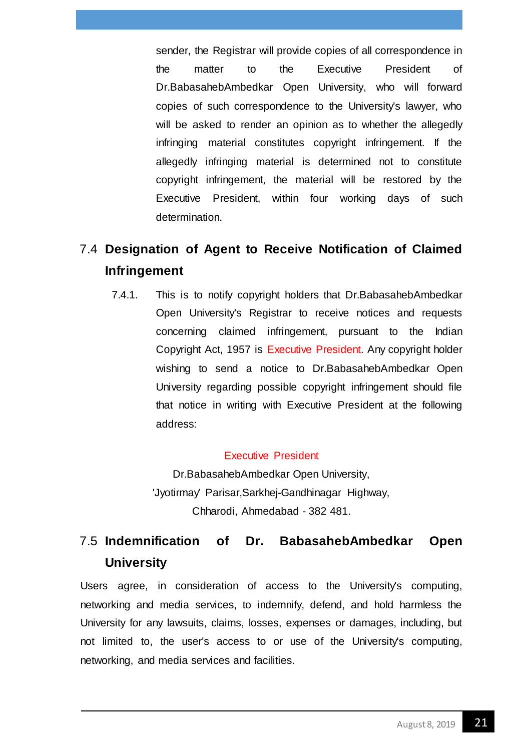sender, the Registrar will provide copies of all correspondence in the matter to the Executive President of Dr.BabasahebAmbedkar Open University, who will forward copies of such correspondence to the University's lawyer, who will be asked to render an opinion as to whether the allegedly infringing material constitutes copyright infringement. If the allegedly infringing material is determined not to constitute copyright infringement, the material will be restored by the Executive President, within four working days of such determination.

## 7.4 Designation of Agent to Receive Notification of Claimed Infringement

7.4.1. This is to notify copyright holders that Dr.BabasahebAmbedkar Open University's Registrar to receive notices and requests concerning claimed infringement, pursuant to the Indian Copyright Act, 1957 is Executive President. Any copyright holder wishing to send a notice to Dr.BabasahebAmbedkar Open University regarding possible copyright infringement should file that notice in writing with Executive President at the following address:

Executive President  
Dr.BabasahebAmbedkar Open University,  
'Jyotirmay' Parisar,Sarkhej-Gandhinagar Highway,  
Chharodi, Ahmedabad - 382 481.

## 7.5 Indemnification of Dr. BabasahebAmbedkar Open University

Users agree, in consideration of access to the University's computing, networking and media services, to indemnify, defend, and hold harmless the University for any lawsuits, claims, losses, expenses or damages, including, but not limited to, the user's access to or use of the University's computing, networking, and media services and facilities.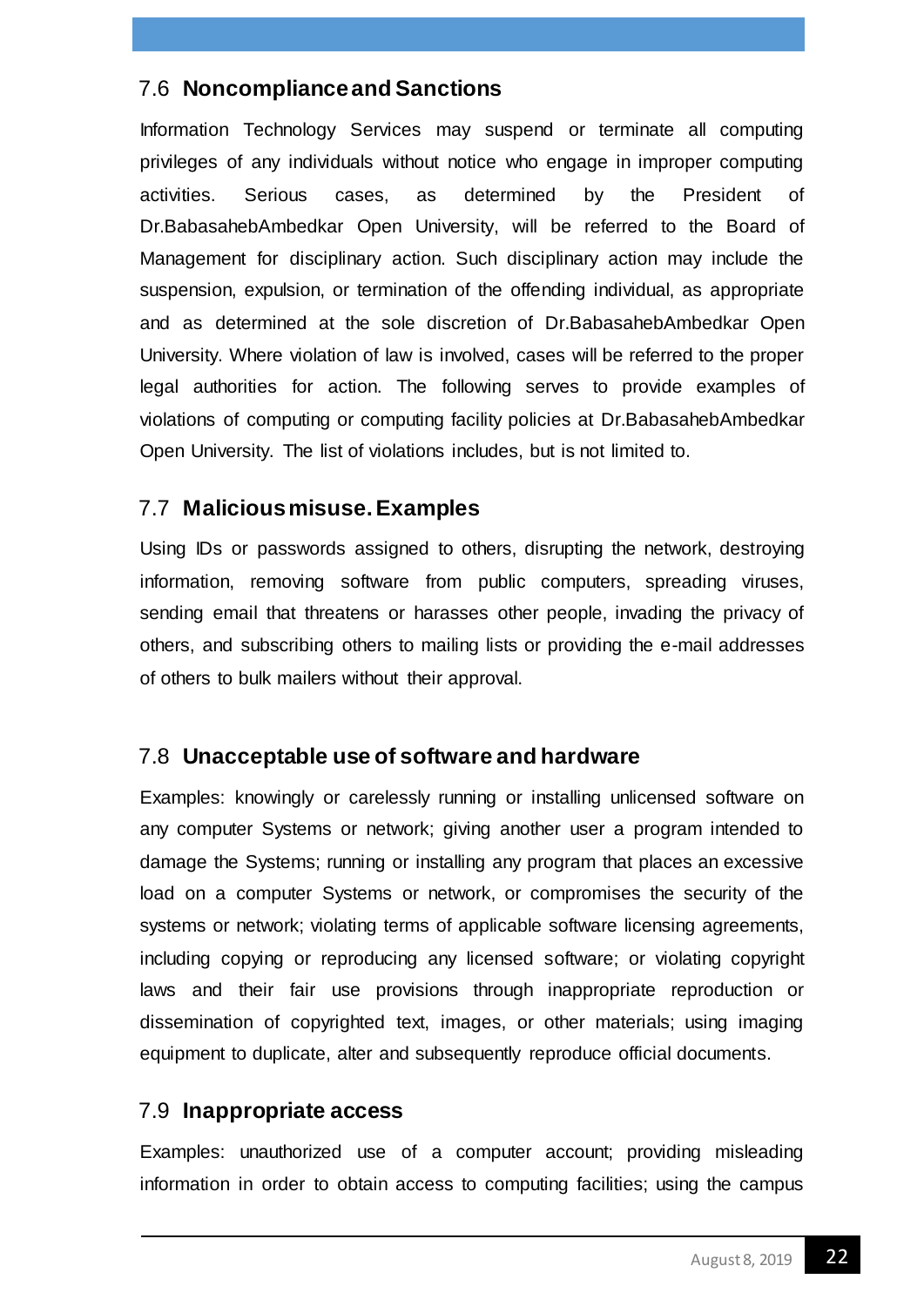## 7.6 Noncompliance and Sanctions

Information Technology Services may suspend or terminate all computing privileges of any individuals without notice who engage in improper computing activities. Serious cases, as determined by the President of Dr.BabasahebAmbedkar Open University, will be referred to the Board of Management for disciplinary action. Such disciplinary action may include the suspension, expulsion, or termination of the offending individual, as appropriate and as determined at the sole discretion of Dr.BabasahebAmbedkar Open University. Where violation of law is involved, cases will be referred to the proper legal authorities for action. The following serves to provide examples of violations of computing or computing facility policies at Dr.BabasahebAmbedkar Open University. The list of violations includes, but is not limited to.

## 7.7 Malicious misuse. Examples

Using IDs or passwords assigned to others, disrupting the network, destroying information, removing software from public computers, spreading viruses, sending email that threatens or harasses other people, invading the privacy of others, and subscribing others to mailing lists or providing the e-mail addresses of others to bulk mailers without their approval.

## 7.8 Unacceptable use of software and hardware

Examples: knowingly or carelessly running or installing unlicensed software on any computer Systems or network; giving another user a program intended to damage the Systems; running or installing any program that places an excessive load on a computer Systems or network, or compromises the security of the systems or network; violating terms of applicable software licensing agreements, including copying or reproducing any licensed software; or violating copyright laws and their fair use provisions through inappropriate reproduction or dissemination of copyrighted text, images, or other materials; using imaging equipment to duplicate, alter and subsequently reproduce official documents.

## 7.9 Inappropriate access

Examples: unauthorized use of a computer account; providing misleading information in order to obtain access to computing facilities; using the campus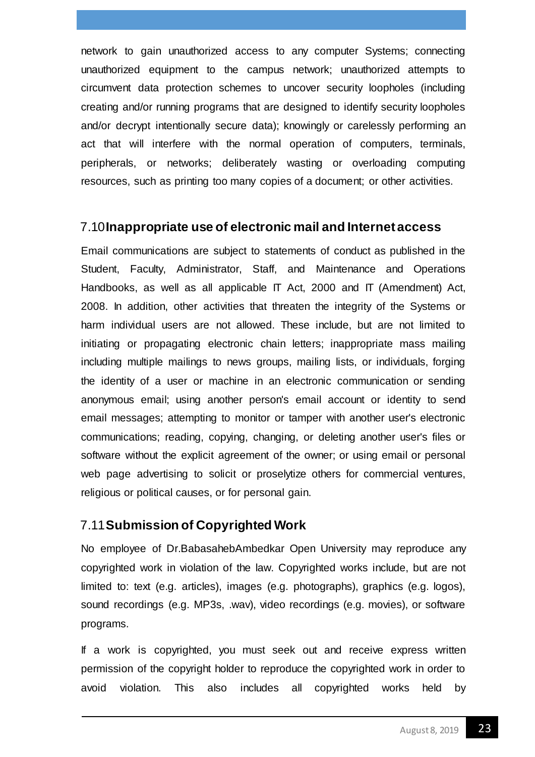network to gain unauthorized access to any computer Systems; connecting unauthorized equipment to the campus network; unauthorized attempts to circumvent data protection schemes to uncover security loopholes (including creating and/or running programs that are designed to identify security loopholes and/or decrypt intentionally secure data); knowingly or carelessly performing an act that will interfere with the normal operation of computers, terminals, peripherals, or networks; deliberately wasting or overloading computing resources, such as printing too many copies of a document; or other activities.

## 7.10 **Inappropriate use of electronic mail and Internet access**

Email communications are subject to statements of conduct as published in the Student, Faculty, Administrator, Staff, and Maintenance and Operations Handbooks, as well as all applicable IT Act, 2000 and IT (Amendment) Act, 2008. In addition, other activities that threaten the integrity of the Systems or harm individual users are not allowed. These include, but are not limited to initiating or propagating electronic chain letters; inappropriate mass mailing including multiple mailings to news groups, mailing lists, or individuals, forging the identity of a user or machine in an electronic communication or sending anonymous email; using another person's email account or identity to send email messages; attempting to monitor or tamper with another user's electronic communications; reading, copying, changing, or deleting another user's files or software without the explicit agreement of the owner; or using email or personal web page advertising to solicit or proselytize others for commercial ventures, religious or political causes, or for personal gain.

## 7.11 **Submission of Copyrighted Work**

No employee of Dr.BabasahebAmbedkar Open University may reproduce any copyrighted work in violation of the law. Copyrighted works include, but are not limited to: text (e.g. articles), images (e.g. photographs), graphics (e.g. logos), sound recordings (e.g. MP3s, .wav), video recordings (e.g. movies), or software programs.

If a work is copyrighted, you must seek out and receive express written permission of the copyright holder to reproduce the copyrighted work in order to avoid violation. This also includes all copyrighted works held by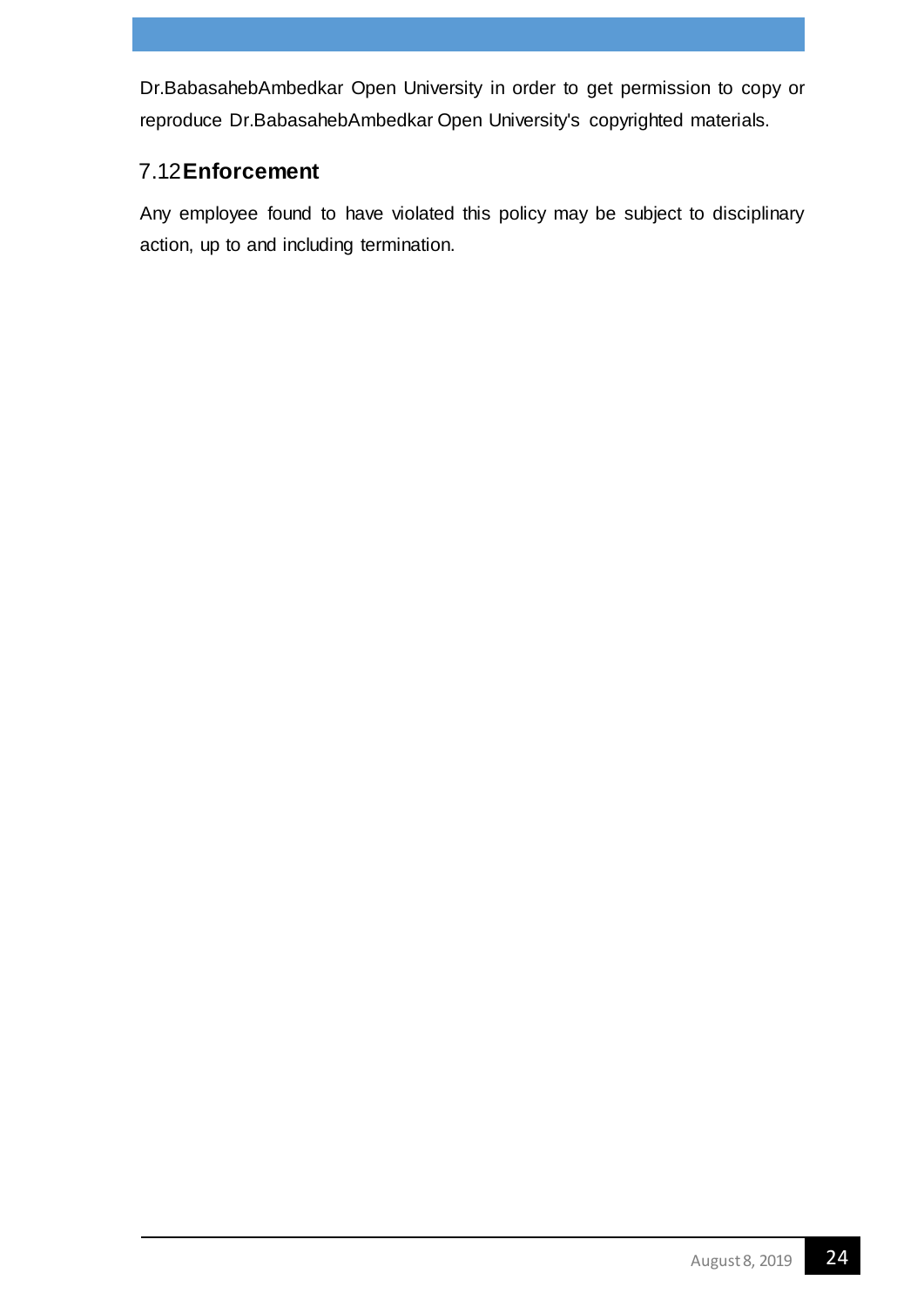Dr.BabasahebAmbedkar Open University in order to get permission to copy or reproduce Dr.BabasahebAmbedkar Open University's copyrighted materials.

## 7.12 Enforcement

Any employee found to have violated this policy may be subject to disciplinary action, up to and including termination.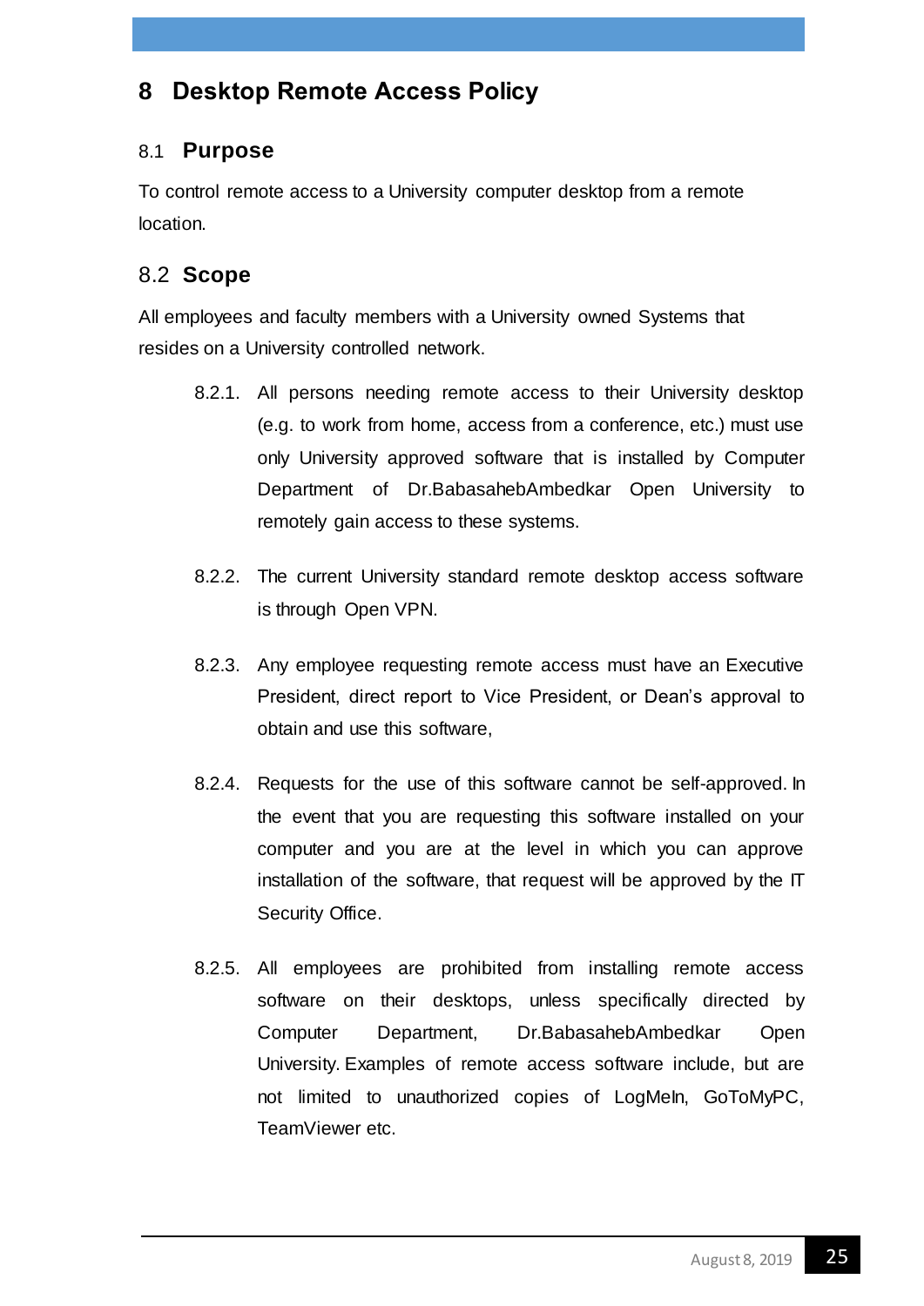# 8 Desktop Remote Access Policy

## 8.1 Purpose

To control remote access to a University computer desktop from a remote location.

## 8.2 Scope

All employees and faculty members with a University owned Systems that resides on a University controlled network.

8.2.1. All persons needing remote access to their University desktop (e.g. to work from home, access from a conference, etc.) must use only University approved software that is installed by Computer Department of Dr.BabasahebAmbedkar Open University to remotely gain access to these systems.

8.2.2. The current University standard remote desktop access software is through Open VPN.

8.2.3. Any employee requesting remote access must have an Executive President, direct report to Vice President, or Dean's approval to obtain and use this software,

8.2.4. Requests for the use of this software cannot be self-approved. In the event that you are requesting this software installed on your computer and you are at the level in which you can approve installation of the software, that request will be approved by the IT Security Office.

8.2.5. All employees are prohibited from installing remote access software on their desktops, unless specifically directed by Computer Department, Dr.BabasahebAmbedkar Open University. Examples of remote access software include, but are not limited to unauthorized copies of LogMeIn, GoToMyPC, TeamViewer etc.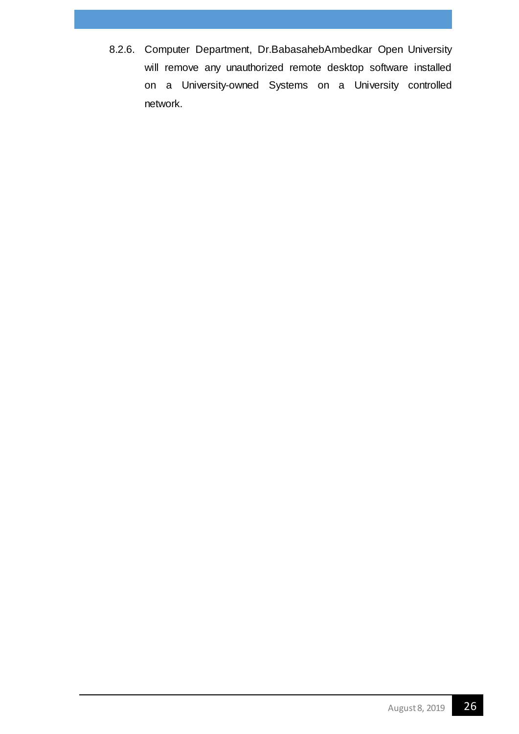8.2.6. Computer Department, Dr.BabasahebAmbedkar Open University will remove any unauthorized remote desktop software installed on a University-owned Systems on a University controlled network.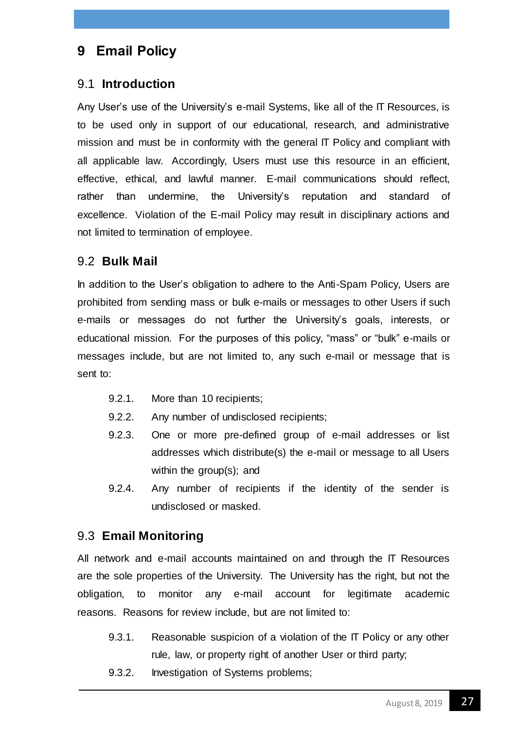# 9 Email Policy

## 9.1 Introduction

Any User's use of the University's e-mail Systems, like all of the IT Resources, is to be used only in support of our educational, research, and administrative mission and must be in conformity with the general IT Policy and compliant with all applicable law. Accordingly, Users must use this resource in an efficient, effective, ethical, and lawful manner. E-mail communications should reflect, rather than undermine, the University's reputation and standard of excellence. Violation of the E-mail Policy may result in disciplinary actions and not limited to termination of employee.

## 9.2 Bulk Mail

In addition to the User's obligation to adhere to the Anti-Spam Policy, Users are prohibited from sending mass or bulk e-mails or messages to other Users if such e-mails or messages do not further the University's goals, interests, or educational mission. For the purposes of this policy, "mass" or "bulk" e-mails or messages include, but are not limited to, any such e-mail or message that is sent to:

9.2.1. More than 10 recipients;

9.2.2. Any number of undisclosed recipients;

9.2.3. One or more pre-defined group of e-mail addresses or list addresses which distribute(s) the e-mail or message to all Users within the group(s); and

9.2.4. Any number of recipients if the identity of the sender is undisclosed or masked.

## 9.3 Email Monitoring

All network and e-mail accounts maintained on and through the IT Resources are the sole properties of the University. The University has the right, but not the obligation, to monitor any e-mail account for legitimate academic reasons. Reasons for review include, but are not limited to:

9.3.1. Reasonable suspicion of a violation of the IT Policy or any other rule, law, or property right of another User or third party;

9.3.2. Investigation of Systems problems;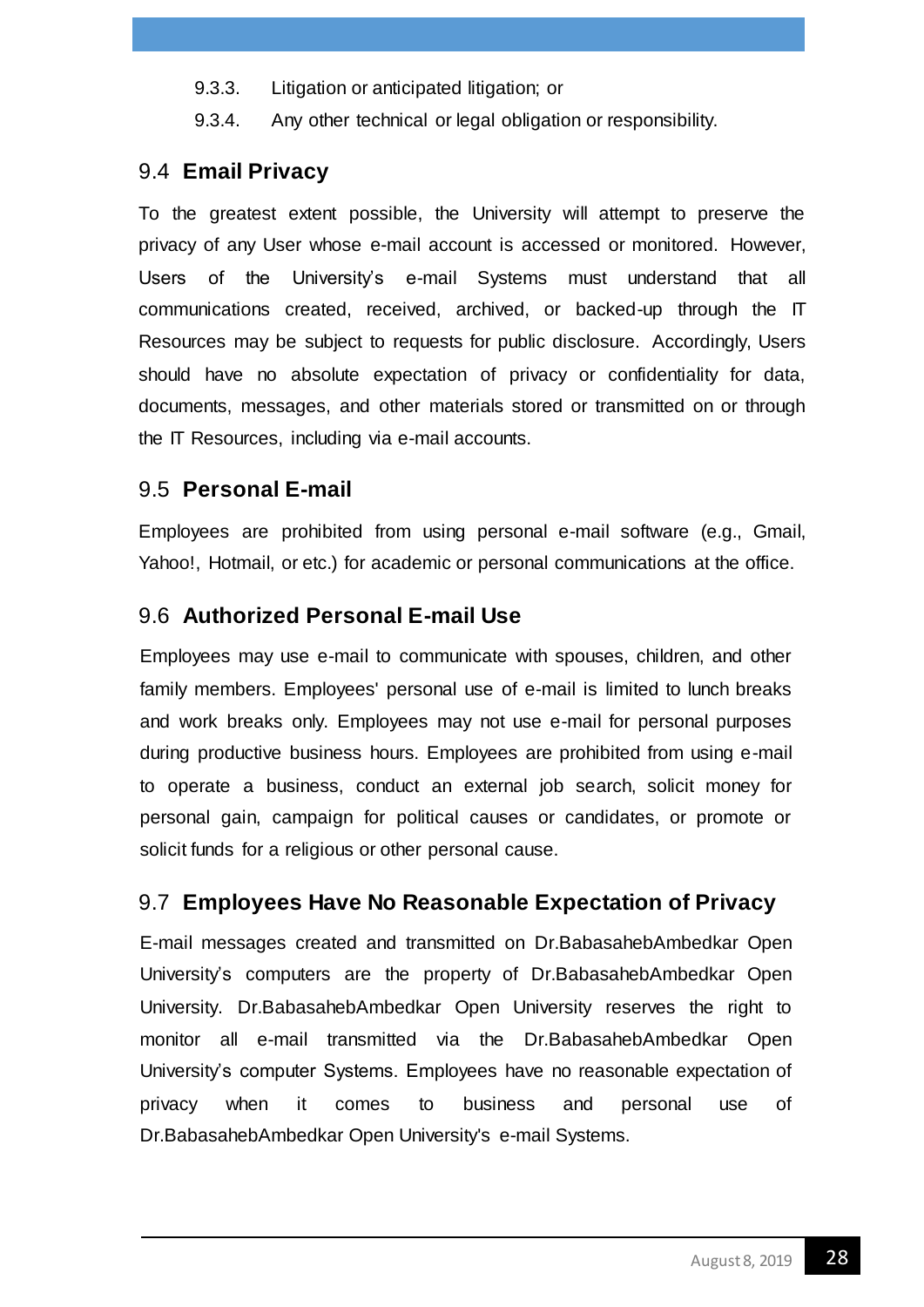9.3.3. Litigation or anticipated litigation; or

9.3.4. Any other technical or legal obligation or responsibility.

## 9.4 **Email Privacy**

To the greatest extent possible, the University will attempt to preserve the privacy of any User whose e-mail account is accessed or monitored. However, Users of the University's e-mail Systems must understand that all communications created, received, archived, or backed-up through the IT Resources may be subject to requests for public disclosure. Accordingly, Users should have no absolute expectation of privacy or confidentiality for data, documents, messages, and other materials stored or transmitted on or through the IT Resources, including via e-mail accounts.

## 9.5 **Personal E-mail**

Employees are prohibited from using personal e-mail software (e.g., Gmail, Yahoo!, Hotmail, or etc.) for academic or personal communications at the office.

## 9.6 **Authorized Personal E-mail Use**

Employees may use e-mail to communicate with spouses, children, and other family members. Employees' personal use of e-mail is limited to lunch breaks and work breaks only. Employees may not use e-mail for personal purposes during productive business hours. Employees are prohibited from using e-mail to operate a business, conduct an external job search, solicit money for personal gain, campaign for political causes or candidates, or promote or solicit funds for a religious or other personal cause.

## 9.7 **Employees Have No Reasonable Expectation of Privacy**

E-mail messages created and transmitted on Dr.BabasahebAmbedkar Open University's computers are the property of Dr.BabasahebAmbedkar Open University. Dr.BabasahebAmbedkar Open University reserves the right to monitor all e-mail transmitted via the Dr.BabasahebAmbedkar Open University's computer Systems. Employees have no reasonable expectation of privacy when it comes to business and personal use of Dr.BabasahebAmbedkar Open University's e-mail Systems.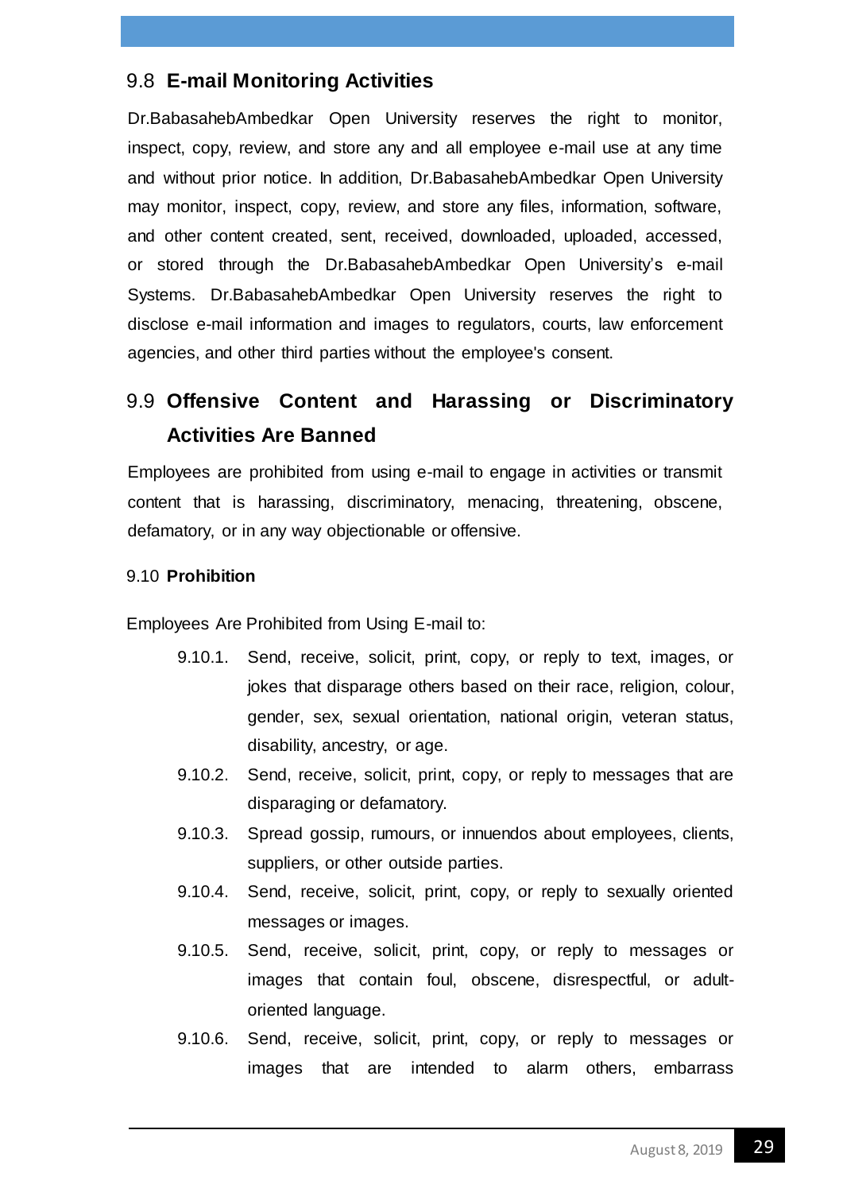## 9.8 E-mail Monitoring Activities

Dr.BabasahebAmbedkar Open University reserves the right to monitor, inspect, copy, review, and store any and all employee e-mail use at any time and without prior notice. In addition, Dr.BabasahebAmbedkar Open University may monitor, inspect, copy, review, and store any files, information, software, and other content created, sent, received, downloaded, uploaded, accessed, or stored through the Dr.BabasahebAmbedkar Open University's e-mail Systems. Dr.BabasahebAmbedkar Open University reserves the right to disclose e-mail information and images to regulators, courts, law enforcement agencies, and other third parties without the employee's consent.

## 9.9 Offensive Content and Harassing or Discriminatory Activities Are Banned

Employees are prohibited from using e-mail to engage in activities or transmit content that is harassing, discriminatory, menacing, threatening, obscene, defamatory, or in any way objectionable or offensive.

### 9.10 Prohibition

Employees Are Prohibited from Using E-mail to:

- 9.10.1. Send, receive, solicit, print, copy, or reply to text, images, or jokes that disparage others based on their race, religion, colour, gender, sex, sexual orientation, national origin, veteran status, disability, ancestry, or age.
- 9.10.2. Send, receive, solicit, print, copy, or reply to messages that are disparaging or defamatory.
- 9.10.3. Spread gossip, rumours, or innuendos about employees, clients, suppliers, or other outside parties.
- 9.10.4. Send, receive, solicit, print, copy, or reply to sexually oriented messages or images.
- 9.10.5. Send, receive, solicit, print, copy, or reply to messages or images that contain foul, obscene, disrespectful, or adult-oriented language.
- 9.10.6. Send, receive, solicit, print, copy, or reply to messages or images that are intended to alarm others, embarrass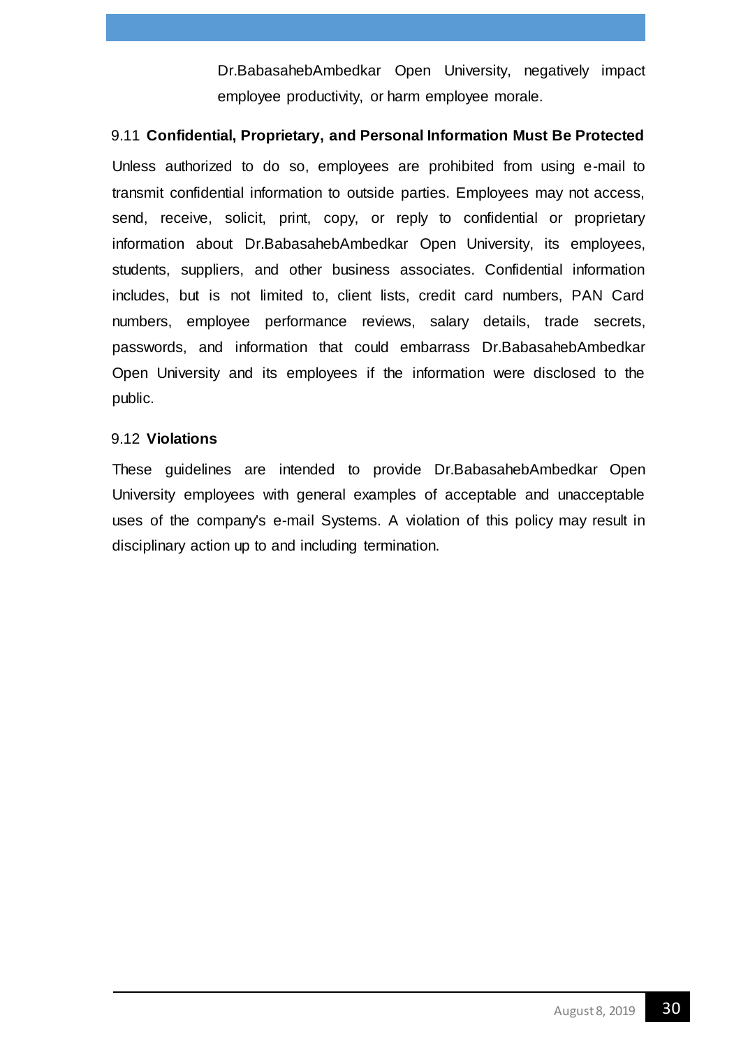Dr.BabasahebAmbedkar Open University, negatively impact employee productivity, or harm employee morale.

### 9.11 Confidential, Proprietary, and Personal Information Must Be Protected

Unless authorized to do so, employees are prohibited from using e-mail to transmit confidential information to outside parties. Employees may not access, send, receive, solicit, print, copy, or reply to confidential or proprietary information about Dr.BabasahebAmbedkar Open University, its employees, students, suppliers, and other business associates. Confidential information includes, but is not limited to, client lists, credit card numbers, PAN Card numbers, employee performance reviews, salary details, trade secrets, passwords, and information that could embarrass Dr.BabasahebAmbedkar Open University and its employees if the information were disclosed to the public.

### 9.12 Violations

These guidelines are intended to provide Dr.BabasahebAmbedkar Open University employees with general examples of acceptable and unacceptable uses of the company's e-mail Systems. A violation of this policy may result in disciplinary action up to and including termination.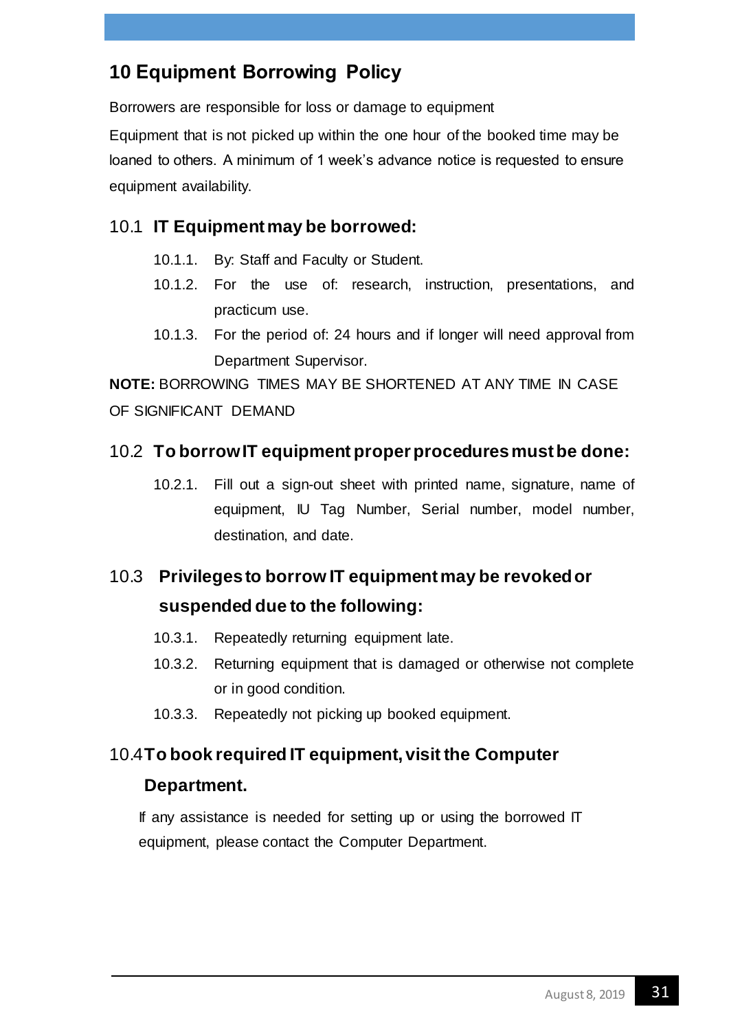## 10 Equipment Borrowing Policy

Borrowers are responsible for loss or damage to equipment

Equipment that is not picked up within the one hour of the booked time may be loaned to others. A minimum of 1 week's advance notice is requested to ensure equipment availability.

### 10.1 IT Equipment may be borrowed:

- 10.1.1. By: Staff and Faculty or Student.
- 10.1.2. For the use of: research, instruction, presentations, and practicum use.
- 10.1.3. For the period of: 24 hours and if longer will need approval from Department Supervisor.

**NOTE:** BORROWING TIMES MAY BE SHORTENED AT ANY TIME IN CASE OF SIGNIFICANT DEMAND

### 10.2 To borrow IT equipment proper procedures must be done:

- 10.2.1. Fill out a sign-out sheet with printed name, signature, name of equipment, IU Tag Number, Serial number, model number, destination, and date.

### 10.3 Privileges to borrow IT equipment may be revoked or suspended due to the following:

- 10.3.1. Repeatedly returning equipment late.
- 10.3.2. Returning equipment that is damaged or otherwise not complete or in good condition.
- 10.3.3. Repeatedly not picking up booked equipment.

### 10.4 To book required IT equipment, visit the Computer Department.

If any assistance is needed for setting up or using the borrowed IT equipment, please contact the Computer Department.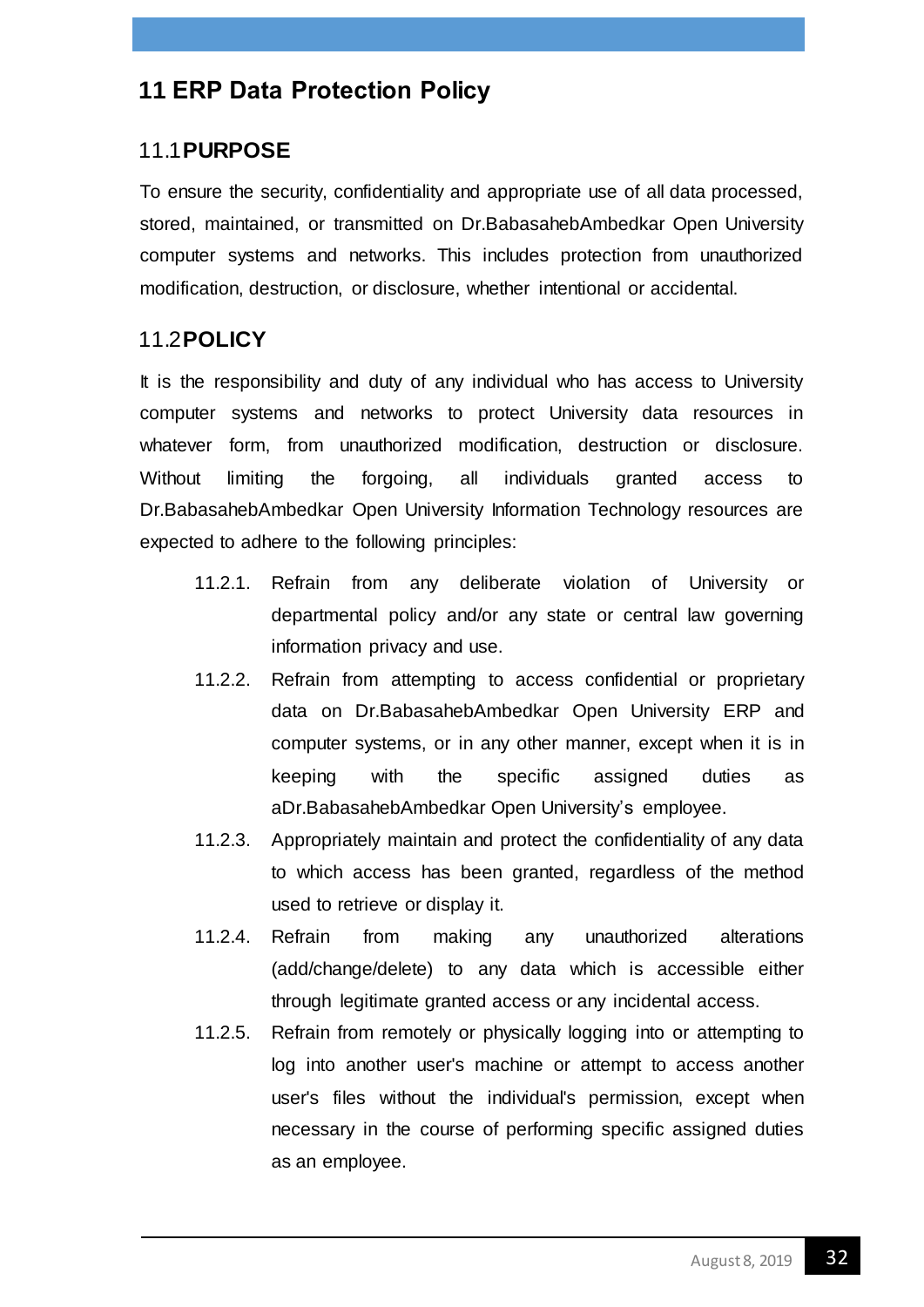# 11 ERP Data Protection Policy

## 11.1 PURPOSE

To ensure the security, confidentiality and appropriate use of all data processed, stored, maintained, or transmitted on Dr.BabasahebAmbedkar Open University computer systems and networks. This includes protection from unauthorized modification, destruction, or disclosure, whether intentional or accidental.

## 11.2 POLICY

It is the responsibility and duty of any individual who has access to University computer systems and networks to protect University data resources in whatever form, from unauthorized modification, destruction or disclosure. Without limiting the forgoing, all individuals granted access to Dr.BabasahebAmbedkar Open University Information Technology resources are expected to adhere to the following principles:

11.2.1. Refrain from any deliberate violation of University or departmental policy and/or any state or central law governing information privacy and use.

11.2.2. Refrain from attempting to access confidential or proprietary data on Dr.BabasahebAmbedkar Open University ERP and computer systems, or in any other manner, except when it is in keeping with the specific assigned duties as aDr.BabasahebAmbedkar Open University's employee.

11.2.3. Appropriately maintain and protect the confidentiality of any data to which access has been granted, regardless of the method used to retrieve or display it.

11.2.4. Refrain from making any unauthorized alterations (add/change/delete) to any data which is accessible either through legitimate granted access or any incidental access.

11.2.5. Refrain from remotely or physically logging into or attempting to log into another user's machine or attempt to access another user's files without the individual's permission, except when necessary in the course of performing specific assigned duties as an employee.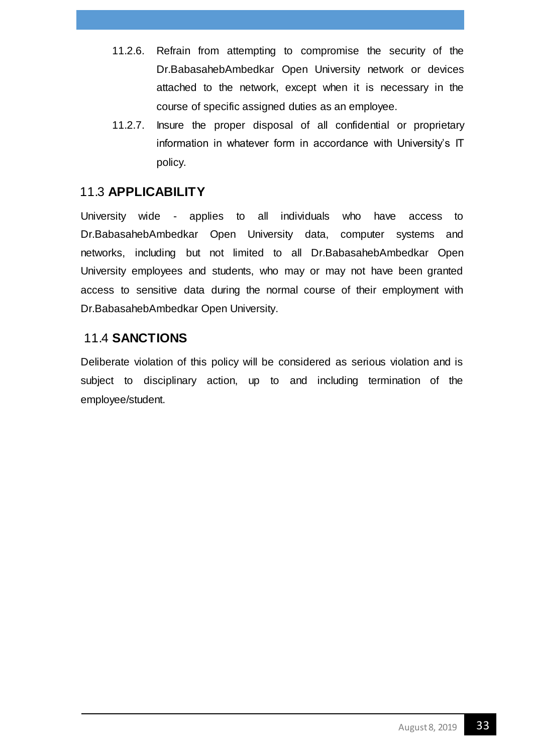11.2.6. Refrain from attempting to compromise the security of the Dr.BabasahebAmbedkar Open University network or devices attached to the network, except when it is necessary in the course of specific assigned duties as an employee.

11.2.7. Insure the proper disposal of all confidential or proprietary information in whatever form in accordance with University's IT policy.

## 11.3 **APPLICABILITY**

University wide - applies to all individuals who have access to Dr.BabasahebAmbedkar Open University data, computer systems and networks, including but not limited to all Dr.BabasahebAmbedkar Open University employees and students, who may or may not have been granted access to sensitive data during the normal course of their employment with Dr.BabasahebAmbedkar Open University.

## 11.4 **SANCTIONS**

Deliberate violation of this policy will be considered as serious violation and is subject to disciplinary action, up to and including termination of the employee/student.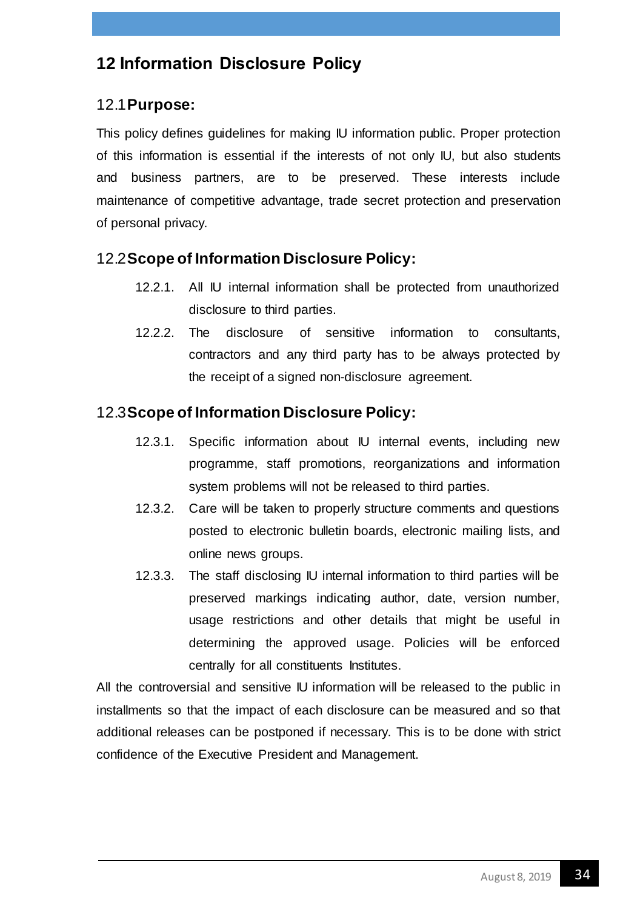# 12 Information Disclosure Policy

## 12.1 Purpose:

This policy defines guidelines for making IU information public. Proper protection of this information is essential if the interests of not only IU, but also students and business partners, are to be preserved. These interests include maintenance of competitive advantage, trade secret protection and preservation of personal privacy.

## 12.2 Scope of Information Disclosure Policy:

12.2.1. All IU internal information shall be protected from unauthorized disclosure to third parties.

12.2.2. The disclosure of sensitive information to consultants, contractors and any third party has to be always protected by the receipt of a signed non-disclosure agreement.

## 12.3 Scope of Information Disclosure Policy:

12.3.1. Specific information about IU internal events, including new programme, staff promotions, reorganizations and information system problems will not be released to third parties.

12.3.2. Care will be taken to properly structure comments and questions posted to electronic bulletin boards, electronic mailing lists, and online news groups.

12.3.3. The staff disclosing IU internal information to third parties will be preserved markings indicating author, date, version number, usage restrictions and other details that might be useful in determining the approved usage. Policies will be enforced centrally for all constituents Institutes.

All the controversial and sensitive IU information will be released to the public in installments so that the impact of each disclosure can be measured and so that additional releases can be postponed if necessary. This is to be done with strict confidence of the Executive President and Management.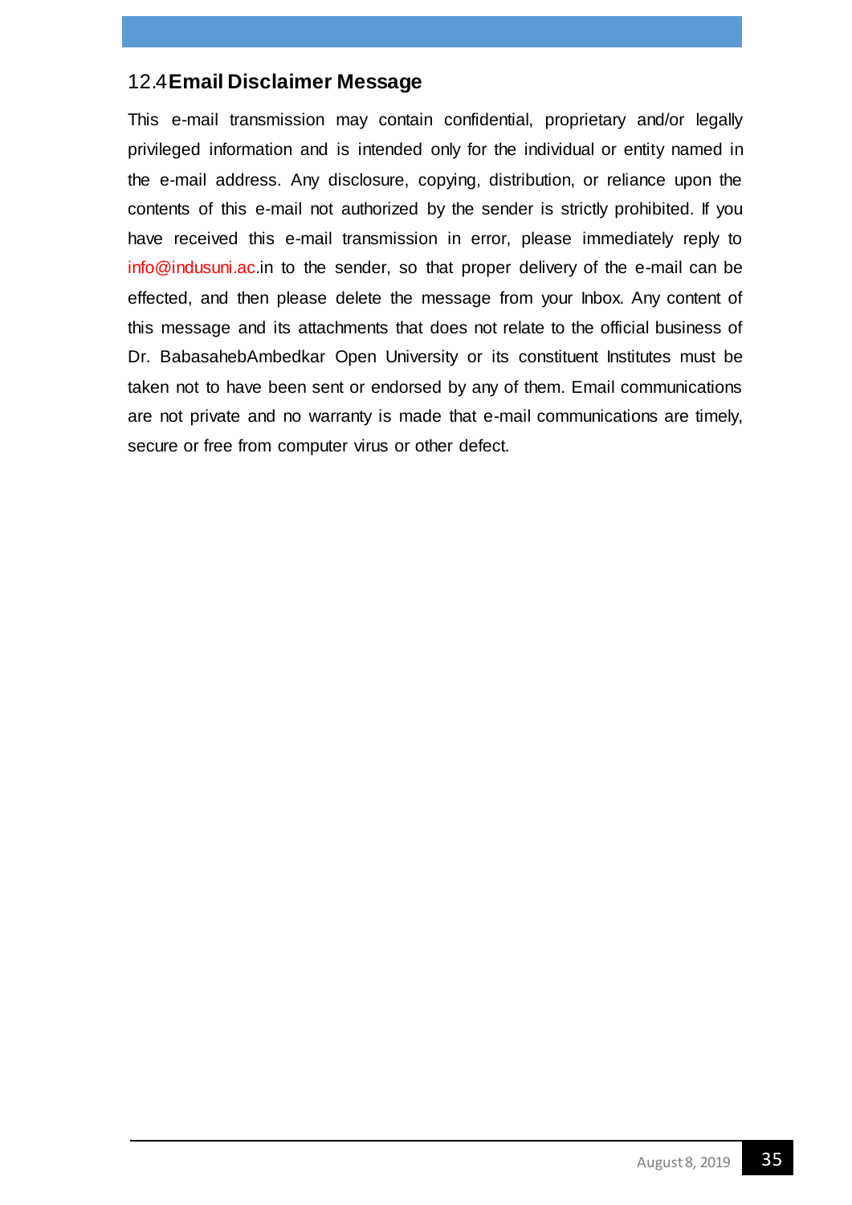## 12.4 Email Disclaimer Message

This e-mail transmission may contain confidential, proprietary and/or legally privileged information and is intended only for the individual or entity named in the e-mail address. Any disclosure, copying, distribution, or reliance upon the contents of this e-mail not authorized by the sender is strictly prohibited. If you have received this e-mail transmission in error, please immediately reply to info@indusuni.ac.in to the sender, so that proper delivery of the e-mail can be effected, and then please delete the message from your Inbox. Any content of this message and its attachments that does not relate to the official business of Dr. BabasahebAmbedkar Open University or its constituent Institutes must be taken not to have been sent or endorsed by any of them. Email communications are not private and no warranty is made that e-mail communications are timely, secure or free from computer virus or other defect.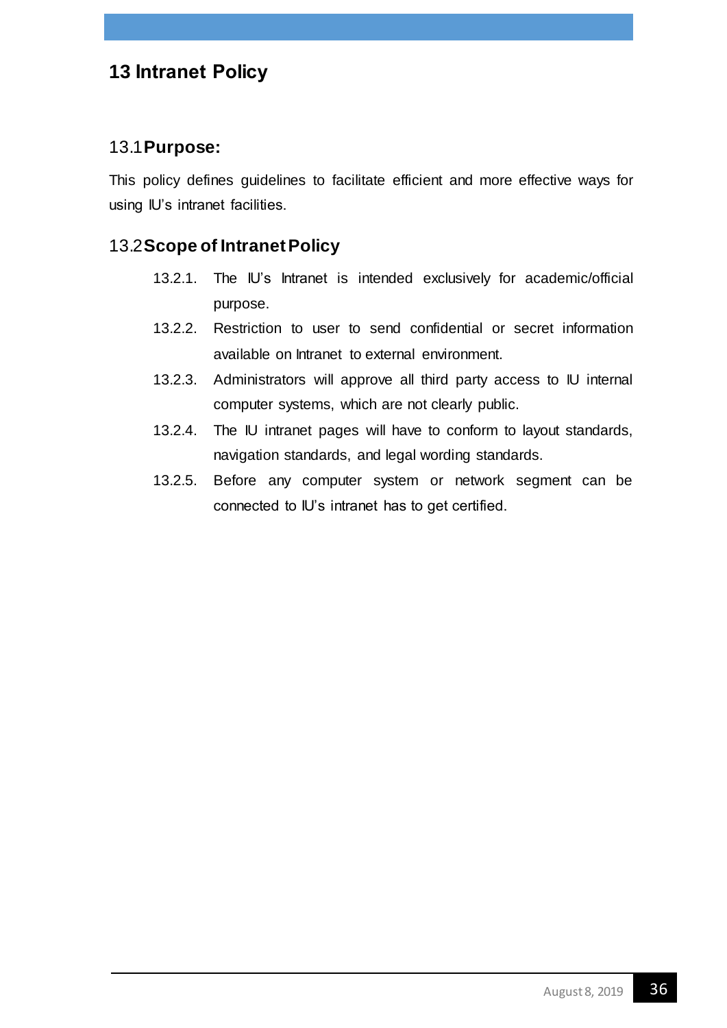# 13 Intranet Policy

## 13.1 Purpose:

This policy defines guidelines to facilitate efficient and more effective ways for using IU's intranet facilities.

## 13.2 Scope of Intranet Policy

13.2.1. The IU's Intranet is intended exclusively for academic/official purpose.

13.2.2. Restriction to user to send confidential or secret information available on Intranet to external environment.

13.2.3. Administrators will approve all third party access to IU internal computer systems, which are not clearly public.

13.2.4. The IU intranet pages will have to conform to layout standards, navigation standards, and legal wording standards.

13.2.5. Before any computer system or network segment can be connected to IU's intranet has to get certified.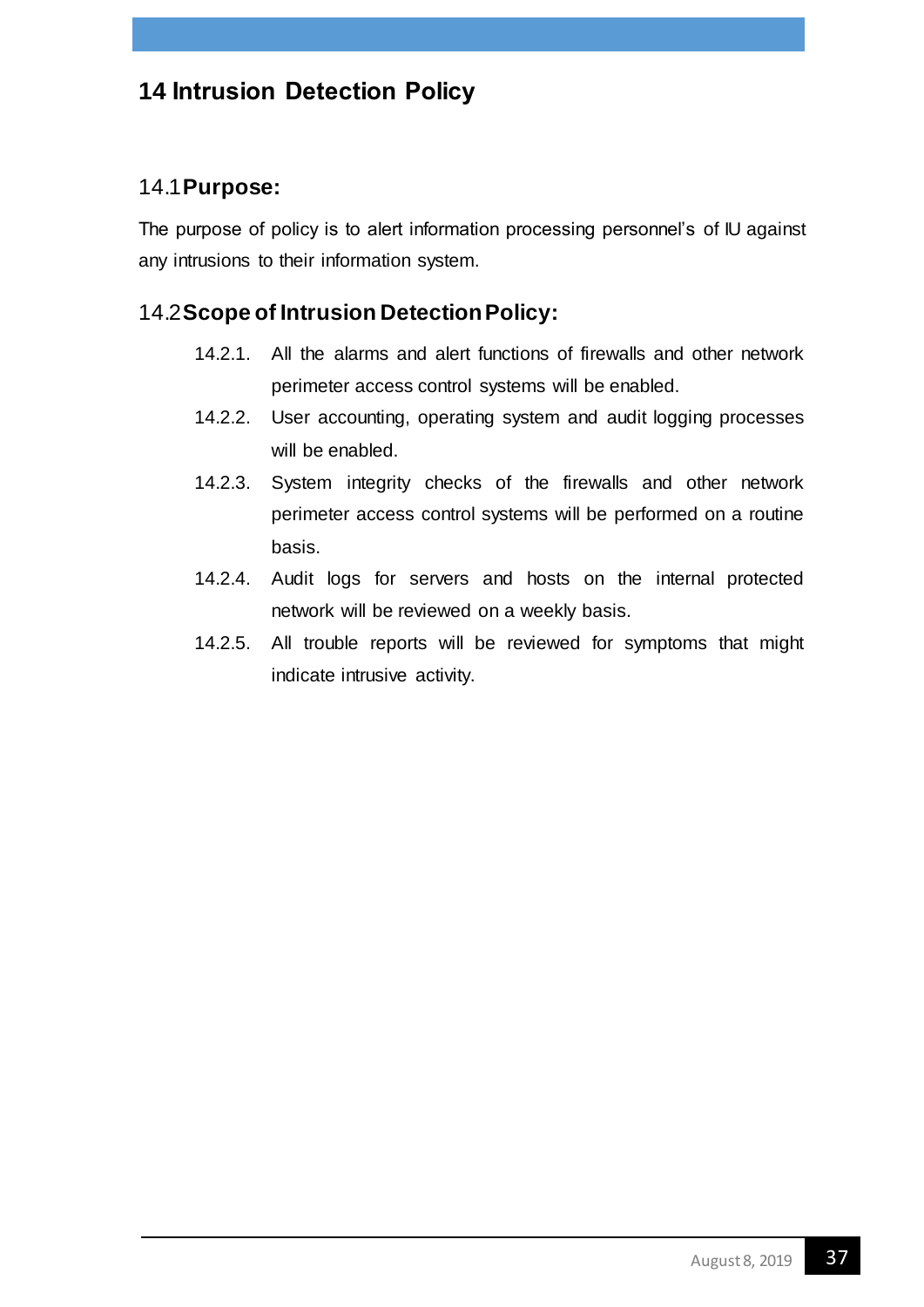# 14 Intrusion Detection Policy

## 14.1 Purpose:

The purpose of policy is to alert information processing personnel's of IU against any intrusions to their information system.

## 14.2 Scope of Intrusion Detection Policy:

14.2.1. All the alarms and alert functions of firewalls and other network perimeter access control systems will be enabled.

14.2.2. User accounting, operating system and audit logging processes will be enabled.

14.2.3. System integrity checks of the firewalls and other network perimeter access control systems will be performed on a routine basis.

14.2.4. Audit logs for servers and hosts on the internal protected network will be reviewed on a weekly basis.

14.2.5. All trouble reports will be reviewed for symptoms that might indicate intrusive activity.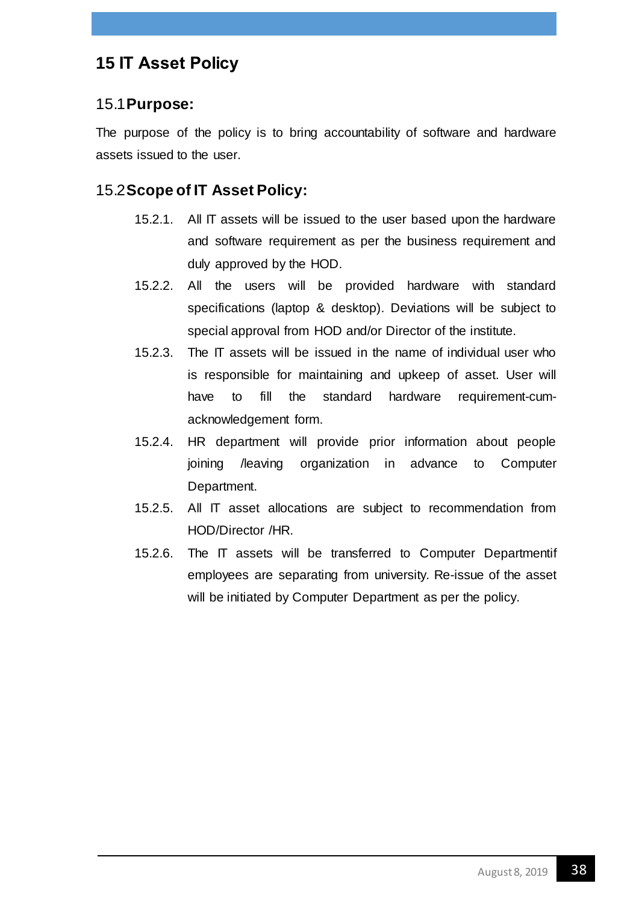# 15 IT Asset Policy

## 15.1 Purpose:

The purpose of the policy is to bring accountability of software and hardware assets issued to the user.

## 15.2 Scope of IT Asset Policy:

15.2.1. All IT assets will be issued to the user based upon the hardware and software requirement as per the business requirement and duly approved by the HOD.

15.2.2. All the users will be provided hardware with standard specifications (laptop & desktop). Deviations will be subject to special approval from HOD and/or Director of the institute.

15.2.3. The IT assets will be issued in the name of individual user who is responsible for maintaining and upkeep of asset. User will have to fill the standard hardware requirement-cum-acknowledgement form.

15.2.4. HR department will provide prior information about people joining /leaving organization in advance to Computer Department.

15.2.5. All IT asset allocations are subject to recommendation from HOD/Director /HR.

15.2.6. The IT assets will be transferred to Computer Departmentif employees are separating from university. Re-issue of the asset will be initiated by Computer Department as per the policy.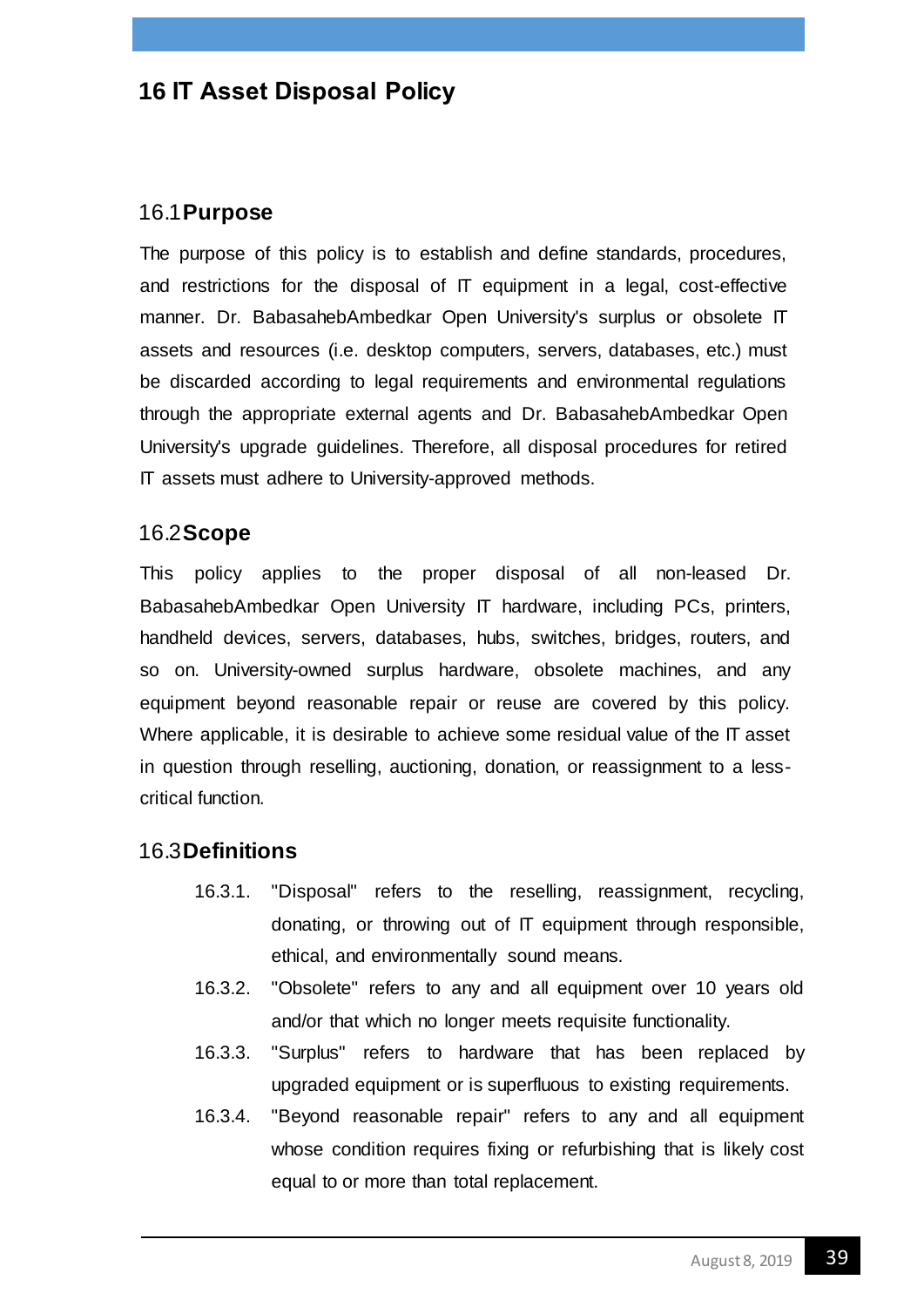# 16 IT Asset Disposal Policy

## 16.1 Purpose

The purpose of this policy is to establish and define standards, procedures, and restrictions for the disposal of IT equipment in a legal, cost-effective manner. Dr. BabasahebAmbedkar Open University's surplus or obsolete IT assets and resources (i.e. desktop computers, servers, databases, etc.) must be discarded according to legal requirements and environmental regulations through the appropriate external agents and Dr. BabasahebAmbedkar Open University's upgrade guidelines. Therefore, all disposal procedures for retired IT assets must adhere to University-approved methods.

## 16.2 Scope

This policy applies to the proper disposal of all non-leased Dr. BabasahebAmbedkar Open University IT hardware, including PCs, printers, handheld devices, servers, databases, hubs, switches, bridges, routers, and so on. University-owned surplus hardware, obsolete machines, and any equipment beyond reasonable repair or reuse are covered by this policy. Where applicable, it is desirable to achieve some residual value of the IT asset in question through reselling, auctioning, donation, or reassignment to a less-critical function.

## 16.3 Definitions

16.3.1. "Disposal" refers to the reselling, reassignment, recycling, donating, or throwing out of IT equipment through responsible, ethical, and environmentally sound means.

16.3.2. "Obsolete" refers to any and all equipment over 10 years old and/or that which no longer meets requisite functionality.

16.3.3. "Surplus" refers to hardware that has been replaced by upgraded equipment or is superfluous to existing requirements.

16.3.4. "Beyond reasonable repair" refers to any and all equipment whose condition requires fixing or refurbishing that is likely cost equal to or more than total replacement.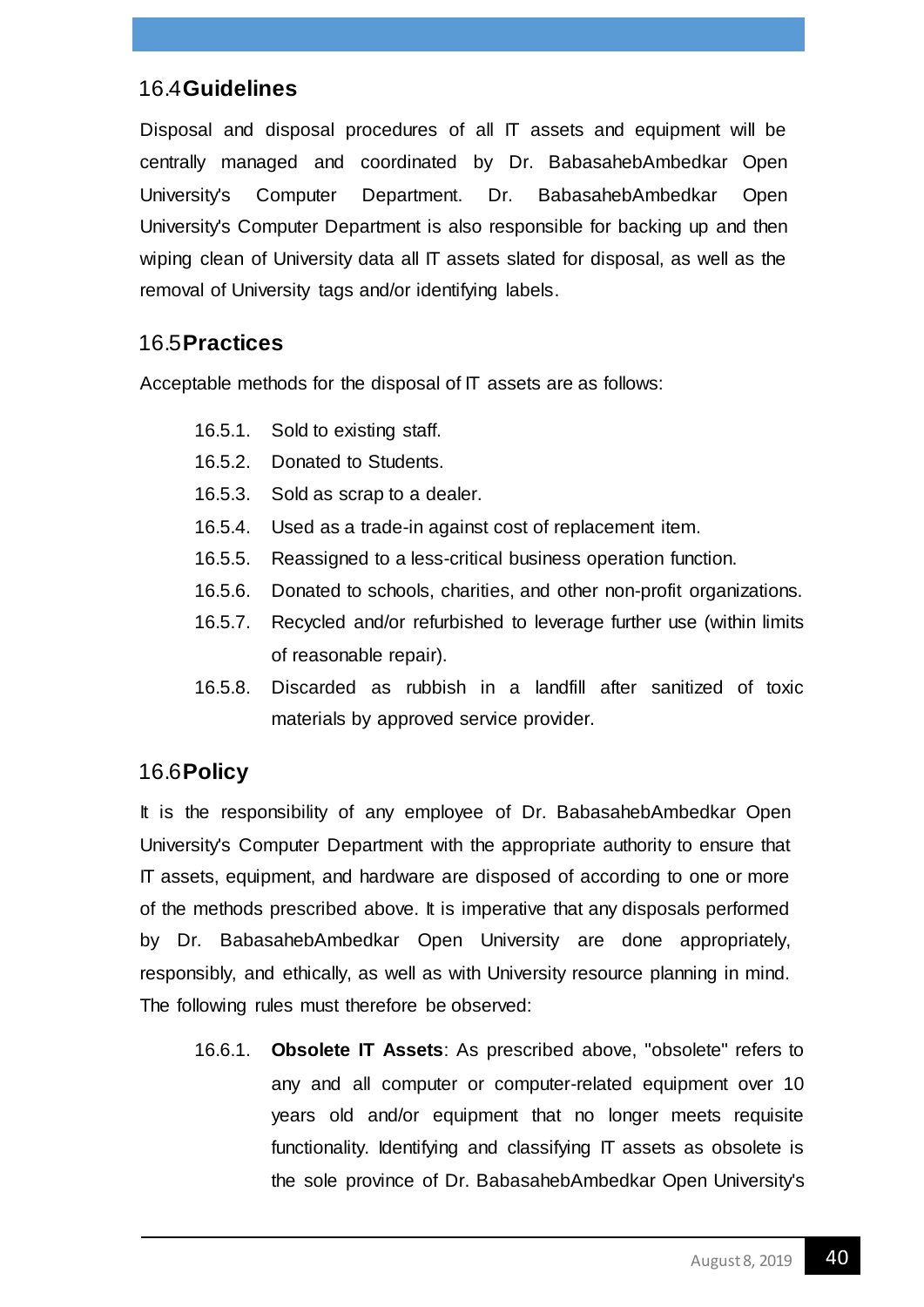## 16.4 Guidelines

Disposal and disposal procedures of all IT assets and equipment will be centrally managed and coordinated by Dr. BabasahebAmbedkar Open University's Computer Department. Dr. BabasahebAmbedkar Open University's Computer Department is also responsible for backing up and then wiping clean of University data all IT assets slated for disposal, as well as the removal of University tags and/or identifying labels.

## 16.5 Practices

Acceptable methods for the disposal of IT assets are as follows:

- 16.5.1. Sold to existing staff.
- 16.5.2. Donated to Students.
- 16.5.3. Sold as scrap to a dealer.
- 16.5.4. Used as a trade-in against cost of replacement item.
- 16.5.5. Reassigned to a less-critical business operation function.
- 16.5.6. Donated to schools, charities, and other non-profit organizations.
- 16.5.7. Recycled and/or refurbished to leverage further use (within limits of reasonable repair).
- 16.5.8. Discarded as rubbish in a landfill after sanitized of toxic materials by approved service provider.

## 16.6 Policy

It is the responsibility of any employee of Dr. BabasahebAmbedkar Open University's Computer Department with the appropriate authority to ensure that IT assets, equipment, and hardware are disposed of according to one or more of the methods prescribed above. It is imperative that any disposals performed by Dr. BabasahebAmbedkar Open University are done appropriately, responsibly, and ethically, as well as with University resource planning in mind. The following rules must therefore be observed:

- 16.6.1. **Obsolete IT Assets**: As prescribed above, "obsolete" refers to any and all computer or computer-related equipment over 10 years old and/or equipment that no longer meets requisite functionality. Identifying and classifying IT assets as obsolete is the sole province of Dr. BabasahebAmbedkar Open University's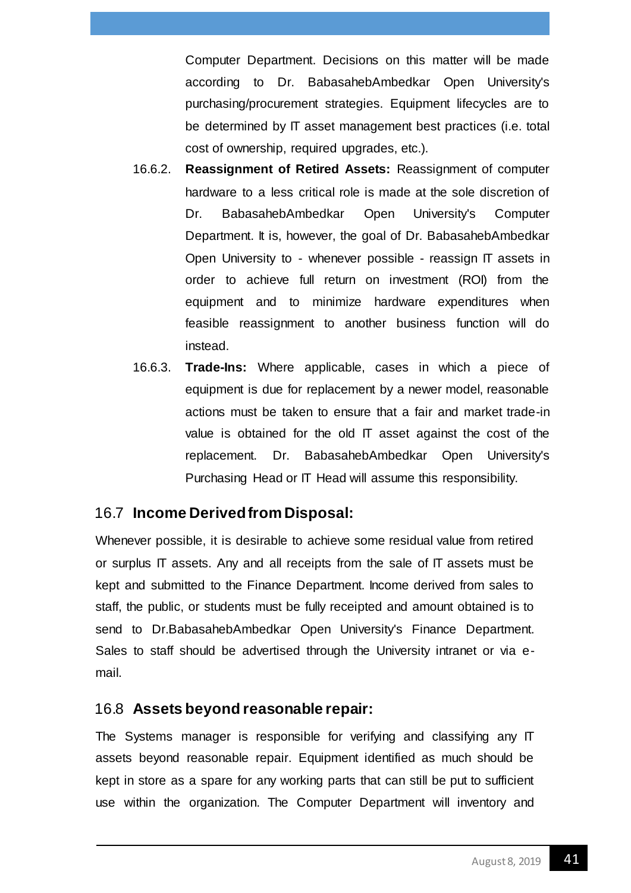Computer Department. Decisions on this matter will be made according to Dr. BabasahebAmbedkar Open University's purchasing/procurement strategies. Equipment lifecycles are to be determined by IT asset management best practices (i.e. total cost of ownership, required upgrades, etc.).

16.6.2. **Reassignment of Retired Assets:** Reassignment of computer hardware to a less critical role is made at the sole discretion of Dr. BabasahebAmbedkar Open University's Computer Department. It is, however, the goal of Dr. BabasahebAmbedkar Open University to - whenever possible - reassign IT assets in order to achieve full return on investment (ROI) from the equipment and to minimize hardware expenditures when feasible reassignment to another business function will do instead.

16.6.3. **Trade-Ins:** Where applicable, cases in which a piece of equipment is due for replacement by a newer model, reasonable actions must be taken to ensure that a fair and market trade-in value is obtained for the old IT asset against the cost of the replacement. Dr. BabasahebAmbedkar Open University's Purchasing Head or IT Head will assume this responsibility.

## 16.7 Income Derived from Disposal:

Whenever possible, it is desirable to achieve some residual value from retired or surplus IT assets. Any and all receipts from the sale of IT assets must be kept and submitted to the Finance Department. Income derived from sales to staff, the public, or students must be fully receipted and amount obtained is to send to Dr.BabasahebAmbedkar Open University's Finance Department. Sales to staff should be advertised through the University intranet or via e-mail.

## 16.8 Assets beyond reasonable repair:

The Systems manager is responsible for verifying and classifying any IT assets beyond reasonable repair. Equipment identified as much should be kept in store as a spare for any working parts that can still be put to sufficient use within the organization. The Computer Department will inventory and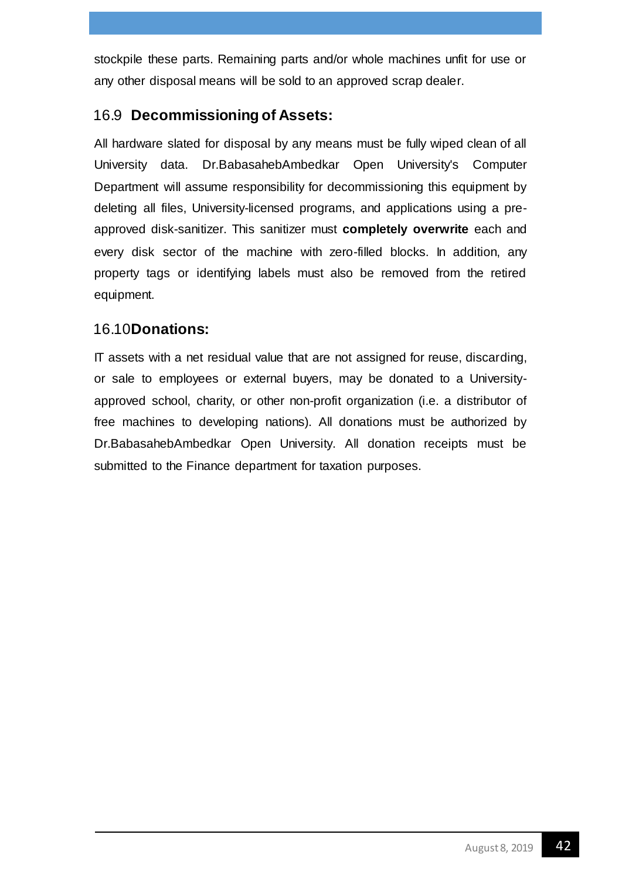stockpile these parts. Remaining parts and/or whole machines unfit for use or any other disposal means will be sold to an approved scrap dealer.

## 16.9 **Decommissioning of Assets:**

All hardware slated for disposal by any means must be fully wiped clean of all University data. Dr.BabasahebAmbedkar Open University's Computer Department will assume responsibility for decommissioning this equipment by deleting all files, University-licensed programs, and applications using a pre-approved disk-sanitizer. This sanitizer must **completely overwrite** each and every disk sector of the machine with zero-filled blocks. In addition, any property tags or identifying labels must also be removed from the retired equipment.

## 16.10 **Donations:**

IT assets with a net residual value that are not assigned for reuse, discarding, or sale to employees or external buyers, may be donated to a University-approved school, charity, or other non-profit organization (i.e. a distributor of free machines to developing nations). All donations must be authorized by Dr.BabasahebAmbedkar Open University. All donation receipts must be submitted to the Finance department for taxation purposes.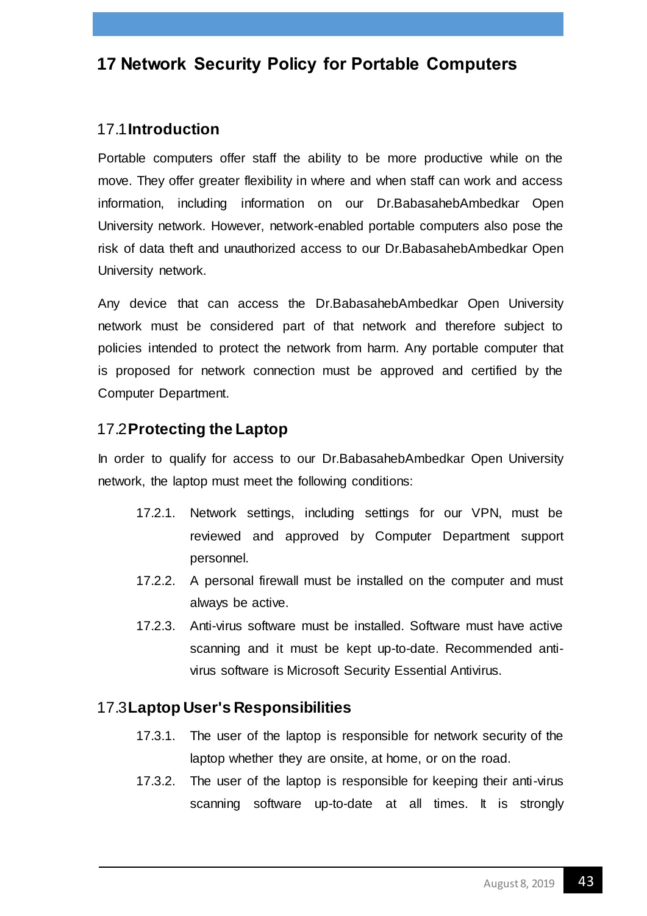# 17 Network Security Policy for Portable Computers

## 17.1 Introduction

Portable computers offer staff the ability to be more productive while on the move. They offer greater flexibility in where and when staff can work and access information, including information on our Dr.BabasahebAmbedkar Open University network. However, network-enabled portable computers also pose the risk of data theft and unauthorized access to our Dr.BabasahebAmbedkar Open University network.

Any device that can access the Dr.BabasahebAmbedkar Open University network must be considered part of that network and therefore subject to policies intended to protect the network from harm. Any portable computer that is proposed for network connection must be approved and certified by the Computer Department.

## 17.2 Protecting the Laptop

In order to qualify for access to our Dr.BabasahebAmbedkar Open University network, the laptop must meet the following conditions:

- 17.2.1. Network settings, including settings for our VPN, must be reviewed and approved by Computer Department support personnel.
- 17.2.2. A personal firewall must be installed on the computer and must always be active.
- 17.2.3. Anti-virus software must be installed. Software must have active scanning and it must be kept up-to-date. Recommended anti-virus software is Microsoft Security Essential Antivirus.

## 17.3 Laptop User's Responsibilities

- 17.3.1. The user of the laptop is responsible for network security of the laptop whether they are onsite, at home, or on the road.
- 17.3.2. The user of the laptop is responsible for keeping their anti-virus scanning software up-to-date at all times. It is strongly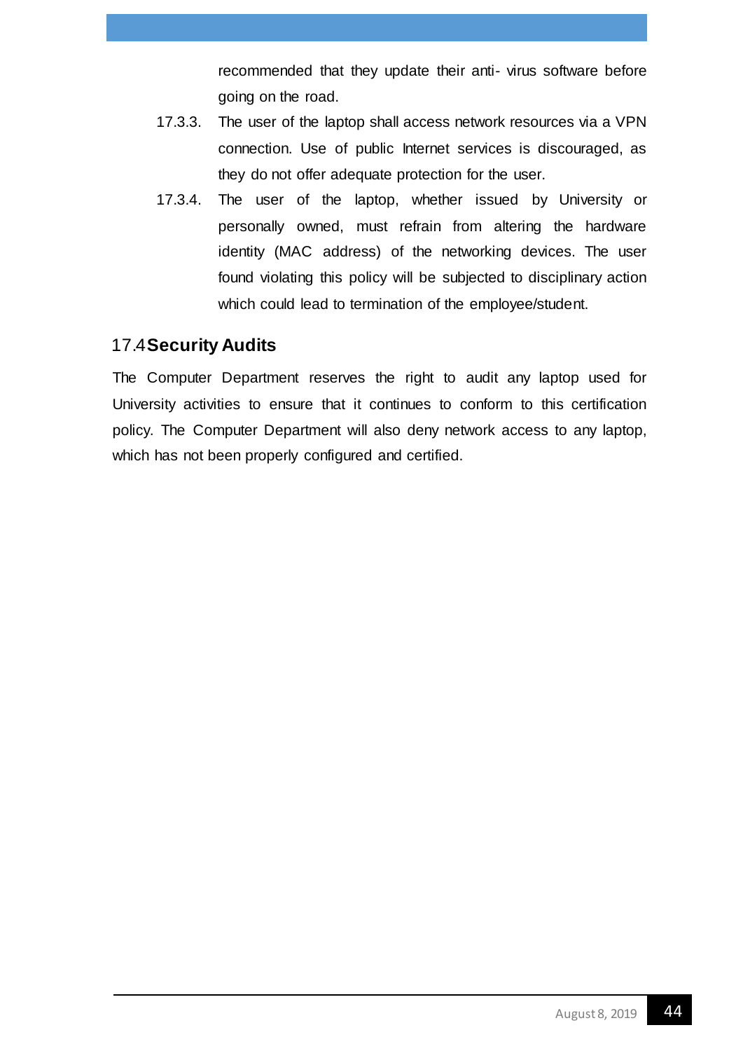recommended that they update their anti- virus software before going on the road.

17.3.3. The user of the laptop shall access network resources via a VPN connection. Use of public Internet services is discouraged, as they do not offer adequate protection for the user.

17.3.4. The user of the laptop, whether issued by University or personally owned, must refrain from altering the hardware identity (MAC address) of the networking devices. The user found violating this policy will be subjected to disciplinary action which could lead to termination of the employee/student.

## 17.4 Security Audits

The Computer Department reserves the right to audit any laptop used for University activities to ensure that it continues to conform to this certification policy. The Computer Department will also deny network access to any laptop, which has not been properly configured and certified.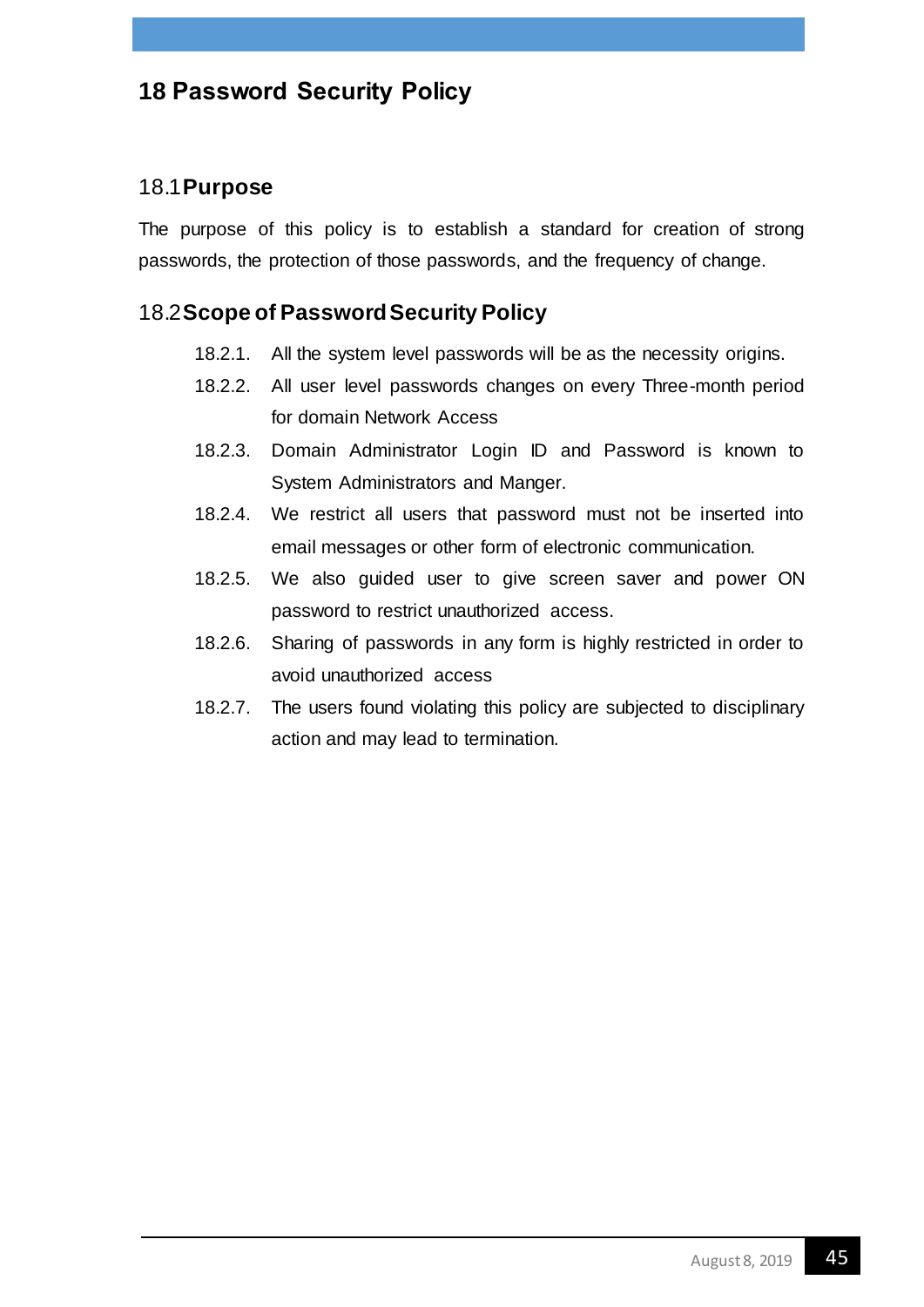# 18 Password Security Policy

## 18.1 Purpose

The purpose of this policy is to establish a standard for creation of strong passwords, the protection of those passwords, and the frequency of change.

## 18.2 Scope of Password Security Policy

- 18.2.1. All the system level passwords will be as the necessity origins.
- 18.2.2. All user level passwords changes on every Three-month period for domain Network Access
- 18.2.3. Domain Administrator Login ID and Password is known to System Administrators and Manger.
- 18.2.4. We restrict all users that password must not be inserted into email messages or other form of electronic communication.
- 18.2.5. We also guided user to give screen saver and power ON password to restrict unauthorized access.
- 18.2.6. Sharing of passwords in any form is highly restricted in order to avoid unauthorized access
- 18.2.7. The users found violating this policy are subjected to disciplinary action and may lead to termination.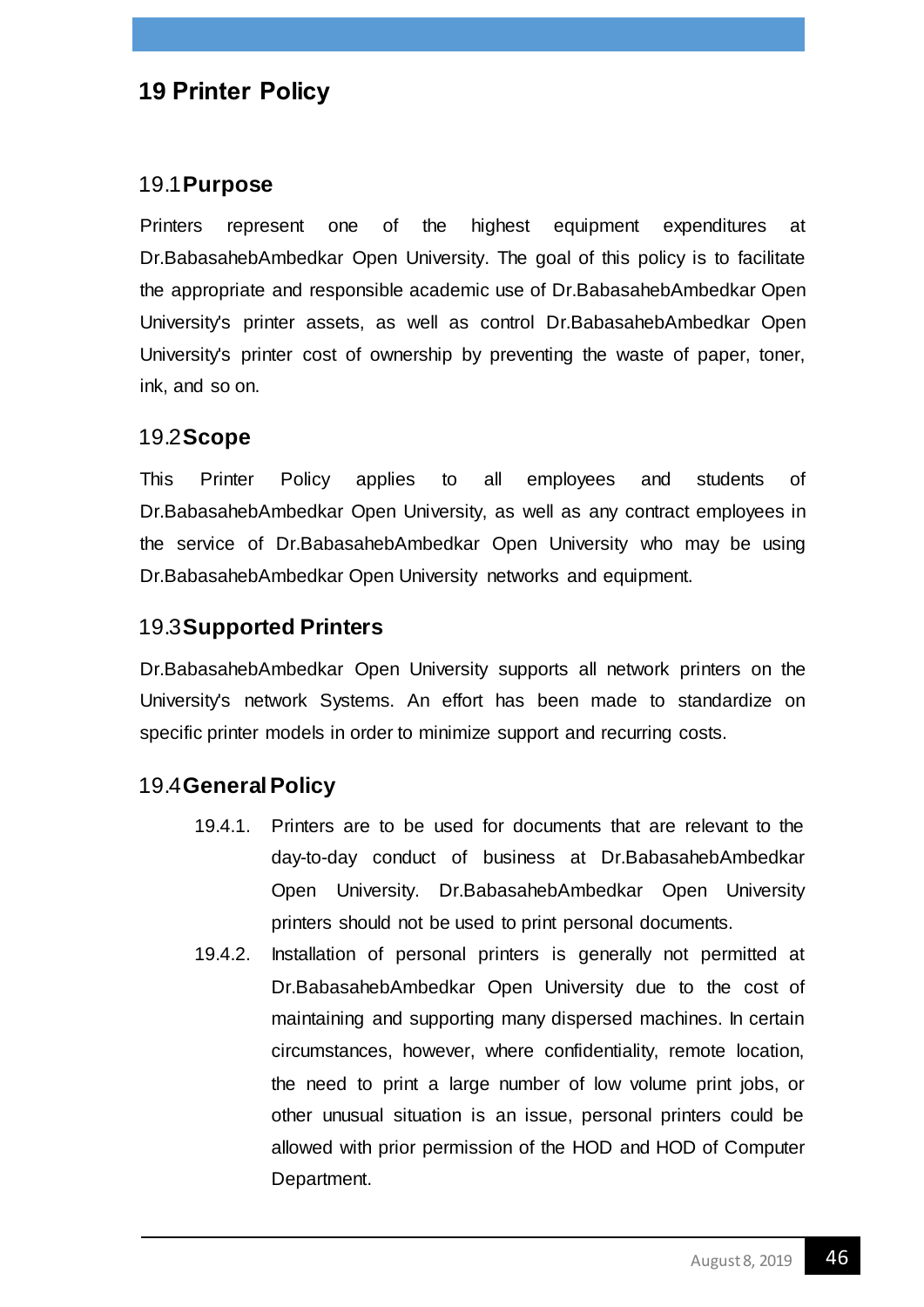# 19 Printer Policy

## 19.1 Purpose

Printers represent one of the highest equipment expenditures at Dr.BabasahebAmbedkar Open University. The goal of this policy is to facilitate the appropriate and responsible academic use of Dr.BabasahebAmbedkar Open University's printer assets, as well as control Dr.BabasahebAmbedkar Open University's printer cost of ownership by preventing the waste of paper, toner, ink, and so on.

## 19.2 Scope

This Printer Policy applies to all employees and students of Dr.BabasahebAmbedkar Open University, as well as any contract employees in the service of Dr.BabasahebAmbedkar Open University who may be using Dr.BabasahebAmbedkar Open University networks and equipment.

## 19.3 Supported Printers

Dr.BabasahebAmbedkar Open University supports all network printers on the University's network Systems. An effort has been made to standardize on specific printer models in order to minimize support and recurring costs.

## 19.4 General Policy

19.4.1. Printers are to be used for documents that are relevant to the day-to-day conduct of business at Dr.BabasahebAmbedkar Open University. Dr.BabasahebAmbedkar Open University printers should not be used to print personal documents.

19.4.2. Installation of personal printers is generally not permitted at Dr.BabasahebAmbedkar Open University due to the cost of maintaining and supporting many dispersed machines. In certain circumstances, however, where confidentiality, remote location, the need to print a large number of low volume print jobs, or other unusual situation is an issue, personal printers could be allowed with prior permission of the HOD and HOD of Computer Department.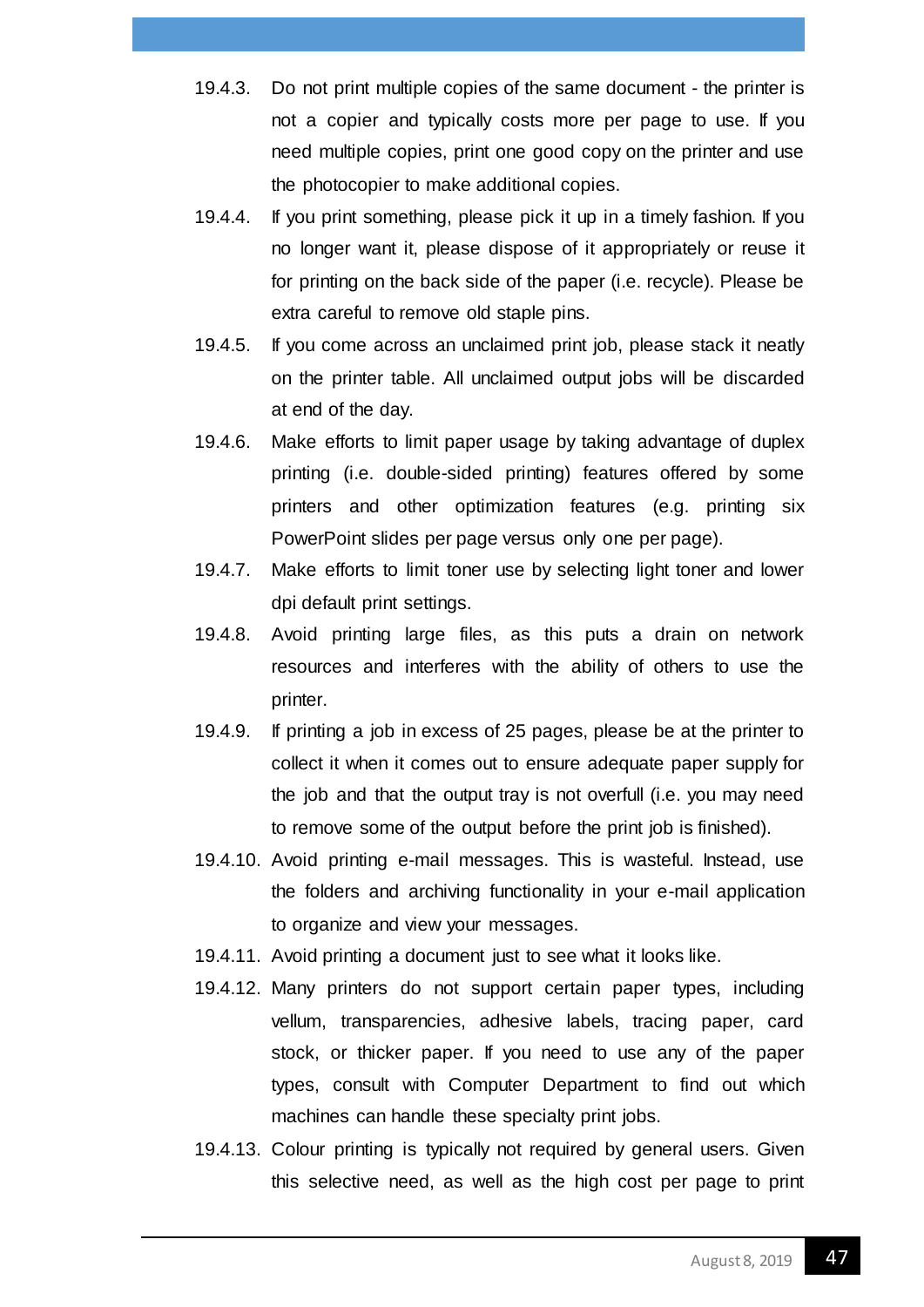19.4.3. Do not print multiple copies of the same document - the printer is not a copier and typically costs more per page to use. If you need multiple copies, print one good copy on the printer and use the photocopier to make additional copies.

19.4.4. If you print something, please pick it up in a timely fashion. If you no longer want it, please dispose of it appropriately or reuse it for printing on the back side of the paper (i.e. recycle). Please be extra careful to remove old staple pins.

19.4.5. If you come across an unclaimed print job, please stack it neatly on the printer table. All unclaimed output jobs will be discarded at end of the day.

19.4.6. Make efforts to limit paper usage by taking advantage of duplex printing (i.e. double-sided printing) features offered by some printers and other optimization features (e.g. printing six PowerPoint slides per page versus only one per page).

19.4.7. Make efforts to limit toner use by selecting light toner and lower dpi default print settings.

19.4.8. Avoid printing large files, as this puts a drain on network resources and interferes with the ability of others to use the printer.

19.4.9. If printing a job in excess of 25 pages, please be at the printer to collect it when it comes out to ensure adequate paper supply for the job and that the output tray is not overfull (i.e. you may need to remove some of the output before the print job is finished).

19.4.10. Avoid printing e-mail messages. This is wasteful. Instead, use the folders and archiving functionality in your e-mail application to organize and view your messages.

19.4.11. Avoid printing a document just to see what it looks like.

19.4.12. Many printers do not support certain paper types, including vellum, transparencies, adhesive labels, tracing paper, card stock, or thicker paper. If you need to use any of the paper types, consult with Computer Department to find out which machines can handle these specialty print jobs.

19.4.13. Colour printing is typically not required by general users. Given this selective need, as well as the high cost per page to print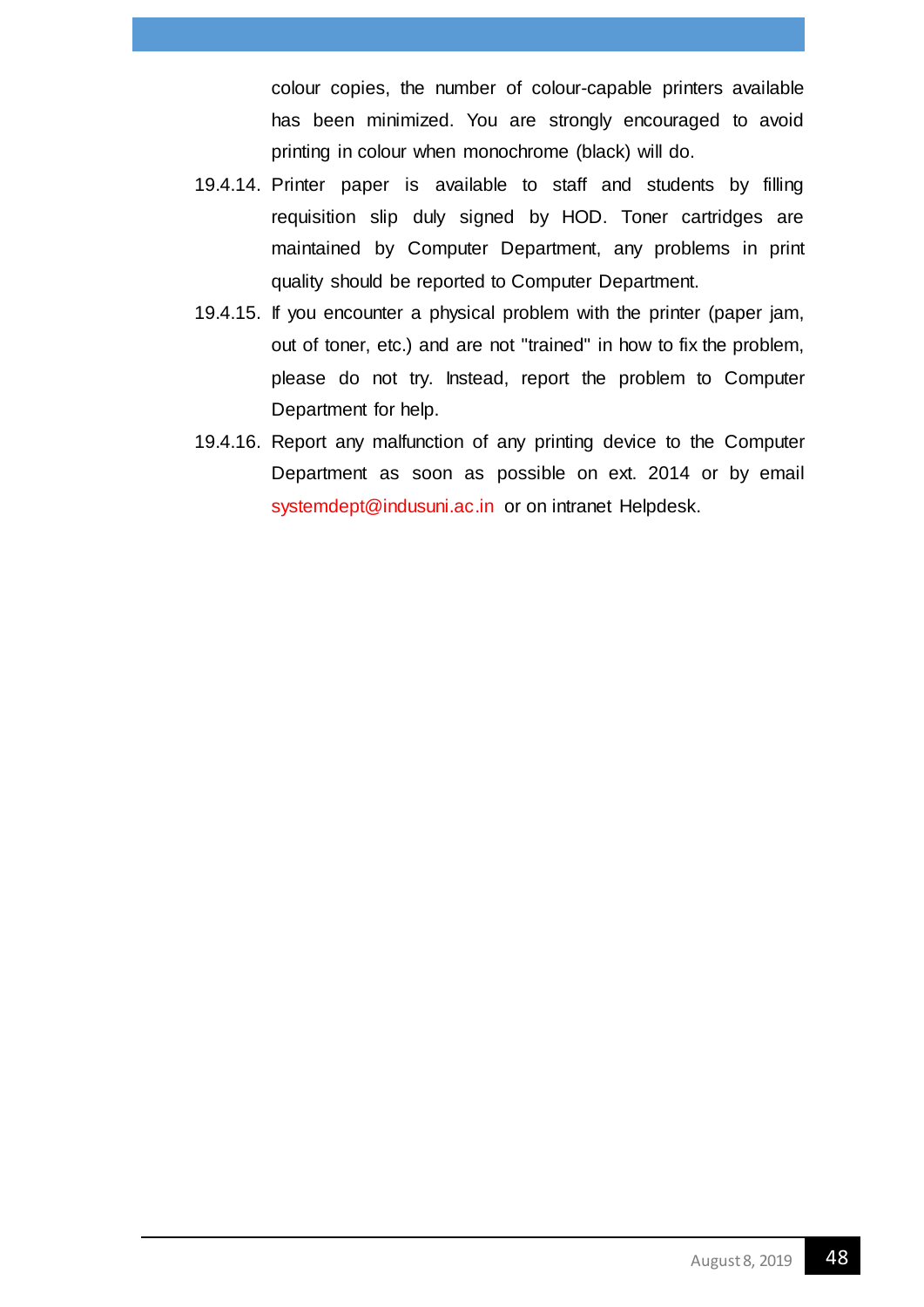colour copies, the number of colour-capable printers available has been minimized. You are strongly encouraged to avoid printing in colour when monochrome (black) will do.

19.4.14. Printer paper is available to staff and students by filling requisition slip duly signed by HOD. Toner cartridges are maintained by Computer Department, any problems in print quality should be reported to Computer Department.

19.4.15. If you encounter a physical problem with the printer (paper jam, out of toner, etc.) and are not "trained" in how to fix the problem, please do not try. Instead, report the problem to Computer Department for help.

19.4.16. Report any malfunction of any printing device to the Computer Department as soon as possible on ext. 2014 or by email systemdept@indusuni.ac.in or on intranet Helpdesk.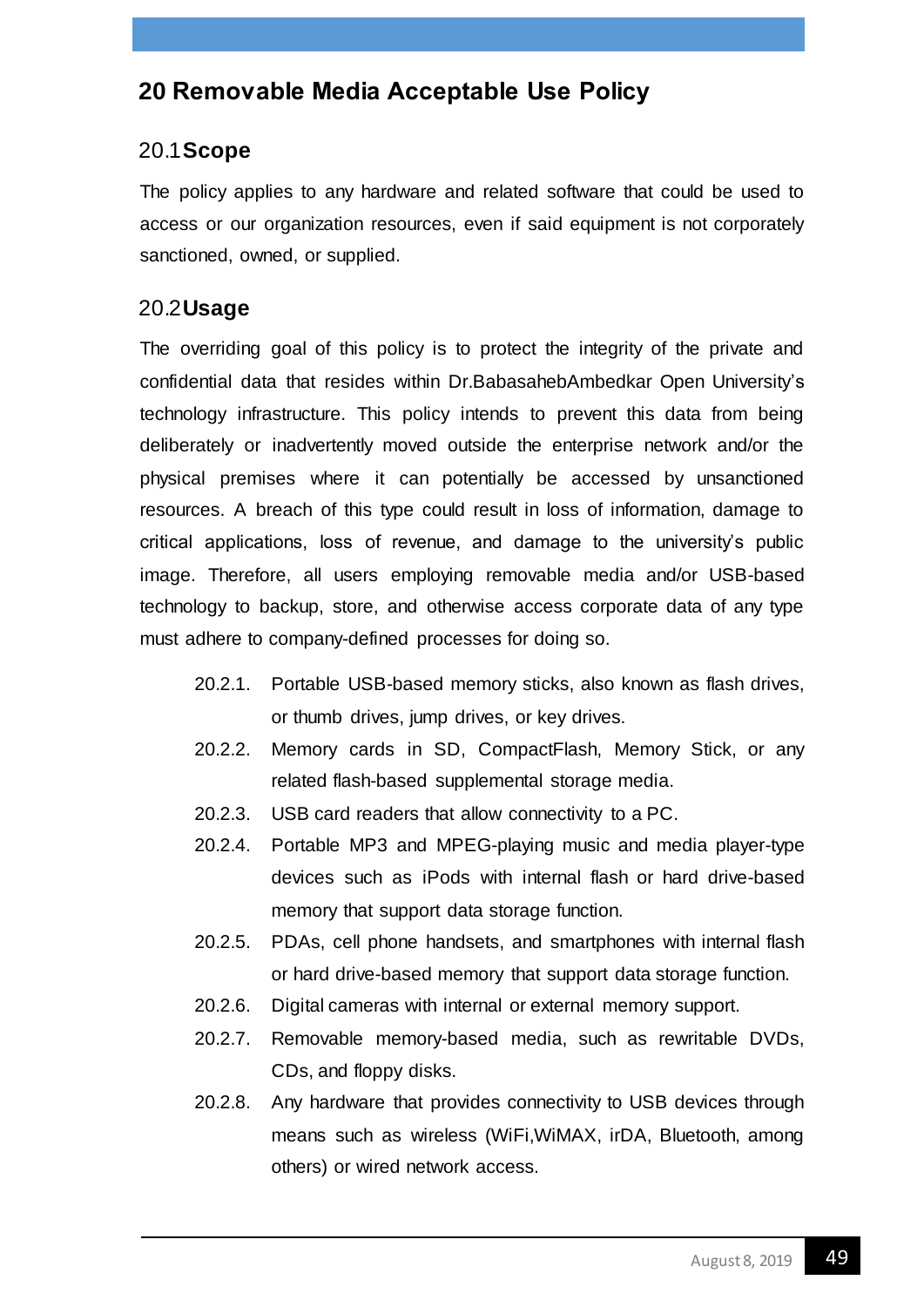# 20 Removable Media Acceptable Use Policy

## 20.1 Scope

The policy applies to any hardware and related software that could be used to access or our organization resources, even if said equipment is not corporately sanctioned, owned, or supplied.

## 20.2 Usage

The overriding goal of this policy is to protect the integrity of the private and confidential data that resides within Dr.BabasahebAmbedkar Open University's technology infrastructure. This policy intends to prevent this data from being deliberately or inadvertently moved outside the enterprise network and/or the physical premises where it can potentially be accessed by unsanctioned resources. A breach of this type could result in loss of information, damage to critical applications, loss of revenue, and damage to the university's public image. Therefore, all users employing removable media and/or USB-based technology to backup, store, and otherwise access corporate data of any type must adhere to company-defined processes for doing so.

- 20.2.1. Portable USB-based memory sticks, also known as flash drives, or thumb drives, jump drives, or key drives.
- 20.2.2. Memory cards in SD, CompactFlash, Memory Stick, or any related flash-based supplemental storage media.
- 20.2.3. USB card readers that allow connectivity to a PC.
- 20.2.4. Portable MP3 and MPEG-playing music and media player-type devices such as iPods with internal flash or hard drive-based memory that support data storage function.
- 20.2.5. PDAs, cell phone handsets, and smartphones with internal flash or hard drive-based memory that support data storage function.
- 20.2.6. Digital cameras with internal or external memory support.
- 20.2.7. Removable memory-based media, such as rewritable DVDs, CDs, and floppy disks.
- 20.2.8. Any hardware that provides connectivity to USB devices through means such as wireless (WiFi,WiMAX, irDA, Bluetooth, among others) or wired network access.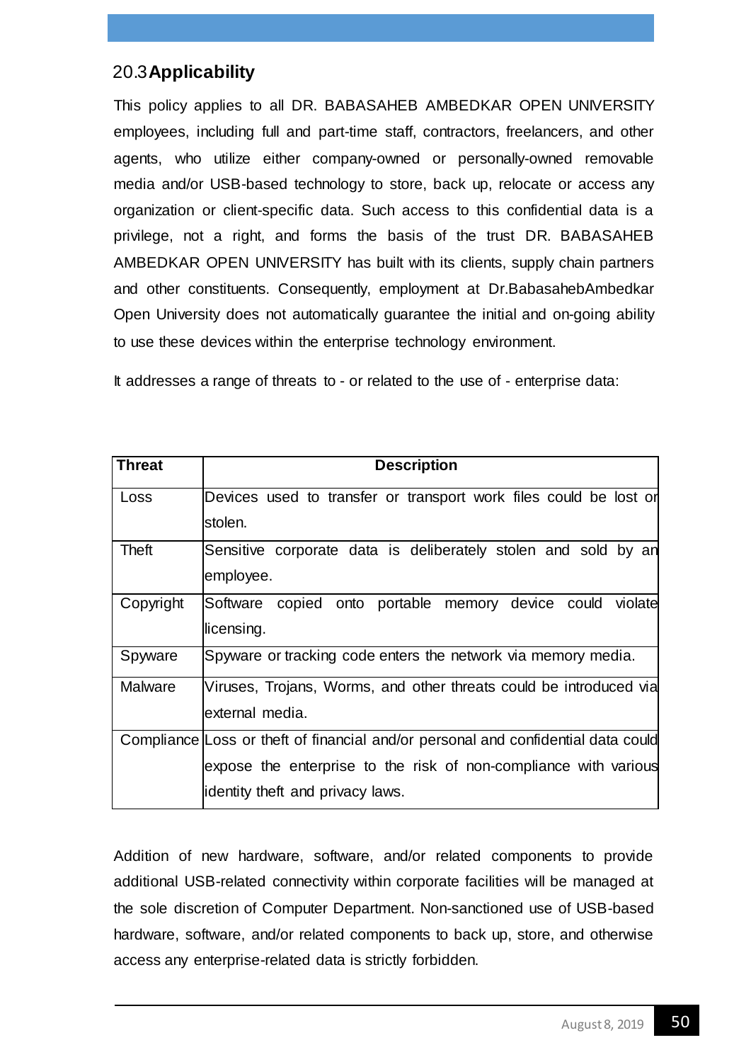## 20.3 Applicability

This policy applies to all DR. BABASAHEB AMBEDKAR OPEN UNIVERSITY employees, including full and part-time staff, contractors, freelancers, and other agents, who utilize either company-owned or personally-owned removable media and/or USB-based technology to store, back up, relocate or access any organization or client-specific data. Such access to this confidential data is a privilege, not a right, and forms the basis of the trust DR. BABASAHEB AMBEDKAR OPEN UNIVERSITY has built with its clients, supply chain partners and other constituents. Consequently, employment at Dr.BabasahebAmbedkar Open University does not automatically guarantee the initial and on-going ability to use these devices within the enterprise technology environment.

It addresses a range of threats to - or related to the use of - enterprise data:

| Threat | Description |
|---|---|
| Loss | Devices used to transfer or transport work files could be lost or stolen. |
| Theft | Sensitive corporate data is deliberately stolen and sold by an employee. |
| Copyright | Software copied onto portable memory device could violate licensing. |
| Spyware | Spyware or tracking code enters the network via memory media. |
| Malware | Viruses, Trojans, Worms, and other threats could be introduced via external media. |
| Compliance | Loss or theft of financial and/or personal and confidential data could expose the enterprise to the risk of non-compliance with various identity theft and privacy laws. |

Addition of new hardware, software, and/or related components to provide additional USB-related connectivity within corporate facilities will be managed at the sole discretion of Computer Department. Non-sanctioned use of USB-based hardware, software, and/or related components to back up, store, and otherwise access any enterprise-related data is strictly forbidden.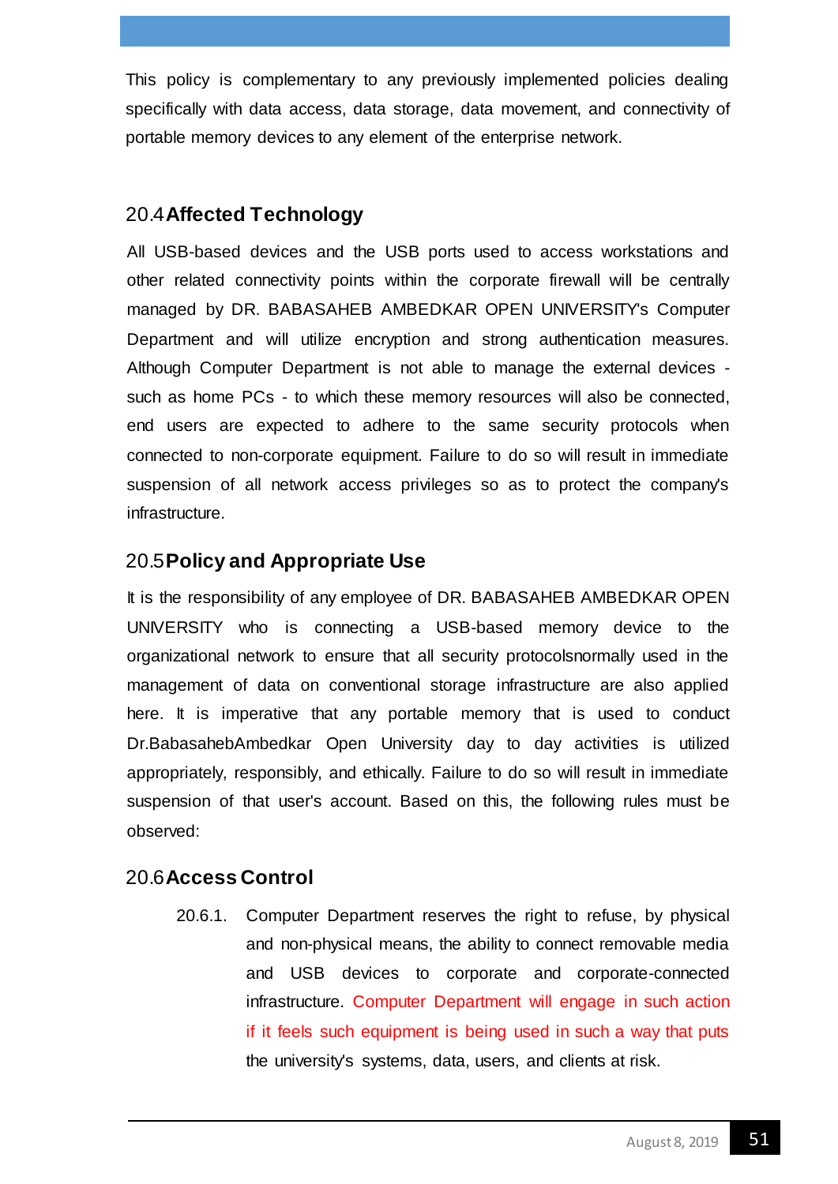This policy is complementary to any previously implemented policies dealing specifically with data access, data storage, data movement, and connectivity of portable memory devices to any element of the enterprise network.

## 20.4 Affected Technology

All USB-based devices and the USB ports used to access workstations and other related connectivity points within the corporate firewall will be centrally managed by DR. BABASAHEB AMBEDKAR OPEN UNIVERSITY's Computer Department and will utilize encryption and strong authentication measures. Although Computer Department is not able to manage the external devices - such as home PCs - to which these memory resources will also be connected, end users are expected to adhere to the same security protocols when connected to non-corporate equipment. Failure to do so will result in immediate suspension of all network access privileges so as to protect the company's infrastructure.

## 20.5 Policy and Appropriate Use

It is the responsibility of any employee of DR. BABASAHEB AMBEDKAR OPEN UNIVERSITY who is connecting a USB-based memory device to the organizational network to ensure that all security protocolsnormally used in the management of data on conventional storage infrastructure are also applied here. It is imperative that any portable memory that is used to conduct Dr.BabasahebAmbedkar Open University day to day activities is utilized appropriately, responsibly, and ethically. Failure to do so will result in immediate suspension of that user's account. Based on this, the following rules must be observed:

## 20.6 Access Control

20.6.1. Computer Department reserves the right to refuse, by physical and non-physical means, the ability to connect removable media and USB devices to corporate and corporate-connected infrastructure. Computer Department will engage in such action if it feels such equipment is being used in such a way that puts the university's systems, data, users, and clients at risk.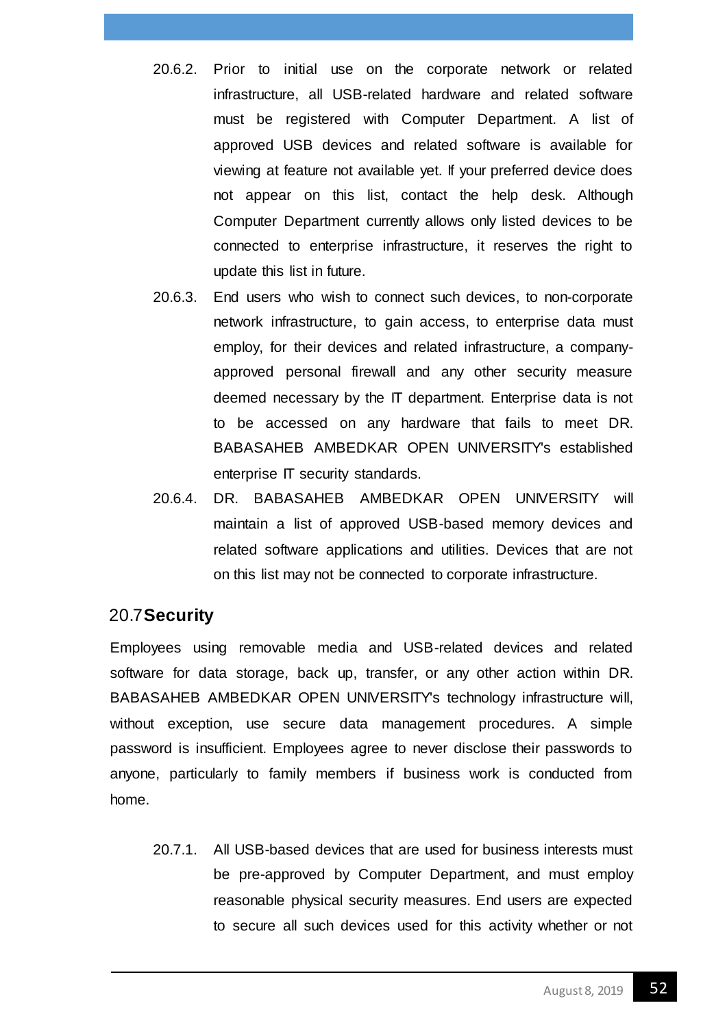20.6.2. Prior to initial use on the corporate network or related infrastructure, all USB-related hardware and related software must be registered with Computer Department. A list of approved USB devices and related software is available for viewing at feature not available yet. If your preferred device does not appear on this list, contact the help desk. Although Computer Department currently allows only listed devices to be connected to enterprise infrastructure, it reserves the right to update this list in future.

20.6.3. End users who wish to connect such devices, to non-corporate network infrastructure, to gain access, to enterprise data must employ, for their devices and related infrastructure, a company-approved personal firewall and any other security measure deemed necessary by the IT department. Enterprise data is not to be accessed on any hardware that fails to meet DR. BABASAHEB AMBEDKAR OPEN UNIVERSITY's established enterprise IT security standards.

20.6.4. DR. BABASAHEB AMBEDKAR OPEN UNIVERSITY will maintain a list of approved USB-based memory devices and related software applications and utilities. Devices that are not on this list may not be connected to corporate infrastructure.

## 20.7 **Security**

Employees using removable media and USB-related devices and related software for data storage, back up, transfer, or any other action within DR. BABASAHEB AMBEDKAR OPEN UNIVERSITY's technology infrastructure will, without exception, use secure data management procedures. A simple password is insufficient. Employees agree to never disclose their passwords to anyone, particularly to family members if business work is conducted from home.

20.7.1. All USB-based devices that are used for business interests must be pre-approved by Computer Department, and must employ reasonable physical security measures. End users are expected to secure all such devices used for this activity whether or not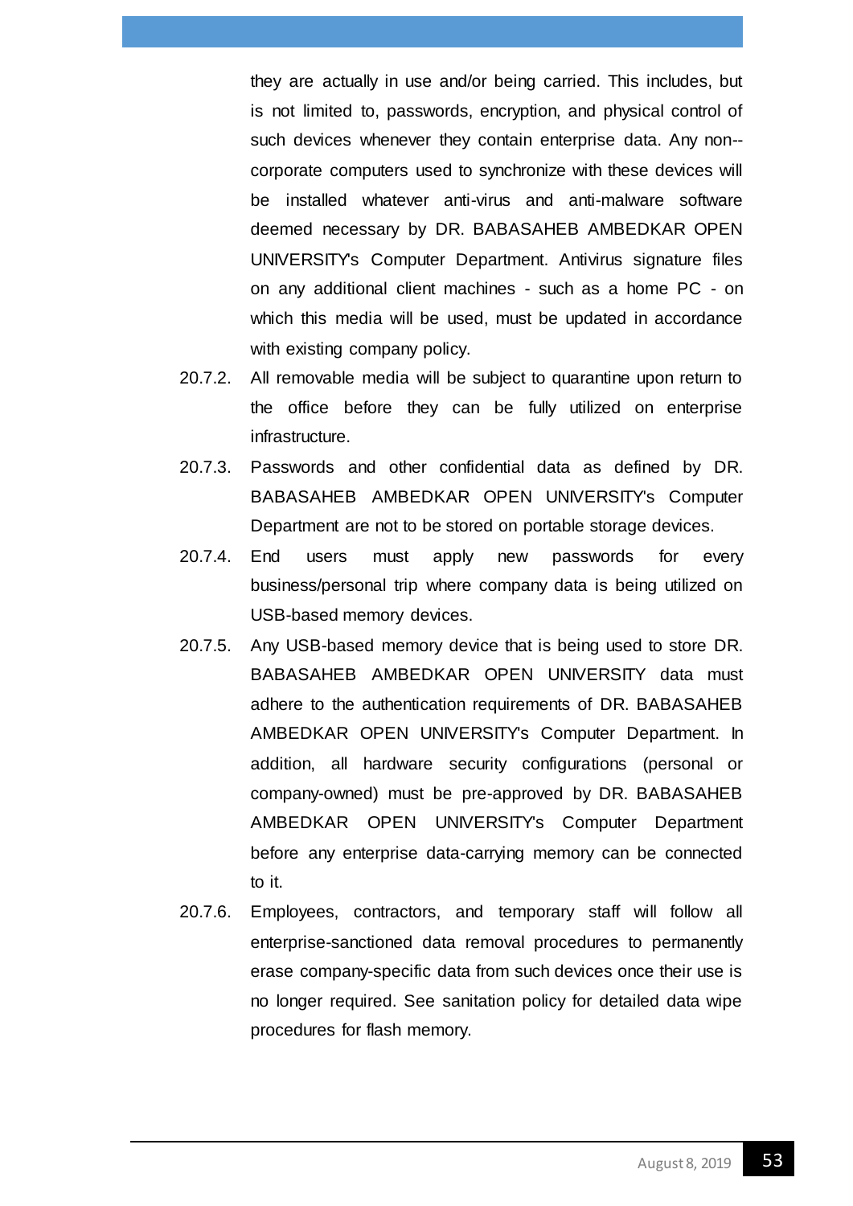they are actually in use and/or being carried. This includes, but is not limited to, passwords, encryption, and physical control of such devices whenever they contain enterprise data. Any non--corporate computers used to synchronize with these devices will be installed whatever anti-virus and anti-malware software deemed necessary by DR. BABASAHEB AMBEDKAR OPEN UNIVERSITY's Computer Department. Antivirus signature files on any additional client machines - such as a home PC - on which this media will be used, must be updated in accordance with existing company policy.

20.7.2. All removable media will be subject to quarantine upon return to the office before they can be fully utilized on enterprise infrastructure.

20.7.3. Passwords and other confidential data as defined by DR. BABASAHEB AMBEDKAR OPEN UNIVERSITY's Computer Department are not to be stored on portable storage devices.

20.7.4. End users must apply new passwords for every business/personal trip where company data is being utilized on USB-based memory devices.

20.7.5. Any USB-based memory device that is being used to store DR. BABASAHEB AMBEDKAR OPEN UNIVERSITY data must adhere to the authentication requirements of DR. BABASAHEB AMBEDKAR OPEN UNIVERSITY's Computer Department. In addition, all hardware security configurations (personal or company-owned) must be pre-approved by DR. BABASAHEB AMBEDKAR OPEN UNIVERSITY's Computer Department before any enterprise data-carrying memory can be connected to it.

20.7.6. Employees, contractors, and temporary staff will follow all enterprise-sanctioned data removal procedures to permanently erase company-specific data from such devices once their use is no longer required. See sanitation policy for detailed data wipe procedures for flash memory.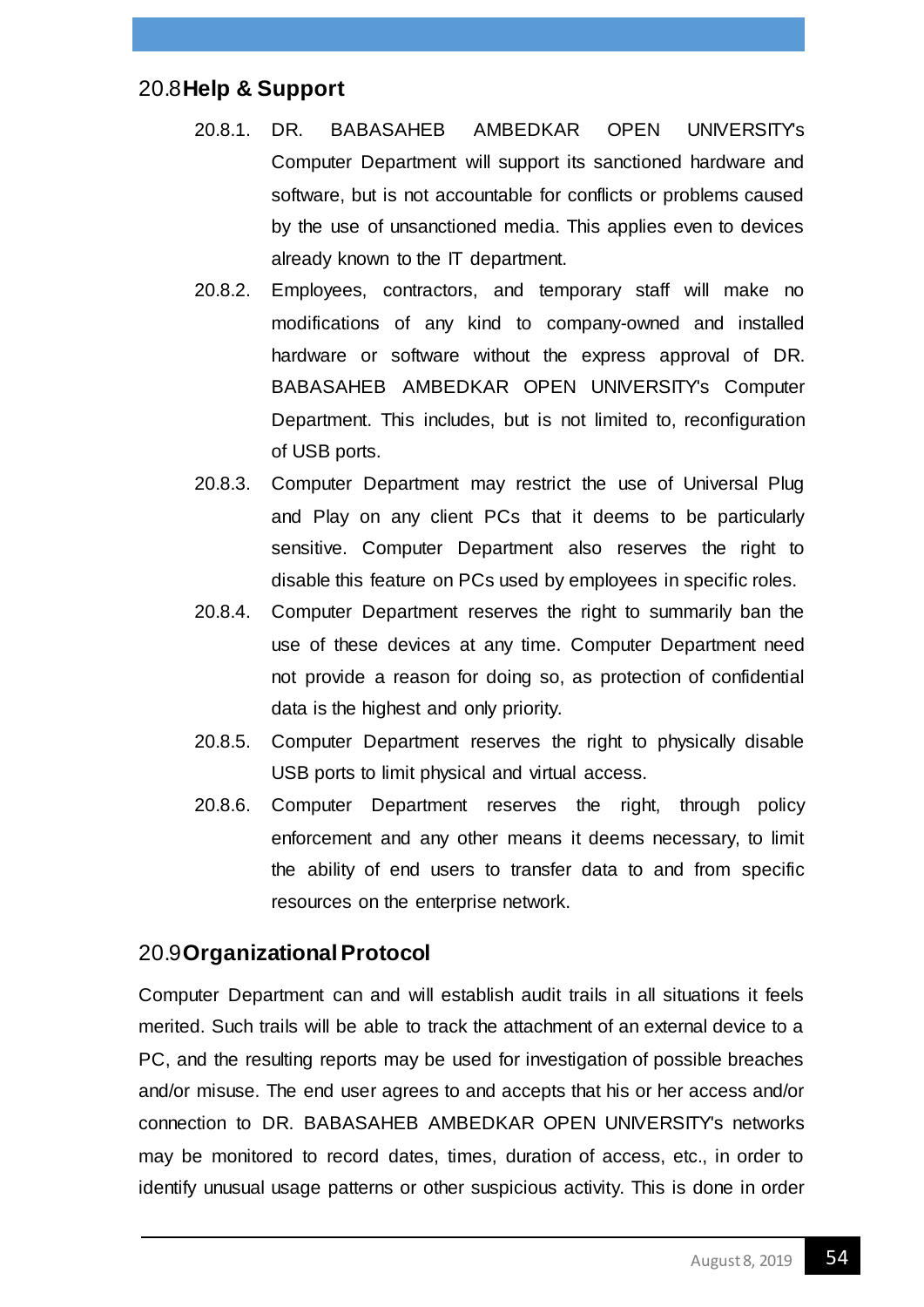## 20.8 Help & Support

20.8.1. DR. BABASAHEB AMBEDKAR OPEN UNIVERSITY's Computer Department will support its sanctioned hardware and software, but is not accountable for conflicts or problems caused by the use of unsanctioned media. This applies even to devices already known to the IT department.

20.8.2. Employees, contractors, and temporary staff will make no modifications of any kind to company-owned and installed hardware or software without the express approval of DR. BABASAHEB AMBEDKAR OPEN UNIVERSITY's Computer Department. This includes, but is not limited to, reconfiguration of USB ports.

20.8.3. Computer Department may restrict the use of Universal Plug and Play on any client PCs that it deems to be particularly sensitive. Computer Department also reserves the right to disable this feature on PCs used by employees in specific roles.

20.8.4. Computer Department reserves the right to summarily ban the use of these devices at any time. Computer Department need not provide a reason for doing so, as protection of confidential data is the highest and only priority.

20.8.5. Computer Department reserves the right to physically disable USB ports to limit physical and virtual access.

20.8.6. Computer Department reserves the right, through policy enforcement and any other means it deems necessary, to limit the ability of end users to transfer data to and from specific resources on the enterprise network.

## 20.9 Organizational Protocol

Computer Department can and will establish audit trails in all situations it feels merited. Such trails will be able to track the attachment of an external device to a PC, and the resulting reports may be used for investigation of possible breaches and/or misuse. The end user agrees to and accepts that his or her access and/or connection to DR. BABASAHEB AMBEDKAR OPEN UNIVERSITY's networks may be monitored to record dates, times, duration of access, etc., in order to identify unusual usage patterns or other suspicious activity. This is done in order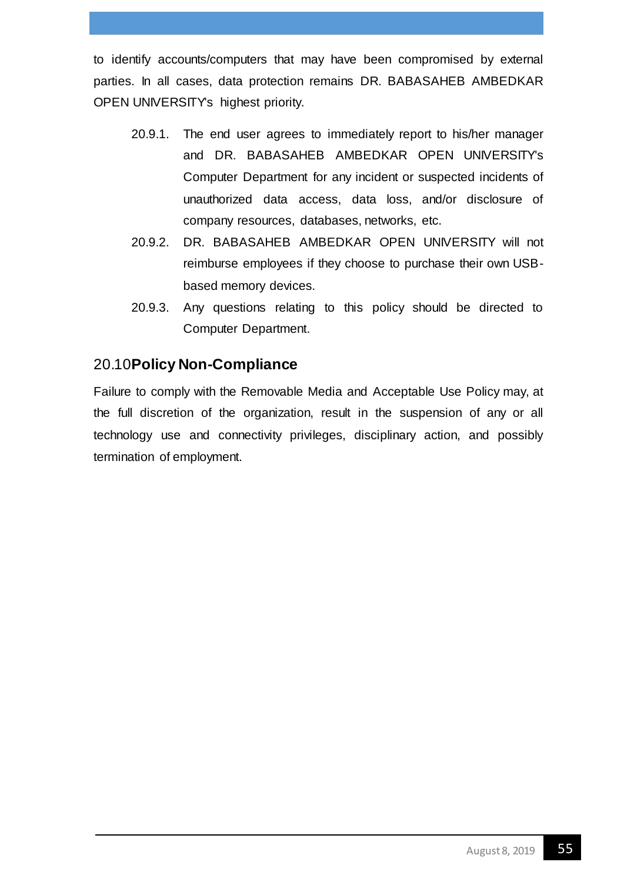to identify accounts/computers that may have been compromised by external parties. In all cases, data protection remains DR. BABASAHEB AMBEDKAR OPEN UNIVERSITY's highest priority.

20.9.1. The end user agrees to immediately report to his/her manager and DR. BABASAHEB AMBEDKAR OPEN UNIVERSITY's Computer Department for any incident or suspected incidents of unauthorized data access, data loss, and/or disclosure of company resources, databases, networks, etc.

20.9.2. DR. BABASAHEB AMBEDKAR OPEN UNIVERSITY will not reimburse employees if they choose to purchase their own USB-based memory devices.

20.9.3. Any questions relating to this policy should be directed to Computer Department.

## 20.10 **Policy Non-Compliance**

Failure to comply with the Removable Media and Acceptable Use Policy may, at the full discretion of the organization, result in the suspension of any or all technology use and connectivity privileges, disciplinary action, and possibly termination of employment.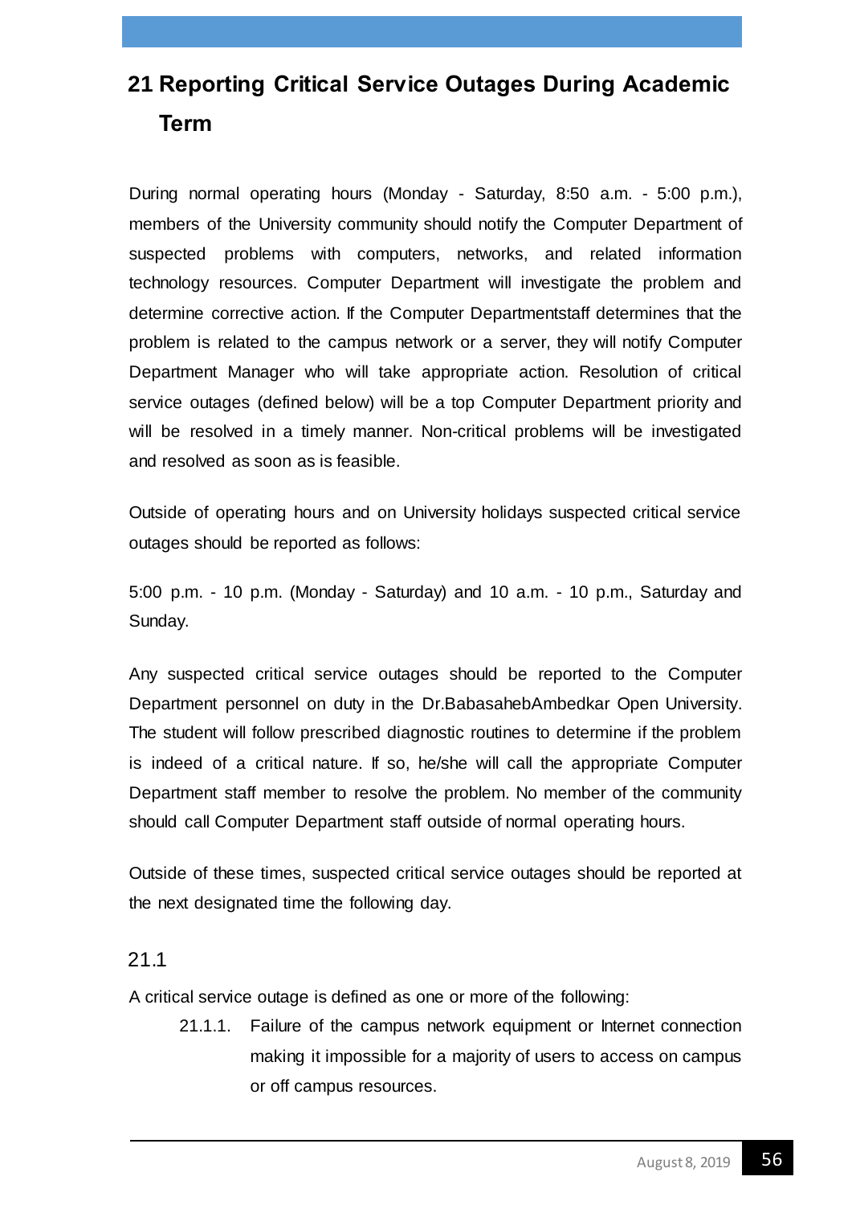# 21 Reporting Critical Service Outages During Academic Term

During normal operating hours (Monday - Saturday, 8:50 a.m. - 5:00 p.m.), members of the University community should notify the Computer Department of suspected problems with computers, networks, and related information technology resources. Computer Department will investigate the problem and determine corrective action. If the Computer Departmentstaff determines that the problem is related to the campus network or a server, they will notify Computer Department Manager who will take appropriate action. Resolution of critical service outages (defined below) will be a top Computer Department priority and will be resolved in a timely manner. Non-critical problems will be investigated and resolved as soon as is feasible.

Outside of operating hours and on University holidays suspected critical service outages should be reported as follows:

5:00 p.m. - 10 p.m. (Monday - Saturday) and 10 a.m. - 10 p.m., Saturday and Sunday.

Any suspected critical service outages should be reported to the Computer Department personnel on duty in the Dr.BabasahebAmbedkar Open University. The student will follow prescribed diagnostic routines to determine if the problem is indeed of a critical nature. If so, he/she will call the appropriate Computer Department staff member to resolve the problem. No member of the community should call Computer Department staff outside of normal operating hours.

Outside of these times, suspected critical service outages should be reported at the next designated time the following day.

## 21.1

A critical service outage is defined as one or more of the following:

21.1.1. Failure of the campus network equipment or Internet connection making it impossible for a majority of users to access on campus or off campus resources.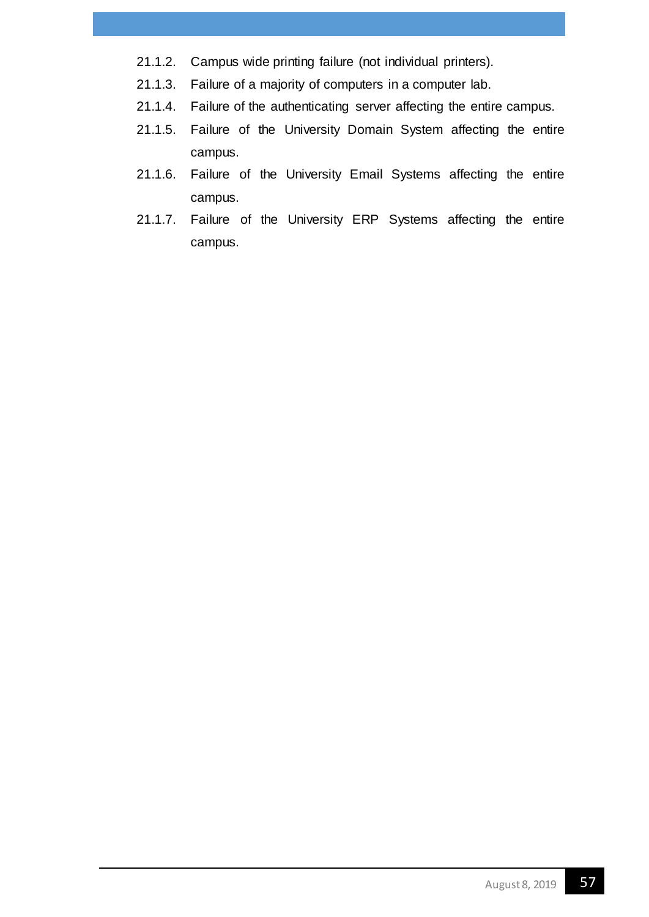21.1.2. Campus wide printing failure (not individual printers).

21.1.3. Failure of a majority of computers in a computer lab.

21.1.4. Failure of the authenticating server affecting the entire campus.

21.1.5. Failure of the University Domain System affecting the entire campus.

21.1.6. Failure of the University Email Systems affecting the entire campus.

21.1.7. Failure of the University ERP Systems affecting the entire campus.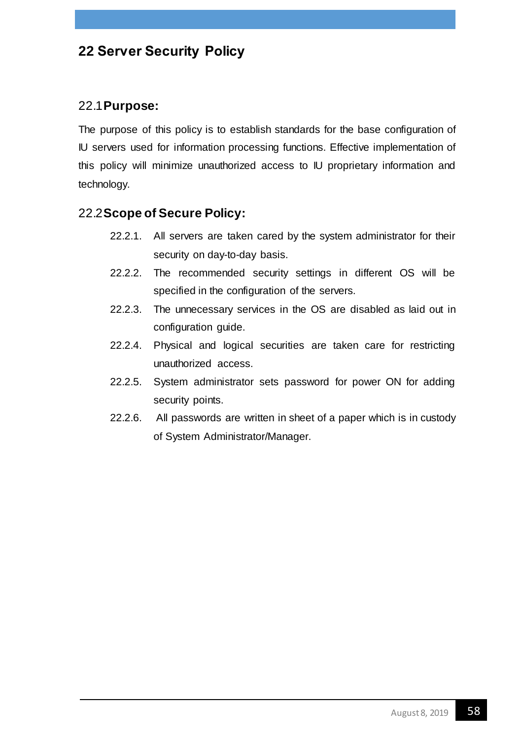# 22 Server Security Policy

## 22.1 Purpose:

The purpose of this policy is to establish standards for the base configuration of IU servers used for information processing functions. Effective implementation of this policy will minimize unauthorized access to IU proprietary information and technology.

## 22.2 Scope of Secure Policy:

22.2.1. All servers are taken cared by the system administrator for their security on day-to-day basis.

22.2.2. The recommended security settings in different OS will be specified in the configuration of the servers.

22.2.3. The unnecessary services in the OS are disabled as laid out in configuration guide.

22.2.4. Physical and logical securities are taken care for restricting unauthorized access.

22.2.5. System administrator sets password for power ON for adding security points.

22.2.6. All passwords are written in sheet of a paper which is in custody of System Administrator/Manager.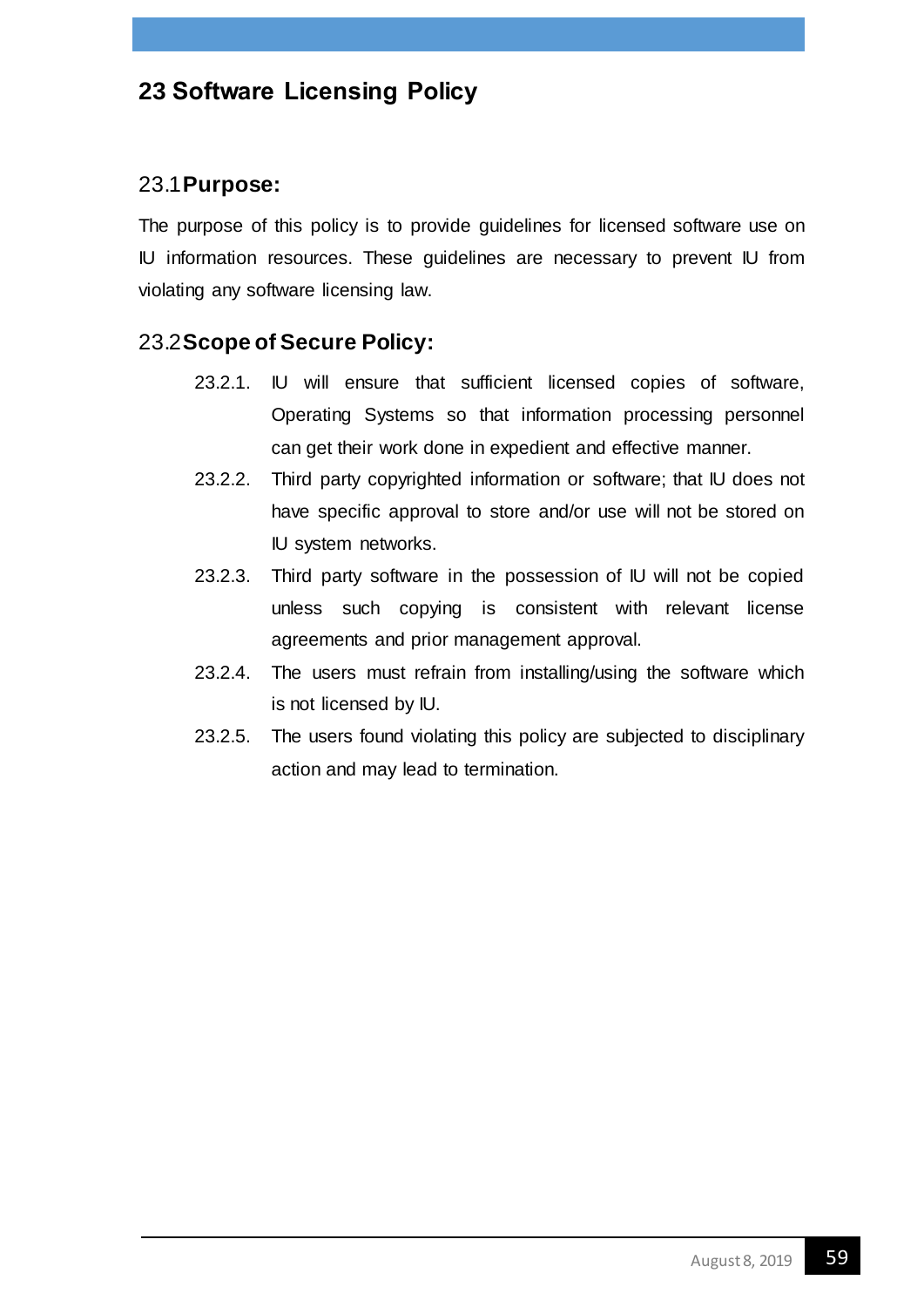# 23 Software Licensing Policy

## 23.1 Purpose:

The purpose of this policy is to provide guidelines for licensed software use on IU information resources. These guidelines are necessary to prevent IU from violating any software licensing law.

## 23.2 Scope of Secure Policy:

23.2.1. IU will ensure that sufficient licensed copies of software, Operating Systems so that information processing personnel can get their work done in expedient and effective manner.

23.2.2. Third party copyrighted information or software; that IU does not have specific approval to store and/or use will not be stored on IU system networks.

23.2.3. Third party software in the possession of IU will not be copied unless such copying is consistent with relevant license agreements and prior management approval.

23.2.4. The users must refrain from installing/using the software which is not licensed by IU.

23.2.5. The users found violating this policy are subjected to disciplinary action and may lead to termination.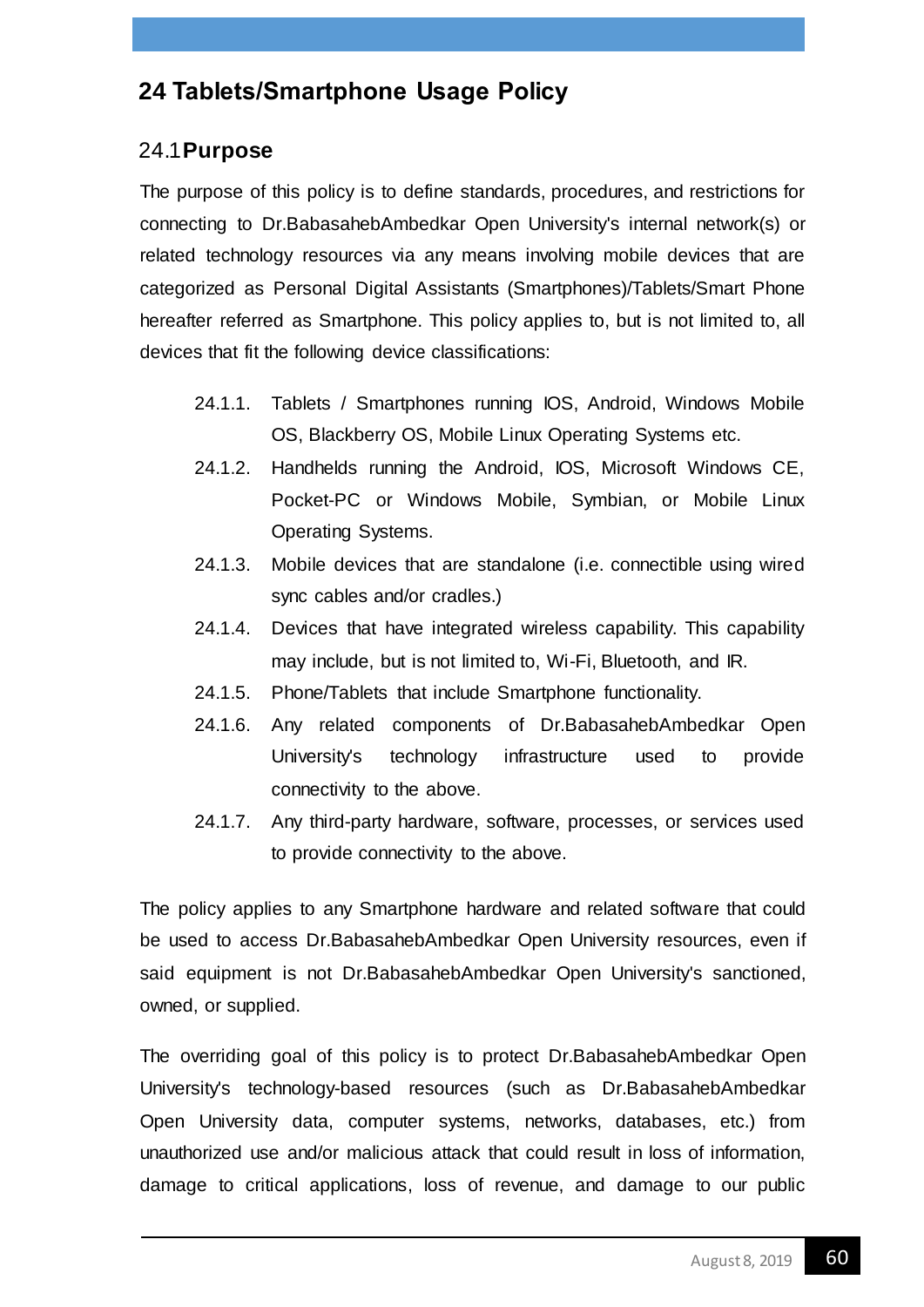# 24 Tablets/Smartphone Usage Policy

## 24.1 Purpose

The purpose of this policy is to define standards, procedures, and restrictions for connecting to Dr.BabasahebAmbedkar Open University's internal network(s) or related technology resources via any means involving mobile devices that are categorized as Personal Digital Assistants (Smartphones)/Tablets/Smart Phone hereafter referred as Smartphone. This policy applies to, but is not limited to, all devices that fit the following device classifications:

- 24.1.1. Tablets / Smartphones running IOS, Android, Windows Mobile OS, Blackberry OS, Mobile Linux Operating Systems etc.
- 24.1.2. Handhelds running the Android, IOS, Microsoft Windows CE, Pocket-PC or Windows Mobile, Symbian, or Mobile Linux Operating Systems.
- 24.1.3. Mobile devices that are standalone (i.e. connectible using wired sync cables and/or cradles.)
- 24.1.4. Devices that have integrated wireless capability. This capability may include, but is not limited to, Wi-Fi, Bluetooth, and IR.
- 24.1.5. Phone/Tablets that include Smartphone functionality.
- 24.1.6. Any related components of Dr.BabasahebAmbedkar Open University's technology infrastructure used to provide connectivity to the above.
- 24.1.7. Any third-party hardware, software, processes, or services used to provide connectivity to the above.

The policy applies to any Smartphone hardware and related software that could be used to access Dr.BabasahebAmbedkar Open University resources, even if said equipment is not Dr.BabasahebAmbedkar Open University's sanctioned, owned, or supplied.

The overriding goal of this policy is to protect Dr.BabasahebAmbedkar Open University's technology-based resources (such as Dr.BabasahebAmbedkar Open University data, computer systems, networks, databases, etc.) from unauthorized use and/or malicious attack that could result in loss of information, damage to critical applications, loss of revenue, and damage to our public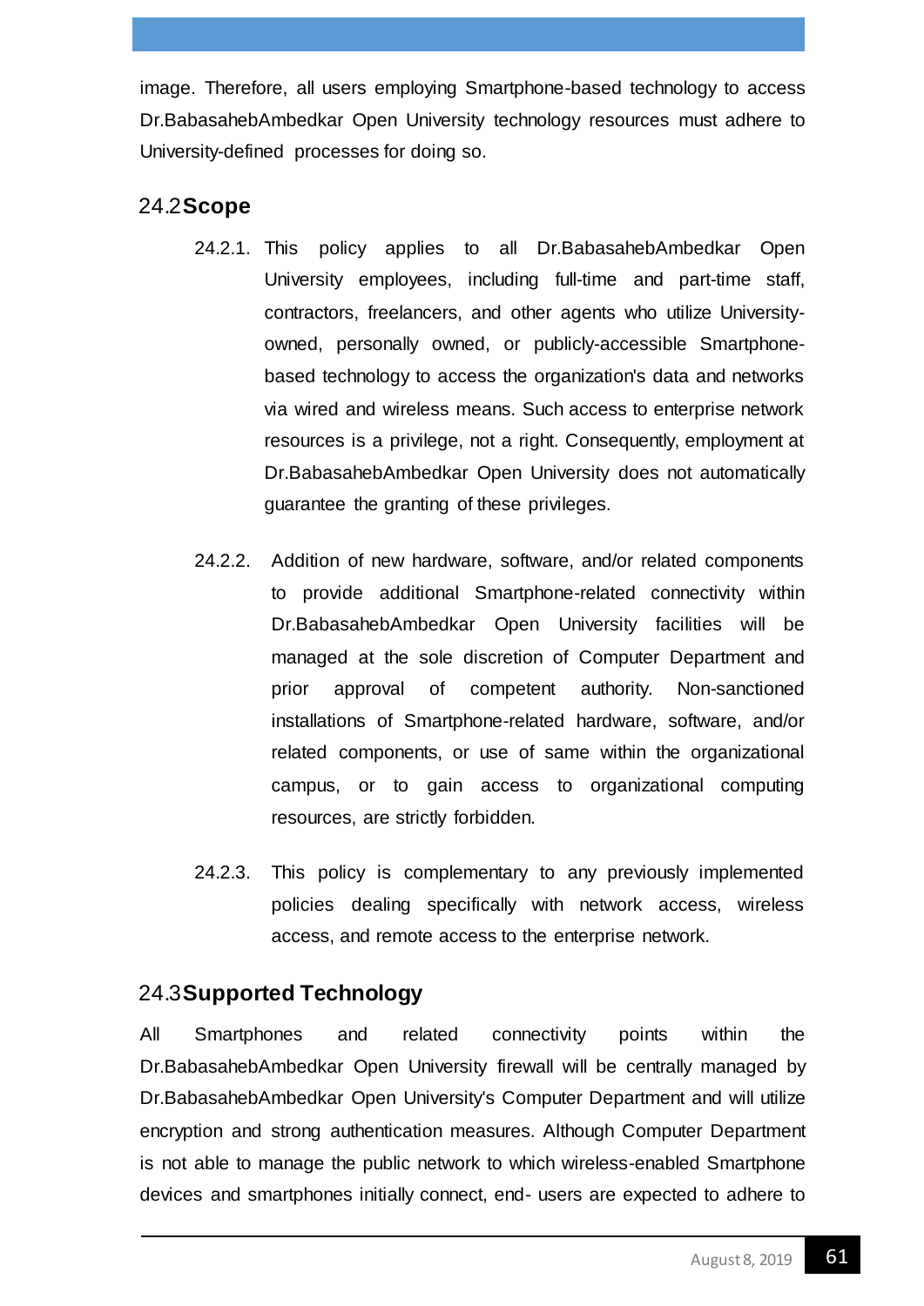image. Therefore, all users employing Smartphone-based technology to access Dr.BabasahebAmbedkar Open University technology resources must adhere to University-defined processes for doing so.

## 24.2 Scope

24.2.1. This policy applies to all Dr.BabasahebAmbedkar Open University employees, including full-time and part-time staff, contractors, freelancers, and other agents who utilize University-owned, personally owned, or publicly-accessible Smartphone-based technology to access the organization's data and networks via wired and wireless means. Such access to enterprise network resources is a privilege, not a right. Consequently, employment at Dr.BabasahebAmbedkar Open University does not automatically guarantee the granting of these privileges.

24.2.2. Addition of new hardware, software, and/or related components to provide additional Smartphone-related connectivity within Dr.BabasahebAmbedkar Open University facilities will be managed at the sole discretion of Computer Department and prior approval of competent authority. Non-sanctioned installations of Smartphone-related hardware, software, and/or related components, or use of same within the organizational campus, or to gain access to organizational computing resources, are strictly forbidden.

24.2.3. This policy is complementary to any previously implemented policies dealing specifically with network access, wireless access, and remote access to the enterprise network.

## 24.3 Supported Technology

All Smartphones and related connectivity points within the Dr.BabasahebAmbedkar Open University firewall will be centrally managed by Dr.BabasahebAmbedkar Open University's Computer Department and will utilize encryption and strong authentication measures. Although Computer Department is not able to manage the public network to which wireless-enabled Smartphone devices and smartphones initially connect, end- users are expected to adhere to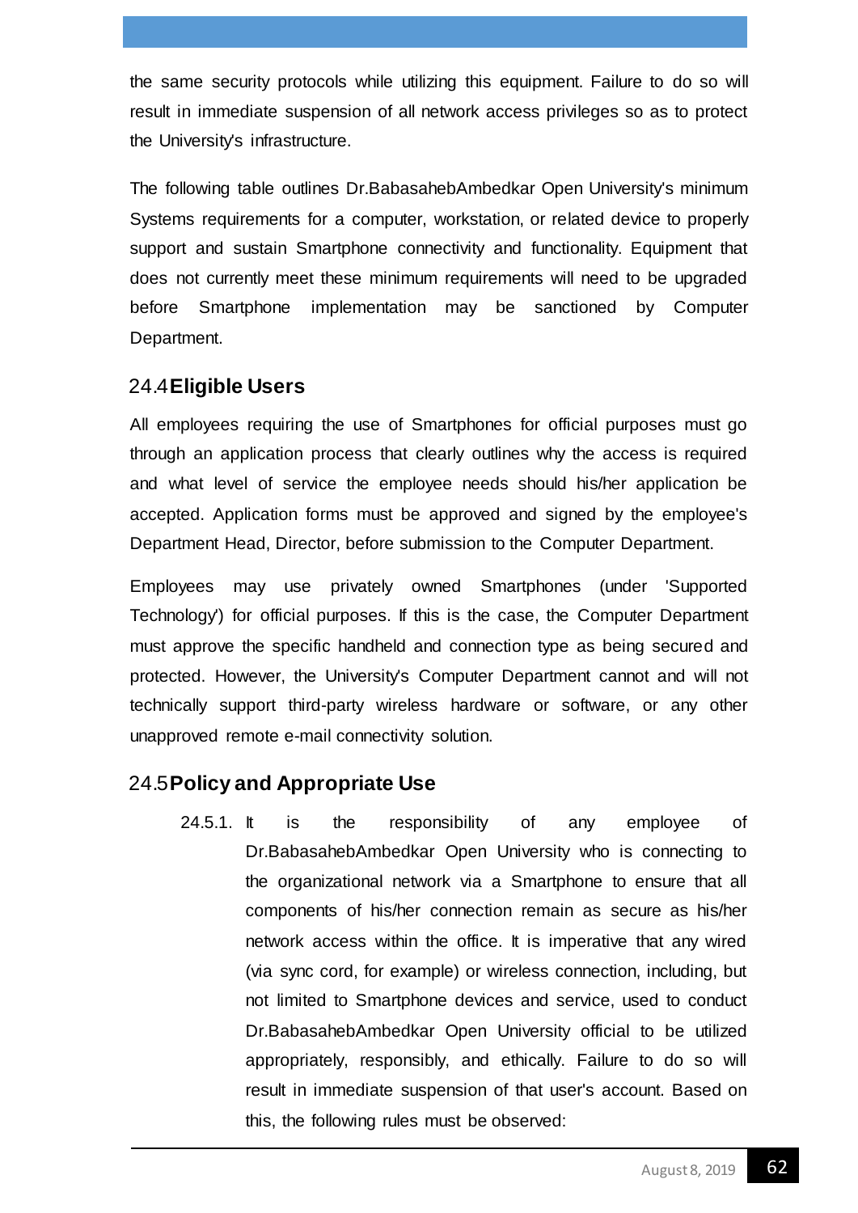the same security protocols while utilizing this equipment. Failure to do so will result in immediate suspension of all network access privileges so as to protect the University's infrastructure.

The following table outlines Dr.BabasahebAmbedkar Open University's minimum Systems requirements for a computer, workstation, or related device to properly support and sustain Smartphone connectivity and functionality. Equipment that does not currently meet these minimum requirements will need to be upgraded before Smartphone implementation may be sanctioned by Computer Department.

## 24.4 Eligible Users

All employees requiring the use of Smartphones for official purposes must go through an application process that clearly outlines why the access is required and what level of service the employee needs should his/her application be accepted. Application forms must be approved and signed by the employee's Department Head, Director, before submission to the Computer Department.

Employees may use privately owned Smartphones (under 'Supported Technology') for official purposes. If this is the case, the Computer Department must approve the specific handheld and connection type as being secured and protected. However, the University's Computer Department cannot and will not technically support third-party wireless hardware or software, or any other unapproved remote e-mail connectivity solution.

## 24.5 Policy and Appropriate Use

24.5.1. It is the responsibility of any employee of Dr.BabasahebAmbedkar Open University who is connecting to the organizational network via a Smartphone to ensure that all components of his/her connection remain as secure as his/her network access within the office. It is imperative that any wired (via sync cord, for example) or wireless connection, including, but not limited to Smartphone devices and service, used to conduct Dr.BabasahebAmbedkar Open University official to be utilized appropriately, responsibly, and ethically. Failure to do so will result in immediate suspension of that user's account. Based on this, the following rules must be observed: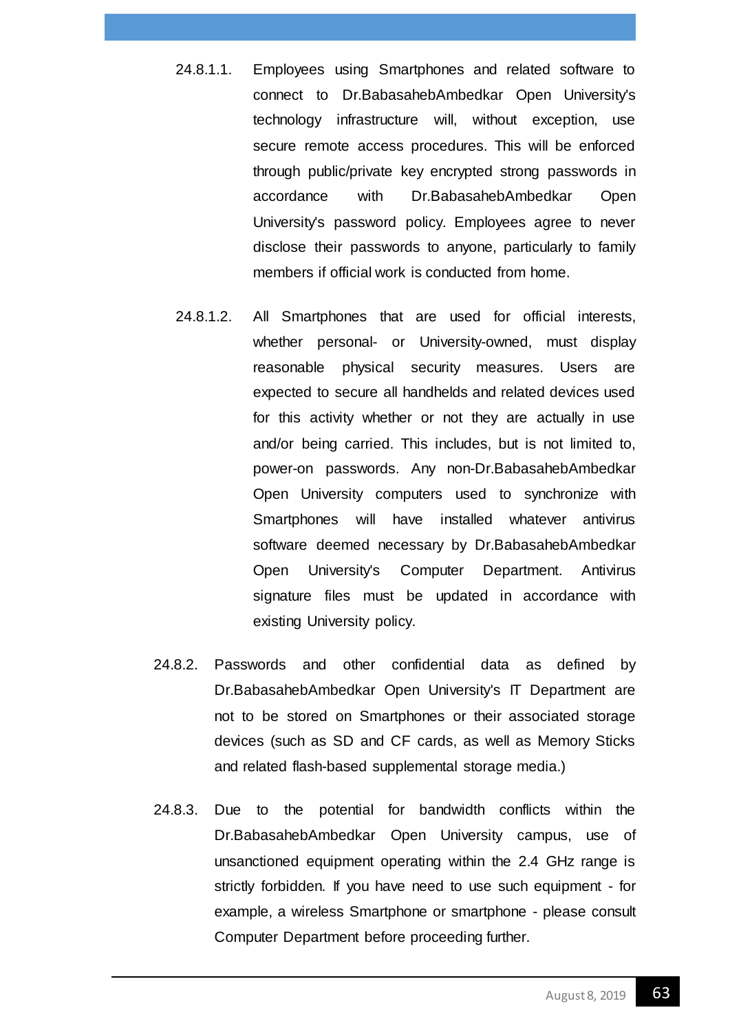24.8.1.1. Employees using Smartphones and related software to connect to Dr.BabasahebAmbedkar Open University's technology infrastructure will, without exception, use secure remote access procedures. This will be enforced through public/private key encrypted strong passwords in accordance with Dr.BabasahebAmbedkar Open University's password policy. Employees agree to never disclose their passwords to anyone, particularly to family members if official work is conducted from home.

24.8.1.2. All Smartphones that are used for official interests, whether personal- or University-owned, must display reasonable physical security measures. Users are expected to secure all handhelds and related devices used for this activity whether or not they are actually in use and/or being carried. This includes, but is not limited to, power-on passwords. Any non-Dr.BabasahebAmbedkar Open University computers used to synchronize with Smartphones will have installed whatever antivirus software deemed necessary by Dr.BabasahebAmbedkar Open University's Computer Department. Antivirus signature files must be updated in accordance with existing University policy.

24.8.2. Passwords and other confidential data as defined by Dr.BabasahebAmbedkar Open University's IT Department are not to be stored on Smartphones or their associated storage devices (such as SD and CF cards, as well as Memory Sticks and related flash-based supplemental storage media.)

24.8.3. Due to the potential for bandwidth conflicts within the Dr.BabasahebAmbedkar Open University campus, use of unsanctioned equipment operating within the 2.4 GHz range is strictly forbidden. If you have need to use such equipment - for example, a wireless Smartphone or smartphone - please consult Computer Department before proceeding further.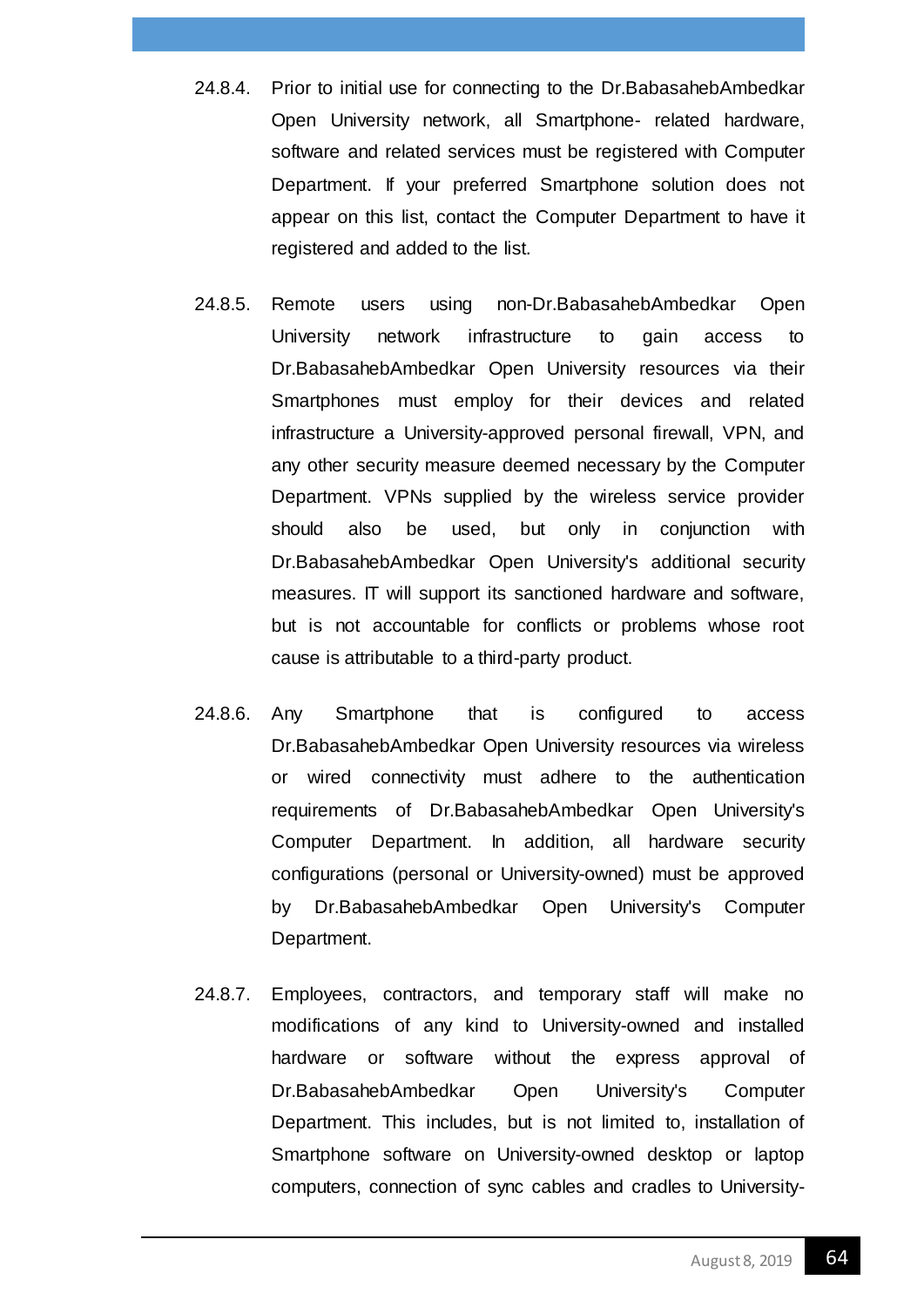24.8.4. Prior to initial use for connecting to the Dr.BabasahebAmbedkar Open University network, all Smartphone- related hardware, software and related services must be registered with Computer Department. If your preferred Smartphone solution does not appear on this list, contact the Computer Department to have it registered and added to the list.

24.8.5. Remote users using non-Dr.BabasahebAmbedkar Open University network infrastructure to gain access to Dr.BabasahebAmbedkar Open University resources via their Smartphones must employ for their devices and related infrastructure a University-approved personal firewall, VPN, and any other security measure deemed necessary by the Computer Department. VPNs supplied by the wireless service provider should also be used, but only in conjunction with Dr.BabasahebAmbedkar Open University's additional security measures. IT will support its sanctioned hardware and software, but is not accountable for conflicts or problems whose root cause is attributable to a third-party product.

24.8.6. Any Smartphone that is configured to access Dr.BabasahebAmbedkar Open University resources via wireless or wired connectivity must adhere to the authentication requirements of Dr.BabasahebAmbedkar Open University's Computer Department. In addition, all hardware security configurations (personal or University-owned) must be approved by Dr.BabasahebAmbedkar Open University's Computer Department.

24.8.7. Employees, contractors, and temporary staff will make no modifications of any kind to University-owned and installed hardware or software without the express approval of Dr.BabasahebAmbedkar Open University's Computer Department. This includes, but is not limited to, installation of Smartphone software on University-owned desktop or laptop computers, connection of sync cables and cradles to University-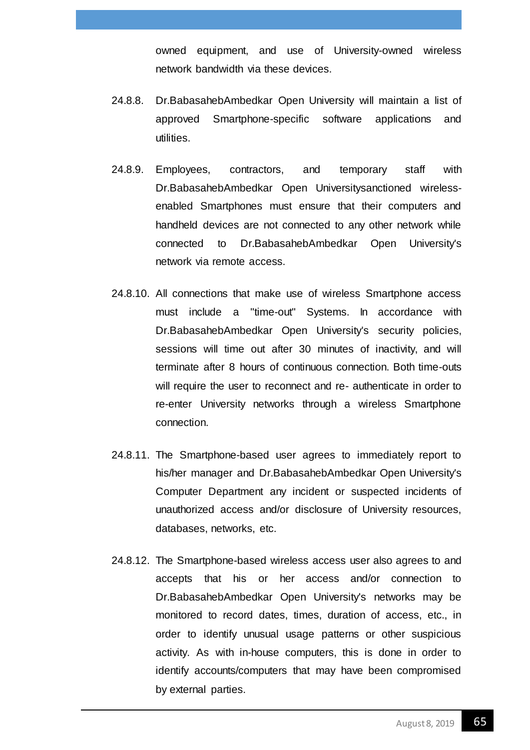owned equipment, and use of University-owned wireless network bandwidth via these devices.

24.8.8. Dr.BabasahebAmbedkar Open University will maintain a list of approved Smartphone-specific software applications and utilities.

24.8.9. Employees, contractors, and temporary staff with Dr.BabasahebAmbedkar Open Universitysanctioned wireless-enabled Smartphones must ensure that their computers and handheld devices are not connected to any other network while connected to Dr.BabasahebAmbedkar Open University's network via remote access.

24.8.10. All connections that make use of wireless Smartphone access must include a "time-out" Systems. In accordance with Dr.BabasahebAmbedkar Open University's security policies, sessions will time out after 30 minutes of inactivity, and will terminate after 8 hours of continuous connection. Both time-outs will require the user to reconnect and re- authenticate in order to re-enter University networks through a wireless Smartphone connection.

24.8.11. The Smartphone-based user agrees to immediately report to his/her manager and Dr.BabasahebAmbedkar Open University's Computer Department any incident or suspected incidents of unauthorized access and/or disclosure of University resources, databases, networks, etc.

24.8.12. The Smartphone-based wireless access user also agrees to and accepts that his or her access and/or connection to Dr.BabasahebAmbedkar Open University's networks may be monitored to record dates, times, duration of access, etc., in order to identify unusual usage patterns or other suspicious activity. As with in-house computers, this is done in order to identify accounts/computers that may have been compromised by external parties.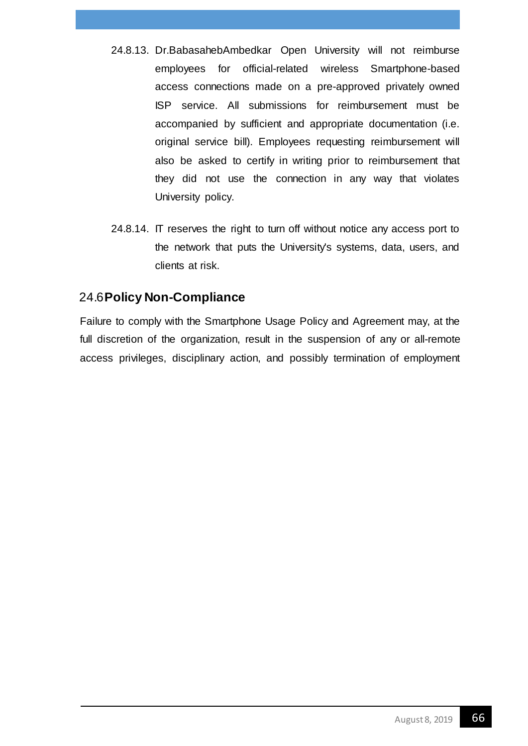24.8.13. Dr.BabasahebAmbedkar Open University will not reimburse employees for official-related wireless Smartphone-based access connections made on a pre-approved privately owned ISP service. All submissions for reimbursement must be accompanied by sufficient and appropriate documentation (i.e. original service bill). Employees requesting reimbursement will also be asked to certify in writing prior to reimbursement that they did not use the connection in any way that violates University policy.

24.8.14. IT reserves the right to turn off without notice any access port to the network that puts the University's systems, data, users, and clients at risk.

## 24.6 Policy Non-Compliance

Failure to comply with the Smartphone Usage Policy and Agreement may, at the full discretion of the organization, result in the suspension of any or all-remote access privileges, disciplinary action, and possibly termination of employment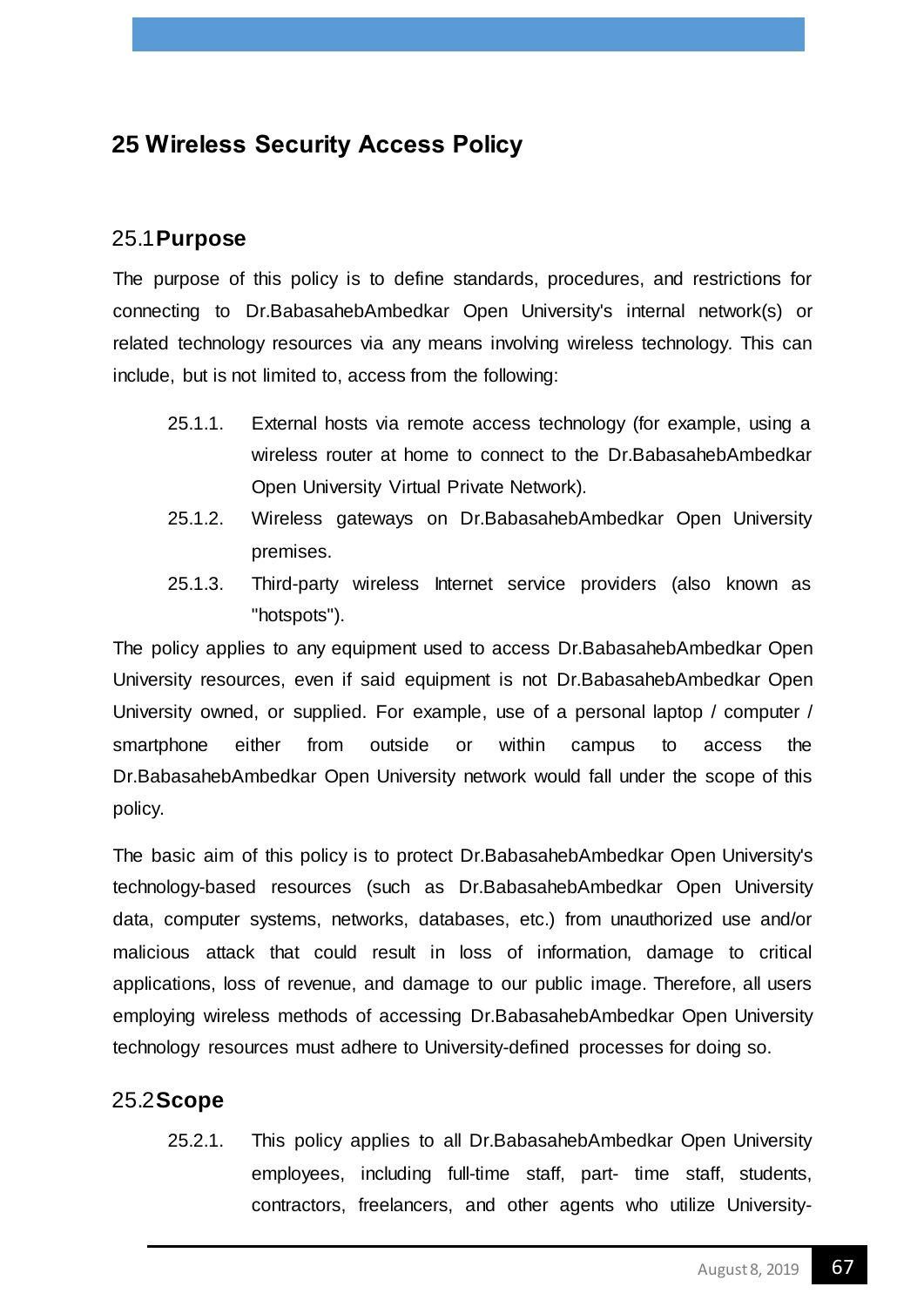# 25 Wireless Security Access Policy

## 25.1 Purpose

The purpose of this policy is to define standards, procedures, and restrictions for connecting to Dr.BabasahebAmbedkar Open University's internal network(s) or related technology resources via any means involving wireless technology. This can include, but is not limited to, access from the following:

25.1.1. External hosts via remote access technology (for example, using a wireless router at home to connect to the Dr.BabasahebAmbedkar Open University Virtual Private Network).

25.1.2. Wireless gateways on Dr.BabasahebAmbedkar Open University premises.

25.1.3. Third-party wireless Internet service providers (also known as "hotspots").

The policy applies to any equipment used to access Dr.BabasahebAmbedkar Open University resources, even if said equipment is not Dr.BabasahebAmbedkar Open University owned, or supplied. For example, use of a personal laptop / computer / smartphone either from outside or within campus to access the Dr.BabasahebAmbedkar Open University network would fall under the scope of this policy.

The basic aim of this policy is to protect Dr.BabasahebAmbedkar Open University's technology-based resources (such as Dr.BabasahebAmbedkar Open University data, computer systems, networks, databases, etc.) from unauthorized use and/or malicious attack that could result in loss of information, damage to critical applications, loss of revenue, and damage to our public image. Therefore, all users employing wireless methods of accessing Dr.BabasahebAmbedkar Open University technology resources must adhere to University-defined processes for doing so.

## 25.2 Scope

25.2.1. This policy applies to all Dr.BabasahebAmbedkar Open University employees, including full-time staff, part- time staff, students, contractors, freelancers, and other agents who utilize University-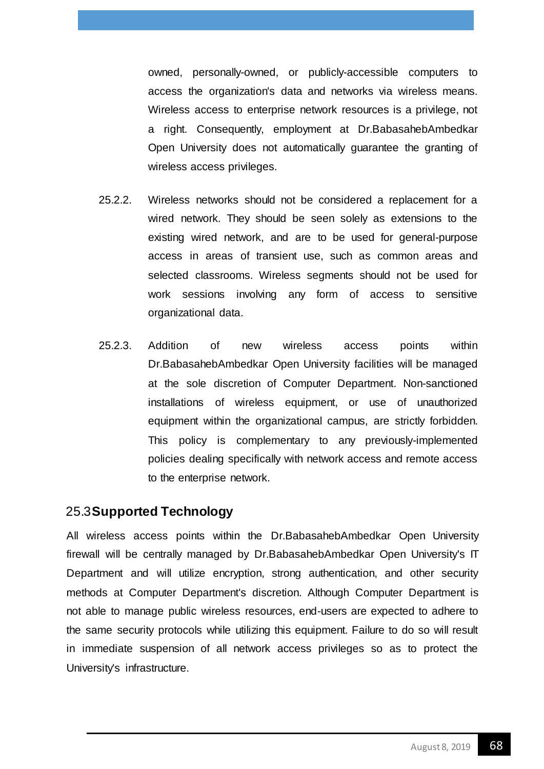owned, personally-owned, or publicly-accessible computers to access the organization's data and networks via wireless means. Wireless access to enterprise network resources is a privilege, not a right. Consequently, employment at Dr.BabasahebAmbedkar Open University does not automatically guarantee the granting of wireless access privileges.

25.2.2. Wireless networks should not be considered a replacement for a wired network. They should be seen solely as extensions to the existing wired network, and are to be used for general-purpose access in areas of transient use, such as common areas and selected classrooms. Wireless segments should not be used for work sessions involving any form of access to sensitive organizational data.

25.2.3. Addition of new wireless access points within Dr.BabasahebAmbedkar Open University facilities will be managed at the sole discretion of Computer Department. Non-sanctioned installations of wireless equipment, or use of unauthorized equipment within the organizational campus, are strictly forbidden. This policy is complementary to any previously-implemented policies dealing specifically with network access and remote access to the enterprise network.

## 25.3 **Supported Technology**

All wireless access points within the Dr.BabasahebAmbedkar Open University firewall will be centrally managed by Dr.BabasahebAmbedkar Open University's IT Department and will utilize encryption, strong authentication, and other security methods at Computer Department's discretion. Although Computer Department is not able to manage public wireless resources, end-users are expected to adhere to the same security protocols while utilizing this equipment. Failure to do so will result in immediate suspension of all network access privileges so as to protect the University's infrastructure.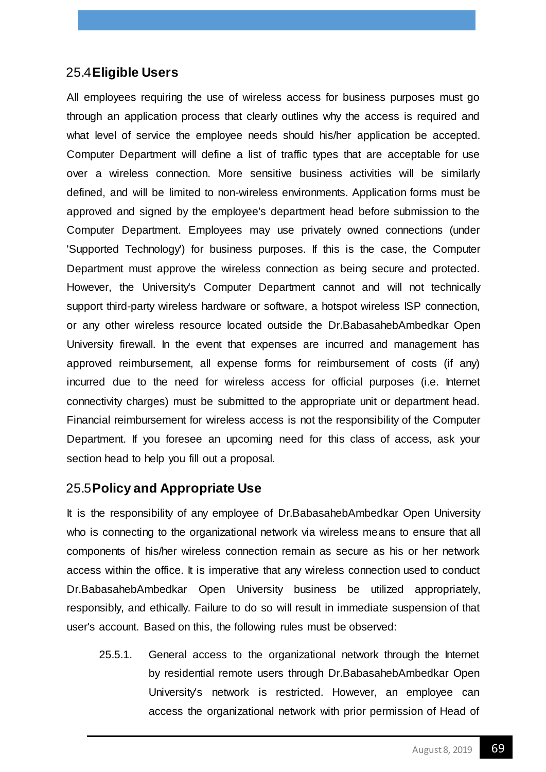## 25.4 Eligible Users

All employees requiring the use of wireless access for business purposes must go through an application process that clearly outlines why the access is required and what level of service the employee needs should his/her application be accepted. Computer Department will define a list of traffic types that are acceptable for use over a wireless connection. More sensitive business activities will be similarly defined, and will be limited to non-wireless environments. Application forms must be approved and signed by the employee's department head before submission to the Computer Department. Employees may use privately owned connections (under 'Supported Technology') for business purposes. If this is the case, the Computer Department must approve the wireless connection as being secure and protected. However, the University's Computer Department cannot and will not technically support third-party wireless hardware or software, a hotspot wireless ISP connection, or any other wireless resource located outside the Dr.BabasahebAmbedkar Open University firewall. In the event that expenses are incurred and management has approved reimbursement, all expense forms for reimbursement of costs (if any) incurred due to the need for wireless access for official purposes (i.e. Internet connectivity charges) must be submitted to the appropriate unit or department head. Financial reimbursement for wireless access is not the responsibility of the Computer Department. If you foresee an upcoming need for this class of access, ask your section head to help you fill out a proposal.

## 25.5 Policy and Appropriate Use

It is the responsibility of any employee of Dr.BabasahebAmbedkar Open University who is connecting to the organizational network via wireless means to ensure that all components of his/her wireless connection remain as secure as his or her network access within the office. It is imperative that any wireless connection used to conduct Dr.BabasahebAmbedkar Open University business be utilized appropriately, responsibly, and ethically. Failure to do so will result in immediate suspension of that user's account. Based on this, the following rules must be observed:

25.5.1. General access to the organizational network through the Internet by residential remote users through Dr.BabasahebAmbedkar Open University's network is restricted. However, an employee can access the organizational network with prior permission of Head of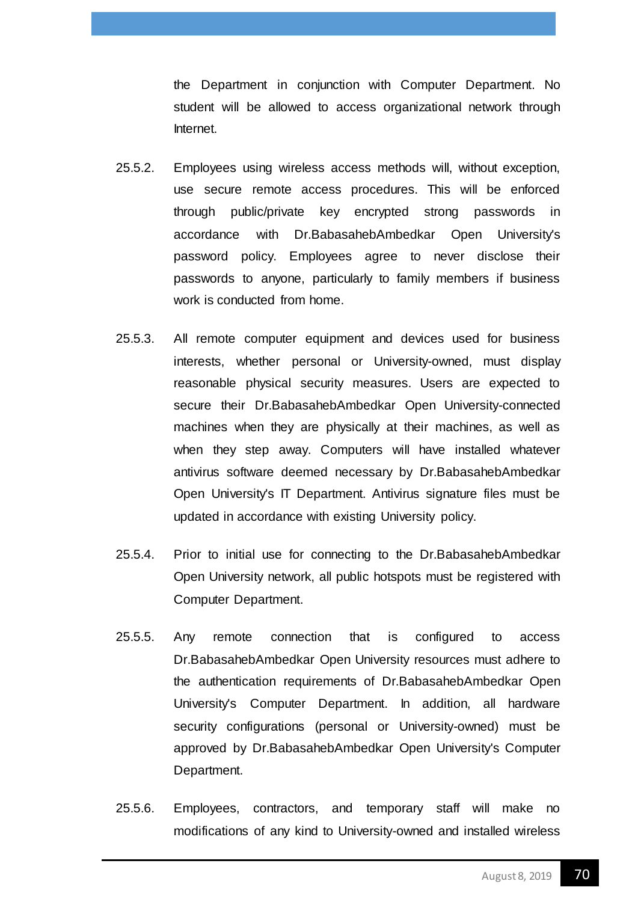the Department in conjunction with Computer Department. No student will be allowed to access organizational network through Internet.

25.5.2. Employees using wireless access methods will, without exception, use secure remote access procedures. This will be enforced through public/private key encrypted strong passwords in accordance with Dr.BabasahebAmbedkar Open University's password policy. Employees agree to never disclose their passwords to anyone, particularly to family members if business work is conducted from home.

25.5.3. All remote computer equipment and devices used for business interests, whether personal or University-owned, must display reasonable physical security measures. Users are expected to secure their Dr.BabasahebAmbedkar Open University-connected machines when they are physically at their machines, as well as when they step away. Computers will have installed whatever antivirus software deemed necessary by Dr.BabasahebAmbedkar Open University's IT Department. Antivirus signature files must be updated in accordance with existing University policy.

25.5.4. Prior to initial use for connecting to the Dr.BabasahebAmbedkar Open University network, all public hotspots must be registered with Computer Department.

25.5.5. Any remote connection that is configured to access Dr.BabasahebAmbedkar Open University resources must adhere to the authentication requirements of Dr.BabasahebAmbedkar Open University's Computer Department. In addition, all hardware security configurations (personal or University-owned) must be approved by Dr.BabasahebAmbedkar Open University's Computer Department.

25.5.6. Employees, contractors, and temporary staff will make no modifications of any kind to University-owned and installed wireless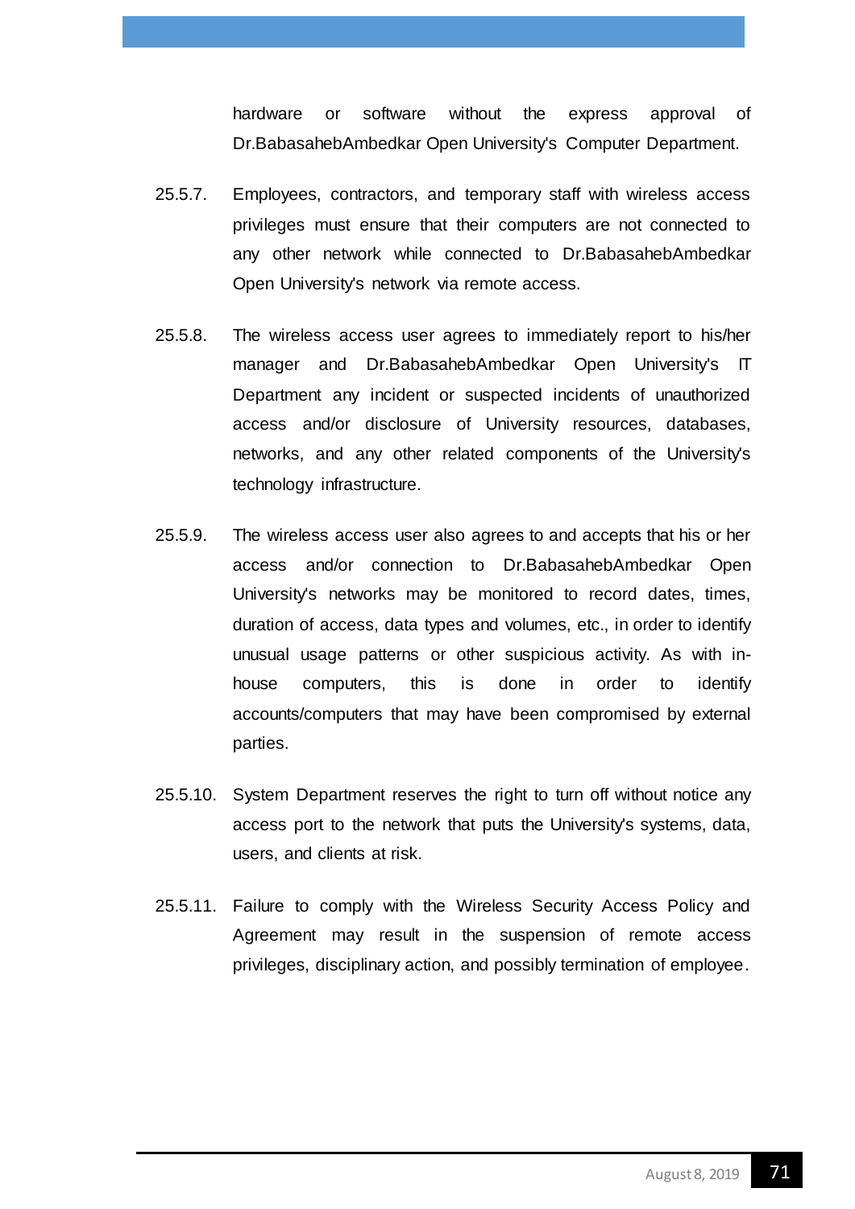hardware or software without the express approval of Dr.BabasahebAmbedkar Open University's Computer Department.

25.5.7. Employees, contractors, and temporary staff with wireless access privileges must ensure that their computers are not connected to any other network while connected to Dr.BabasahebAmbedkar Open University's network via remote access.

25.5.8. The wireless access user agrees to immediately report to his/her manager and Dr.BabasahebAmbedkar Open University's IT Department any incident or suspected incidents of unauthorized access and/or disclosure of University resources, databases, networks, and any other related components of the University's technology infrastructure.

25.5.9. The wireless access user also agrees to and accepts that his or her access and/or connection to Dr.BabasahebAmbedkar Open University's networks may be monitored to record dates, times, duration of access, data types and volumes, etc., in order to identify unusual usage patterns or other suspicious activity. As with in-house computers, this is done in order to identify accounts/computers that may have been compromised by external parties.

25.5.10. System Department reserves the right to turn off without notice any access port to the network that puts the University's systems, data, users, and clients at risk.

25.5.11. Failure to comply with the Wireless Security Access Policy and Agreement may result in the suspension of remote access privileges, disciplinary action, and possibly termination of employee.